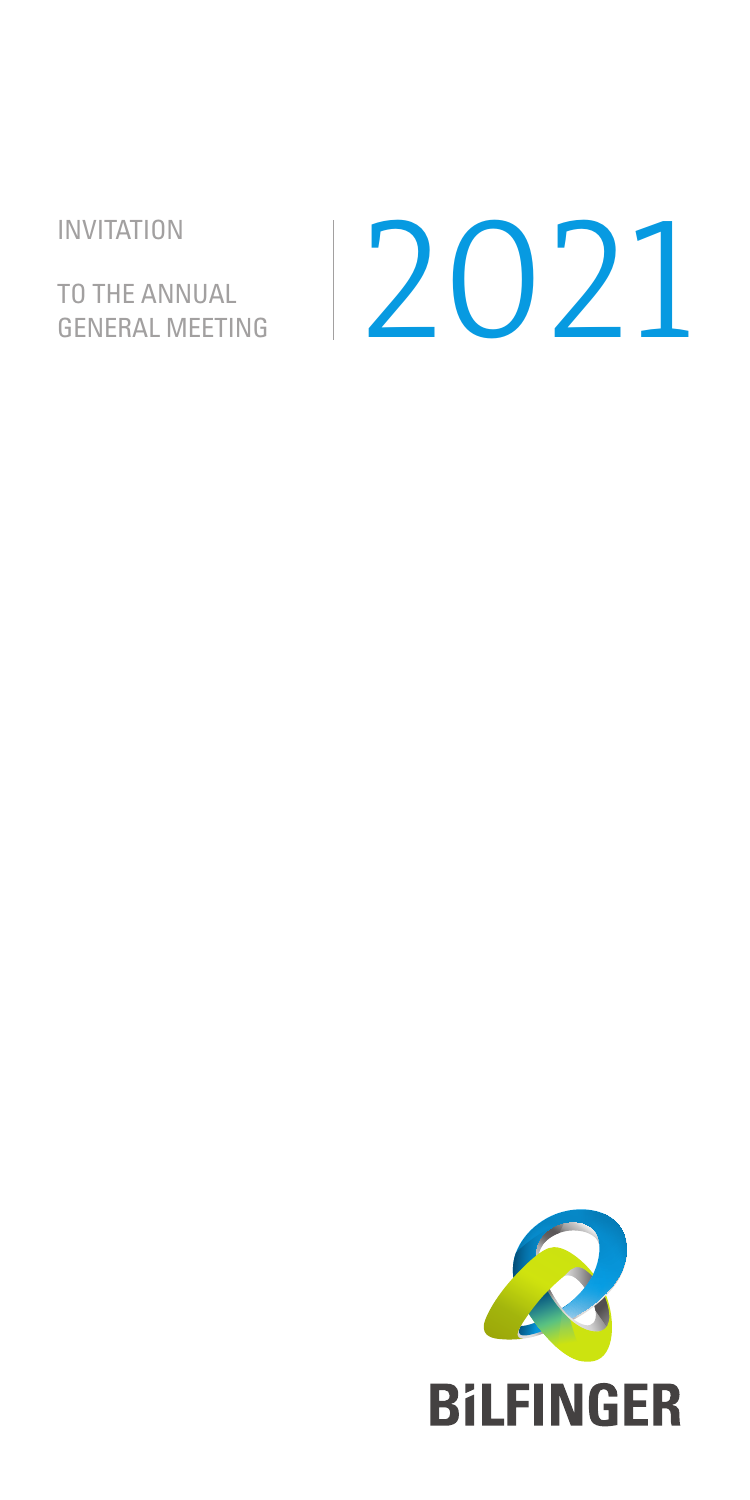INVITATION

TO THE ANNUAL GENERAL MEETING

# 2021

BILFINGER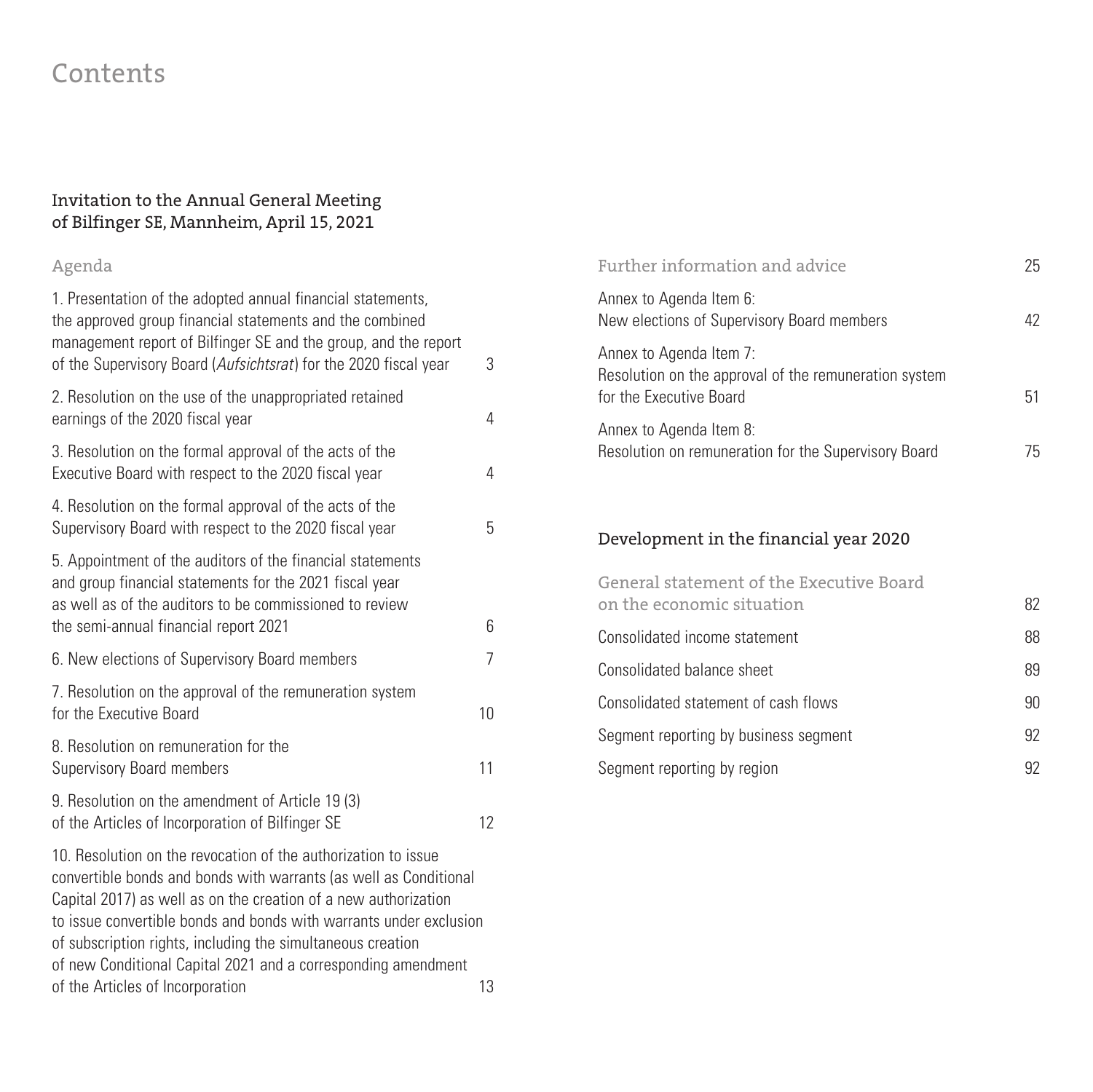# Contents

## Invitation to the Annual General Meeting of Bilfinger SE, Mannheim, April 15, 2021

### Agenda

| | |
|---|---|
| 1. Presentation of the adopted annual financial statements, the approved group financial statements and the combined management report of Bilfinger SE and the group, and the report of the Supervisory Board (*Aufsichtsrat*) for the 2020 fiscal year | 3 |
| 2. Resolution on the use of the unappropriated retained earnings of the 2020 fiscal year | 4 |
| 3. Resolution on the formal approval of the acts of the Executive Board with respect to the 2020 fiscal year | 4 |
| 4. Resolution on the formal approval of the acts of the Supervisory Board with respect to the 2020 fiscal year | 5 |
| 5. Appointment of the auditors of the financial statements and group financial statements for the 2021 fiscal year as well as of the auditors to be commissioned to review the semi-annual financial report 2021 | 6 |
| 6. New elections of Supervisory Board members | 7 |
| 7. Resolution on the approval of the remuneration system for the Executive Board | 10 |
| 8. Resolution on remuneration for the Supervisory Board members | 11 |
| 9. Resolution on the amendment of Article 19 (3) of the Articles of Incorporation of Bilfinger SE | 12 |
| 10. Resolution on the revocation of the authorization to issue convertible bonds and bonds with warrants (as well as Conditional Capital 2017) as well as on the creation of a new authorization to issue convertible bonds and bonds with warrants under exclusion of subscription rights, including the simultaneous creation of new Conditional Capital 2021 and a corresponding amendment of the Articles of Incorporation | 13 |

| | |
|---|---|
| **Further information and advice** | 25 |
| Annex to Agenda Item 6: New elections of Supervisory Board members | 42 |
| Annex to Agenda Item 7: Resolution on the approval of the remuneration system for the Executive Board | 51 |
| Annex to Agenda Item 8: Resolution on remuneration for the Supervisory Board | 75 |

## Development in the financial year 2020

| | |
|---|---|
| **General statement of the Executive Board on the economic situation** | 82 |
| Consolidated income statement | 88 |
| Consolidated balance sheet | 89 |
| Consolidated statement of cash flows | 90 |
| Segment reporting by business segment | 92 |
| Segment reporting by region | 92 |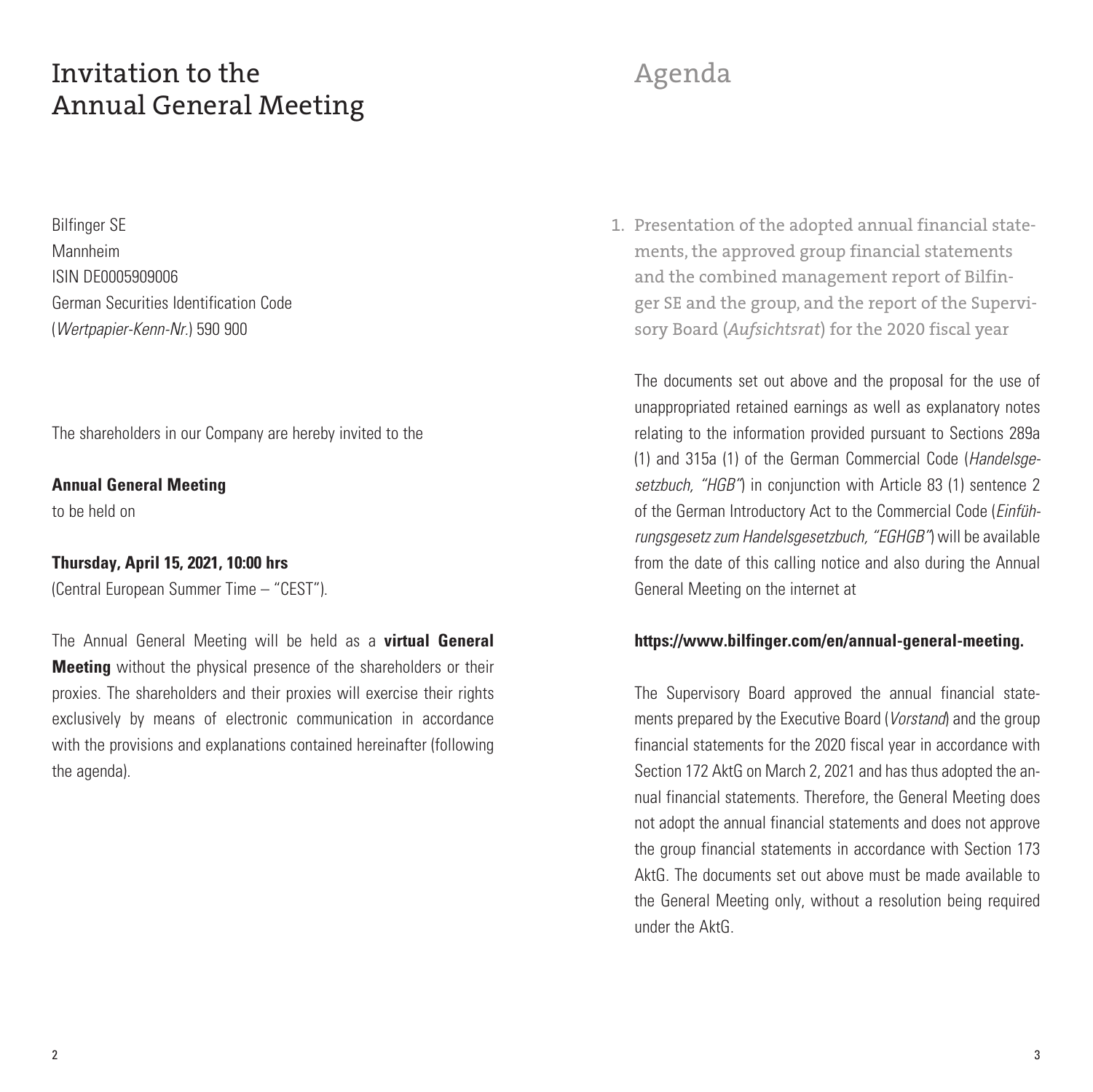# Invitation to the Annual General Meeting

Bilfinger SE
Mannheim
ISIN DE0005909006
German Securities Identification Code
(*Wertpapier-Kenn-Nr.*) 590 900

The shareholders in our Company are hereby invited to the

**Annual General Meeting**
to be held on

**Thursday, April 15, 2021, 10:00 hrs**
(Central European Summer Time – "CEST").

The Annual General Meeting will be held as a **virtual General Meeting** without the physical presence of the shareholders or their proxies. The shareholders and their proxies will exercise their rights exclusively by means of electronic communication in accordance with the provisions and explanations contained hereinafter (following the agenda).

# Agenda

## 1. Presentation of the adopted annual financial statements, the approved group financial statements and the combined management report of Bilfinger SE and the group, and the report of the Supervisory Board (*Aufsichtsrat*) for the 2020 fiscal year

The documents set out above and the proposal for the use of unappropriated retained earnings as well as explanatory notes relating to the information provided pursuant to Sections 289a (1) and 315a (1) of the German Commercial Code (*Handelsgesetzbuch, "HGB"*) in conjunction with Article 83 (1) sentence 2 of the German Introductory Act to the Commercial Code (*Einführungsgesetz zum Handelsgesetzbuch, "EGHGB"*) will be available from the date of this calling notice and also during the Annual General Meeting on the internet at

**https://www.bilfinger.com/en/annual-general-meeting.**

The Supervisory Board approved the annual financial statements prepared by the Executive Board (*Vorstand*) and the group financial statements for the 2020 fiscal year in accordance with Section 172 AktG on March 2, 2021 and has thus adopted the annual financial statements. Therefore, the General Meeting does not adopt the annual financial statements and does not approve the group financial statements in accordance with Section 173 AktG. The documents set out above must be made available to the General Meeting only, without a resolution being required under the AktG.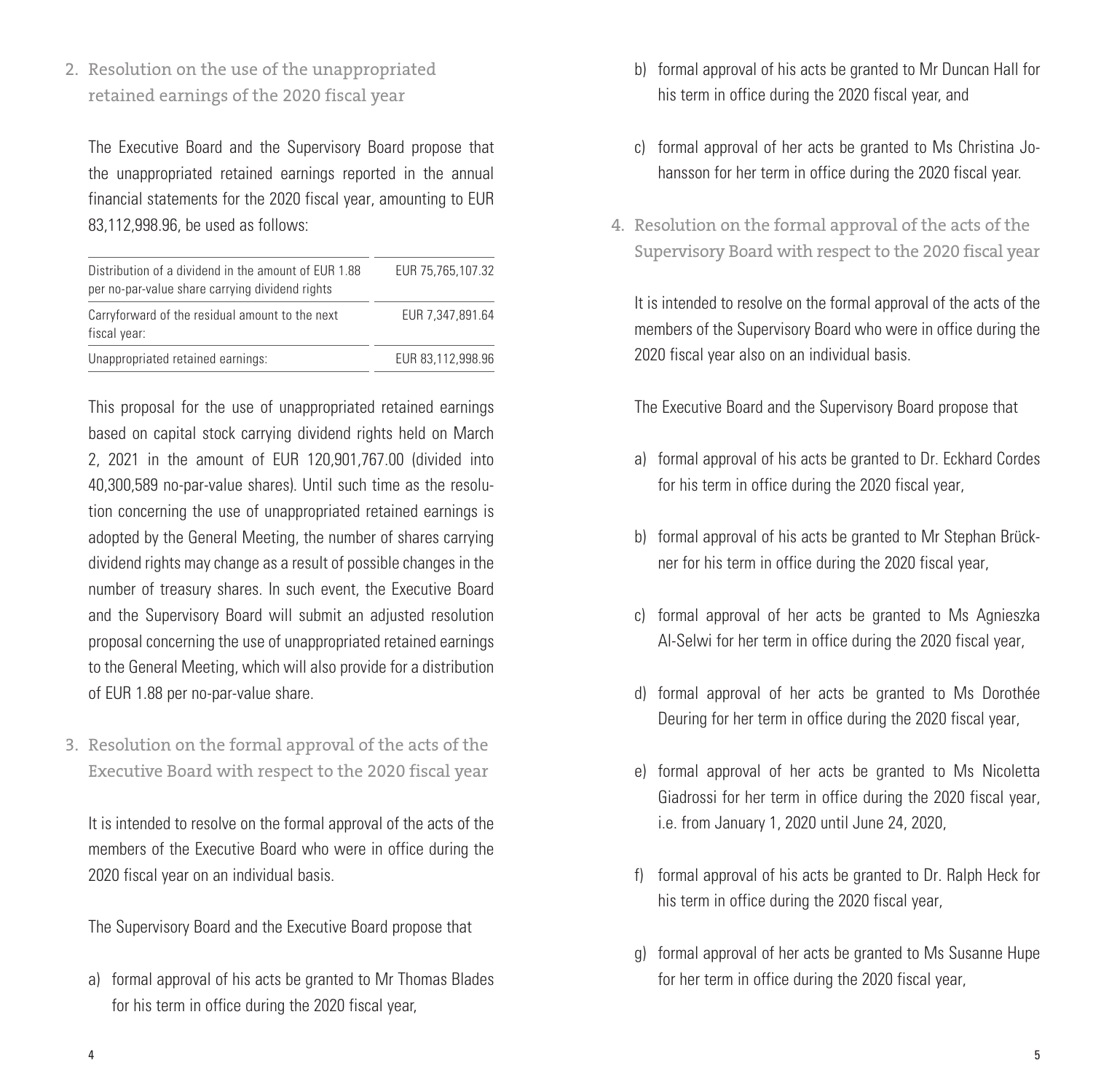## 2. Resolution on the use of the unappropriated retained earnings of the 2020 fiscal year

The Executive Board and the Supervisory Board propose that the unappropriated retained earnings reported in the annual financial statements for the 2020 fiscal year, amounting to EUR 83,112,998.96, be used as follows:

| | |
|---|---|
| Distribution of a dividend in the amount of EUR 1.88 per no-par-value share carrying dividend rights | EUR 75,765,107.32 |
| Carryforward of the residual amount to the next fiscal year: | EUR 7,347,891.64 |
| Unappropriated retained earnings: | EUR 83,112,998.96 |

This proposal for the use of unappropriated retained earnings based on capital stock carrying dividend rights held on March 2, 2021 in the amount of EUR 120,901,767.00 (divided into 40,300,589 no-par-value shares). Until such time as the resolution concerning the use of unappropriated retained earnings is adopted by the General Meeting, the number of shares carrying dividend rights may change as a result of possible changes in the number of treasury shares. In such event, the Executive Board and the Supervisory Board will submit an adjusted resolution proposal concerning the use of unappropriated retained earnings to the General Meeting, which will also provide for a distribution of EUR 1.88 per no-par-value share.

## 3. Resolution on the formal approval of the acts of the Executive Board with respect to the 2020 fiscal year

It is intended to resolve on the formal approval of the acts of the members of the Executive Board who were in office during the 2020 fiscal year on an individual basis.

The Supervisory Board and the Executive Board propose that

a) formal approval of his acts be granted to Mr Thomas Blades for his term in office during the 2020 fiscal year,

b) formal approval of his acts be granted to Mr Duncan Hall for his term in office during the 2020 fiscal year, and

c) formal approval of her acts be granted to Ms Christina Johansson for her term in office during the 2020 fiscal year.

## 4. Resolution on the formal approval of the acts of the Supervisory Board with respect to the 2020 fiscal year

It is intended to resolve on the formal approval of the acts of the members of the Supervisory Board who were in office during the 2020 fiscal year also on an individual basis.

The Executive Board and the Supervisory Board propose that

a) formal approval of his acts be granted to Dr. Eckhard Cordes for his term in office during the 2020 fiscal year,

b) formal approval of his acts be granted to Mr Stephan Brückner for his term in office during the 2020 fiscal year,

c) formal approval of her acts be granted to Ms Agnieszka Al-Selwi for her term in office during the 2020 fiscal year,

d) formal approval of her acts be granted to Ms Dorothée Deuring for her term in office during the 2020 fiscal year,

e) formal approval of her acts be granted to Ms Nicoletta Giadrossi for her term in office during the 2020 fiscal year, i.e. from January 1, 2020 until June 24, 2020,

f) formal approval of his acts be granted to Dr. Ralph Heck for his term in office during the 2020 fiscal year,

g) formal approval of her acts be granted to Ms Susanne Hupe for her term in office during the 2020 fiscal year,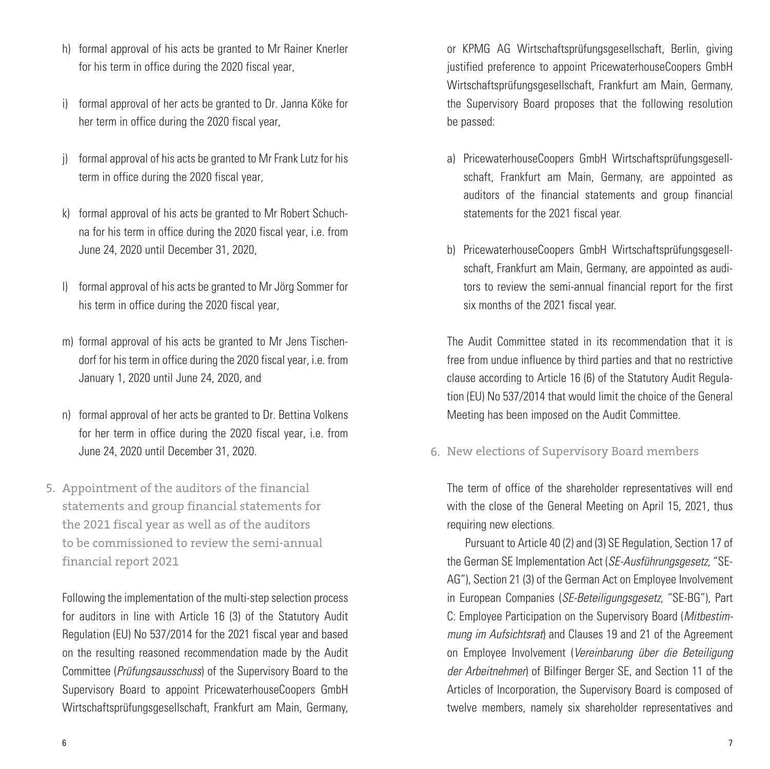h) formal approval of his acts be granted to Mr Rainer Knerler for his term in office during the 2020 fiscal year,

i) formal approval of her acts be granted to Dr. Janna Köke for her term in office during the 2020 fiscal year,

j) formal approval of his acts be granted to Mr Frank Lutz for his term in office during the 2020 fiscal year,

k) formal approval of his acts be granted to Mr Robert Schuchna for his term in office during the 2020 fiscal year, i.e. from June 24, 2020 until December 31, 2020,

l) formal approval of his acts be granted to Mr Jörg Sommer for his term in office during the 2020 fiscal year,

m) formal approval of his acts be granted to Mr Jens Tischendorf for his term in office during the 2020 fiscal year, i.e. from January 1, 2020 until June 24, 2020, and

n) formal approval of her acts be granted to Dr. Bettina Volkens for her term in office during the 2020 fiscal year, i.e. from June 24, 2020 until December 31, 2020.

## 5. Appointment of the auditors of the financial statements and group financial statements for the 2021 fiscal year as well as of the auditors to be commissioned to review the semi-annual financial report 2021

Following the implementation of the multi-step selection process for auditors in line with Article 16 (3) of the Statutory Audit Regulation (EU) No 537/2014 for the 2021 fiscal year and based on the resulting reasoned recommendation made by the Audit Committee (*Prüfungsausschuss*) of the Supervisory Board to the Supervisory Board to appoint PricewaterhouseCoopers GmbH Wirtschaftsprüfungsgesellschaft, Frankfurt am Main, Germany, or KPMG AG Wirtschaftsprüfungsgesellschaft, Berlin, giving justified preference to appoint PricewaterhouseCoopers GmbH Wirtschaftsprüfungsgesellschaft, Frankfurt am Main, Germany, the Supervisory Board proposes that the following resolution be passed:

a) PricewaterhouseCoopers GmbH Wirtschaftsprüfungsgesellschaft, Frankfurt am Main, Germany, are appointed as auditors of the financial statements and group financial statements for the 2021 fiscal year.

b) PricewaterhouseCoopers GmbH Wirtschaftsprüfungsgesellschaft, Frankfurt am Main, Germany, are appointed as auditors to review the semi-annual financial report for the first six months of the 2021 fiscal year.

The Audit Committee stated in its recommendation that it is free from undue influence by third parties and that no restrictive clause according to Article 16 (6) of the Statutory Audit Regulation (EU) No 537/2014 that would limit the choice of the General Meeting has been imposed on the Audit Committee.

## 6. New elections of Supervisory Board members

The term of office of the shareholder representatives will end with the close of the General Meeting on April 15, 2021, thus requiring new elections.

Pursuant to Article 40 (2) and (3) SE Regulation, Section 17 of the German SE Implementation Act (*SE-Ausführungsgesetz*, "SE-AG"), Section 21 (3) of the German Act on Employee Involvement in European Companies (*SE-Beteiligungsgesetz*, "SE-BG"), Part C: Employee Participation on the Supervisory Board (*Mitbestimmung im Aufsichtsrat*) and Clauses 19 and 21 of the Agreement on Employee Involvement (*Vereinbarung über die Beteiligung der Arbeitnehmer*) of Bilfinger Berger SE, and Section 11 of the Articles of Incorporation, the Supervisory Board is composed of twelve members, namely six shareholder representatives and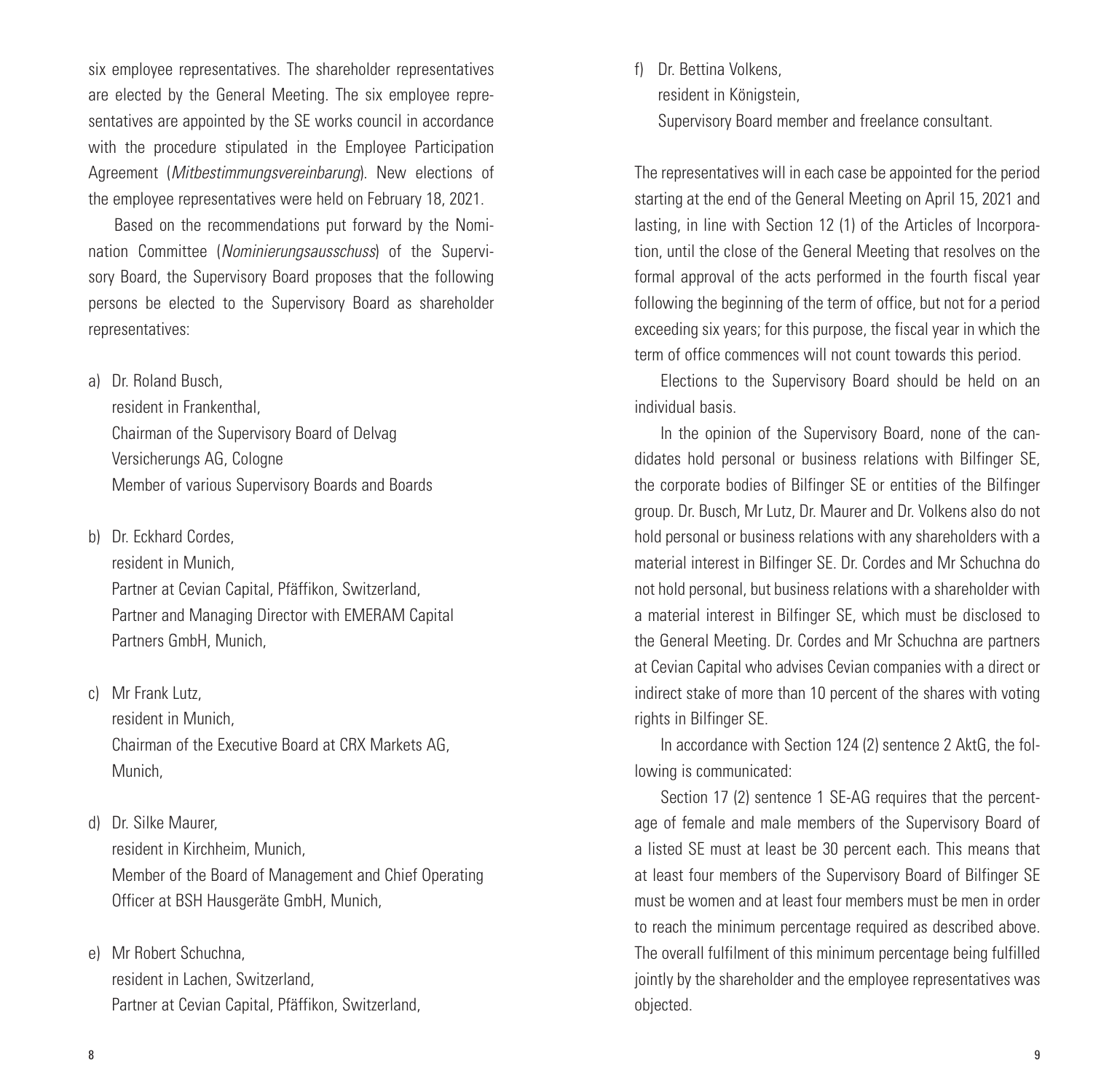six employee representatives. The shareholder representatives are elected by the General Meeting. The six employee representatives are appointed by the SE works council in accordance with the procedure stipulated in the Employee Participation Agreement (*Mitbestimmungsvereinbarung*). New elections of the employee representatives were held on February 18, 2021.

Based on the recommendations put forward by the Nomination Committee (*Nominierungsausschuss*) of the Supervisory Board, the Supervisory Board proposes that the following persons be elected to the Supervisory Board as shareholder representatives:

a) Dr. Roland Busch,
   resident in Frankenthal,
   Chairman of the Supervisory Board of Delvag Versicherungs AG, Cologne
   Member of various Supervisory Boards and Boards

b) Dr. Eckhard Cordes,
   resident in Munich,
   Partner at Cevian Capital, Pfäffikon, Switzerland,
   Partner and Managing Director with EMERAM Capital Partners GmbH, Munich,

c) Mr Frank Lutz,
   resident in Munich,
   Chairman of the Executive Board at CRX Markets AG, Munich,

d) Dr. Silke Maurer,
   resident in Kirchheim, Munich,
   Member of the Board of Management and Chief Operating Officer at BSH Hausgeräte GmbH, Munich,

e) Mr Robert Schuchna,
   resident in Lachen, Switzerland,
   Partner at Cevian Capital, Pfäffikon, Switzerland,

f) Dr. Bettina Volkens,
   resident in Königstein,
   Supervisory Board member and freelance consultant.

The representatives will in each case be appointed for the period starting at the end of the General Meeting on April 15, 2021 and lasting, in line with Section 12 (1) of the Articles of Incorporation, until the close of the General Meeting that resolves on the formal approval of the acts performed in the fourth fiscal year following the beginning of the term of office, but not for a period exceeding six years; for this purpose, the fiscal year in which the term of office commences will not count towards this period.

Elections to the Supervisory Board should be held on an individual basis.

In the opinion of the Supervisory Board, none of the candidates hold personal or business relations with Bilfinger SE, the corporate bodies of Bilfinger SE or entities of the Bilfinger group. Dr. Busch, Mr Lutz, Dr. Maurer and Dr. Volkens also do not hold personal or business relations with any shareholders with a material interest in Bilfinger SE. Dr. Cordes and Mr Schuchna do not hold personal, but business relations with a shareholder with a material interest in Bilfinger SE, which must be disclosed to the General Meeting. Dr. Cordes and Mr Schuchna are partners at Cevian Capital who advises Cevian companies with a direct or indirect stake of more than 10 percent of the shares with voting rights in Bilfinger SE.

In accordance with Section 124 (2) sentence 2 AktG, the following is communicated:

Section 17 (2) sentence 1 SE-AG requires that the percentage of female and male members of the Supervisory Board of a listed SE must at least be 30 percent each. This means that at least four members of the Supervisory Board of Bilfinger SE must be women and at least four members must be men in order to reach the minimum percentage required as described above. The overall fulfilment of this minimum percentage being fulfilled jointly by the shareholder and the employee representatives was objected.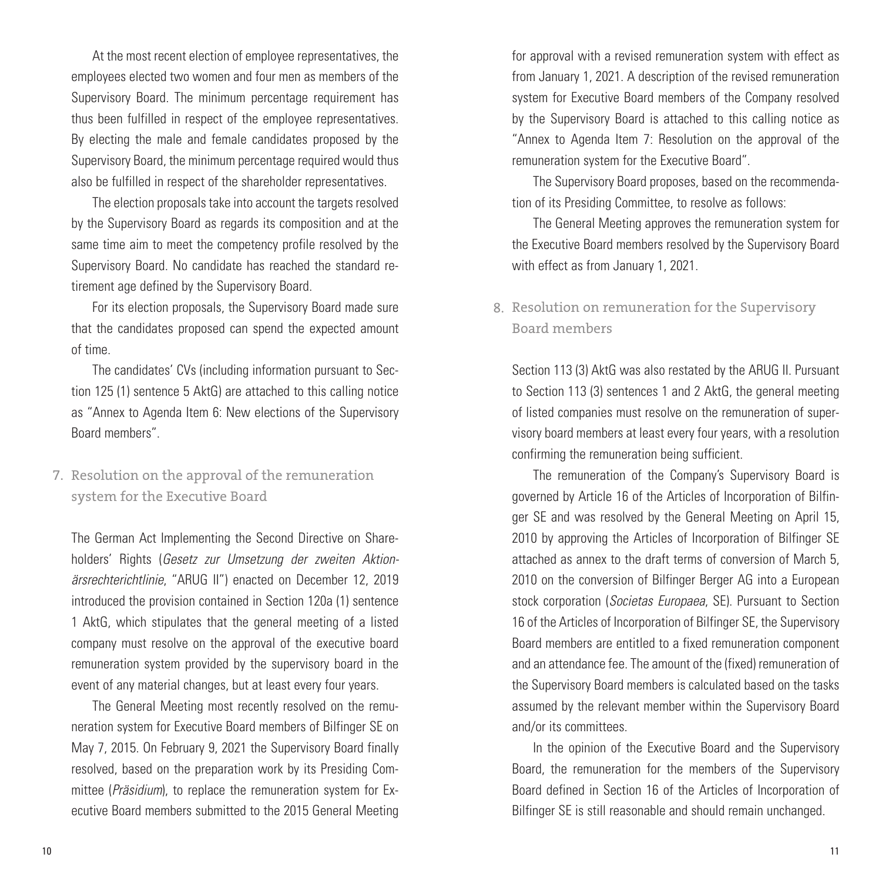At the most recent election of employee representatives, the employees elected two women and four men as members of the Supervisory Board. The minimum percentage requirement has thus been fulfilled in respect of the employee representatives. By electing the male and female candidates proposed by the Supervisory Board, the minimum percentage required would thus also be fulfilled in respect of the shareholder representatives.

The election proposals take into account the targets resolved by the Supervisory Board as regards its composition and at the same time aim to meet the competency profile resolved by the Supervisory Board. No candidate has reached the standard retirement age defined by the Supervisory Board.

For its election proposals, the Supervisory Board made sure that the candidates proposed can spend the expected amount of time.

The candidates' CVs (including information pursuant to Section 125 (1) sentence 5 AktG) are attached to this calling notice as "Annex to Agenda Item 6: New elections of the Supervisory Board members".

## 7. Resolution on the approval of the remuneration system for the Executive Board

The German Act Implementing the Second Directive on Shareholders' Rights (*Gesetz zur Umsetzung der zweiten Aktionärsrechterichtlinie*, "ARUG II") enacted on December 12, 2019 introduced the provision contained in Section 120a (1) sentence 1 AktG, which stipulates that the general meeting of a listed company must resolve on the approval of the executive board remuneration system provided by the supervisory board in the event of any material changes, but at least every four years.

The General Meeting most recently resolved on the remuneration system for Executive Board members of Bilfinger SE on May 7, 2015. On February 9, 2021 the Supervisory Board finally resolved, based on the preparation work by its Presiding Committee (*Präsidium*), to replace the remuneration system for Executive Board members submitted to the 2015 General Meeting for approval with a revised remuneration system with effect as from January 1, 2021. A description of the revised remuneration system for Executive Board members of the Company resolved by the Supervisory Board is attached to this calling notice as "Annex to Agenda Item 7: Resolution on the approval of the remuneration system for the Executive Board".

The Supervisory Board proposes, based on the recommendation of its Presiding Committee, to resolve as follows:

The General Meeting approves the remuneration system for the Executive Board members resolved by the Supervisory Board with effect as from January 1, 2021.

## 8. Resolution on remuneration for the Supervisory Board members

Section 113 (3) AktG was also restated by the ARUG II. Pursuant to Section 113 (3) sentences 1 and 2 AktG, the general meeting of listed companies must resolve on the remuneration of supervisory board members at least every four years, with a resolution confirming the remuneration being sufficient.

The remuneration of the Company's Supervisory Board is governed by Article 16 of the Articles of Incorporation of Bilfinger SE and was resolved by the General Meeting on April 15, 2010 by approving the Articles of Incorporation of Bilfinger SE attached as annex to the draft terms of conversion of March 5, 2010 on the conversion of Bilfinger Berger AG into a European stock corporation (*Societas Europaea*, SE). Pursuant to Section 16 of the Articles of Incorporation of Bilfinger SE, the Supervisory Board members are entitled to a fixed remuneration component and an attendance fee. The amount of the (fixed) remuneration of the Supervisory Board members is calculated based on the tasks assumed by the relevant member within the Supervisory Board and/or its committees.

In the opinion of the Executive Board and the Supervisory Board, the remuneration for the members of the Supervisory Board defined in Section 16 of the Articles of Incorporation of Bilfinger SE is still reasonable and should remain unchanged.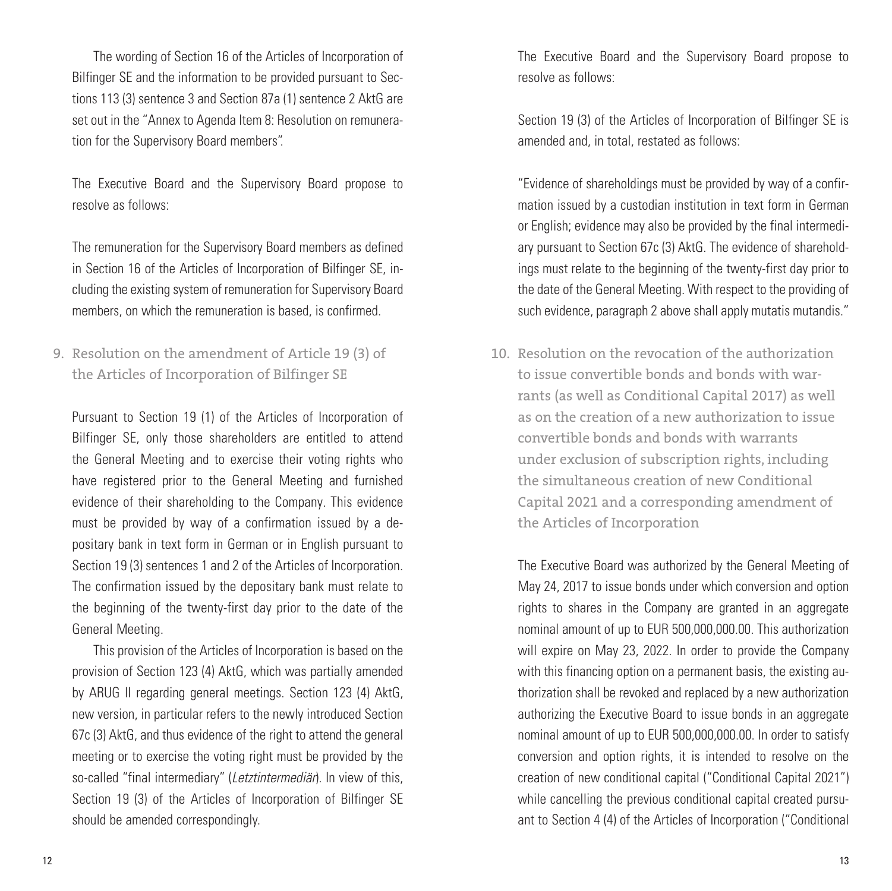The wording of Section 16 of the Articles of Incorporation of Bilfinger SE and the information to be provided pursuant to Sections 113 (3) sentence 3 and Section 87a (1) sentence 2 AktG are set out in the "Annex to Agenda Item 8: Resolution on remuneration for the Supervisory Board members".

The Executive Board and the Supervisory Board propose to resolve as follows:

The remuneration for the Supervisory Board members as defined in Section 16 of the Articles of Incorporation of Bilfinger SE, including the existing system of remuneration for Supervisory Board members, on which the remuneration is based, is confirmed.

## 9. Resolution on the amendment of Article 19 (3) of the Articles of Incorporation of Bilfinger SE

Pursuant to Section 19 (1) of the Articles of Incorporation of Bilfinger SE, only those shareholders are entitled to attend the General Meeting and to exercise their voting rights who have registered prior to the General Meeting and furnished evidence of their shareholding to the Company. This evidence must be provided by way of a confirmation issued by a depositary bank in text form in German or in English pursuant to Section 19 (3) sentences 1 and 2 of the Articles of Incorporation. The confirmation issued by the depositary bank must relate to the beginning of the twenty-first day prior to the date of the General Meeting.

This provision of the Articles of Incorporation is based on the provision of Section 123 (4) AktG, which was partially amended by ARUG II regarding general meetings. Section 123 (4) AktG, new version, in particular refers to the newly introduced Section 67c (3) AktG, and thus evidence of the right to attend the general meeting or to exercise the voting right must be provided by the so-called "final intermediary" (*Letztintermediär*). In view of this, Section 19 (3) of the Articles of Incorporation of Bilfinger SE should be amended correspondingly.

The Executive Board and the Supervisory Board propose to resolve as follows:

Section 19 (3) of the Articles of Incorporation of Bilfinger SE is amended and, in total, restated as follows:

"Evidence of shareholdings must be provided by way of a confirmation issued by a custodian institution in text form in German or English; evidence may also be provided by the final intermediary pursuant to Section 67c (3) AktG. The evidence of shareholdings must relate to the beginning of the twenty-first day prior to the date of the General Meeting. With respect to the providing of such evidence, paragraph 2 above shall apply mutatis mutandis."

## 10. Resolution on the revocation of the authorization to issue convertible bonds and bonds with warrants (as well as Conditional Capital 2017) as well as on the creation of a new authorization to issue convertible bonds and bonds with warrants under exclusion of subscription rights, including the simultaneous creation of new Conditional Capital 2021 and a corresponding amendment of the Articles of Incorporation

The Executive Board was authorized by the General Meeting of May 24, 2017 to issue bonds under which conversion and option rights to shares in the Company are granted in an aggregate nominal amount of up to EUR 500,000,000.00. This authorization will expire on May 23, 2022. In order to provide the Company with this financing option on a permanent basis, the existing authorization shall be revoked and replaced by a new authorization authorizing the Executive Board to issue bonds in an aggregate nominal amount of up to EUR 500,000,000.00. In order to satisfy conversion and option rights, it is intended to resolve on the creation of new conditional capital ("Conditional Capital 2021") while cancelling the previous conditional capital created pursuant to Section 4 (4) of the Articles of Incorporation ("Conditional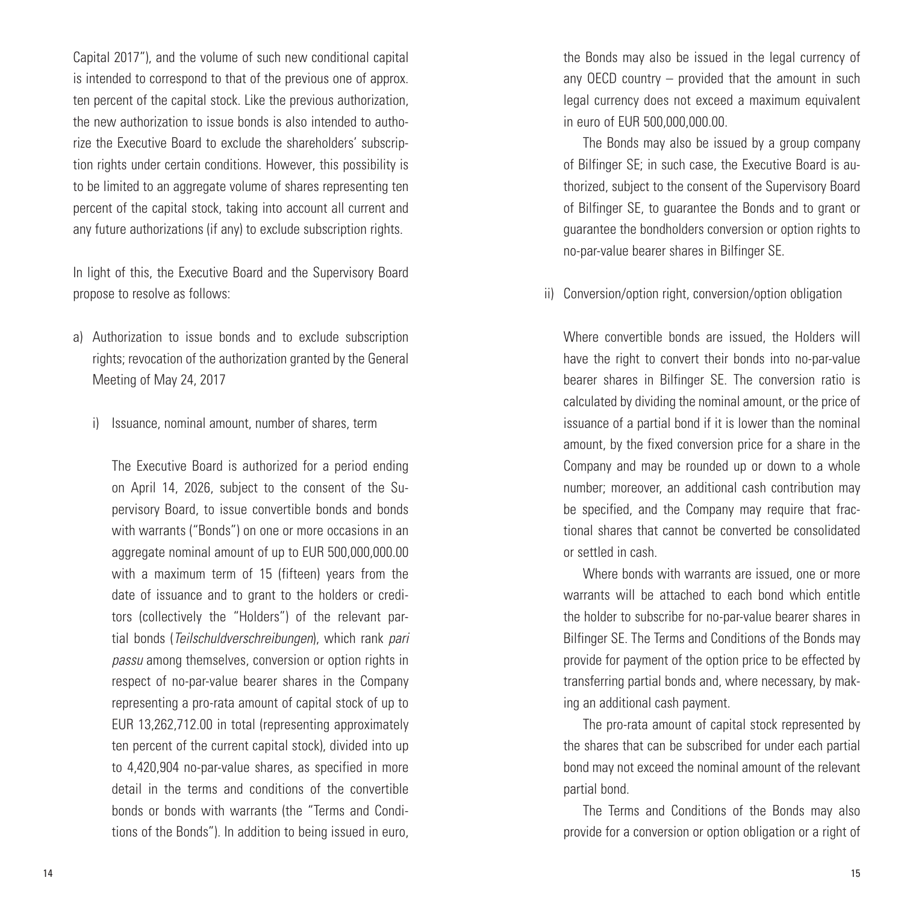Capital 2017"), and the volume of such new conditional capital is intended to correspond to that of the previous one of approx. ten percent of the capital stock. Like the previous authorization, the new authorization to issue bonds is also intended to authorize the Executive Board to exclude the shareholders' subscription rights under certain conditions. However, this possibility is to be limited to an aggregate volume of shares representing ten percent of the capital stock, taking into account all current and any future authorizations (if any) to exclude subscription rights.

In light of this, the Executive Board and the Supervisory Board propose to resolve as follows:

a) Authorization to issue bonds and to exclude subscription rights; revocation of the authorization granted by the General Meeting of May 24, 2017

   i) Issuance, nominal amount, number of shares, term

      The Executive Board is authorized for a period ending on April 14, 2026, subject to the consent of the Supervisory Board, to issue convertible bonds and bonds with warrants ("Bonds") on one or more occasions in an aggregate nominal amount of up to EUR 500,000,000.00 with a maximum term of 15 (fifteen) years from the date of issuance and to grant to the holders or creditors (collectively the "Holders") of the relevant partial bonds (*Teilschuldverschreibungen*), which rank *pari passu* among themselves, conversion or option rights in respect of no-par-value bearer shares in the Company representing a pro-rata amount of capital stock of up to EUR 13,262,712.00 in total (representing approximately ten percent of the current capital stock), divided into up to 4,420,904 no-par-value shares, as specified in more detail in the terms and conditions of the convertible bonds or bonds with warrants (the "Terms and Conditions of the Bonds"). In addition to being issued in euro, the Bonds may also be issued in the legal currency of any OECD country – provided that the amount in such legal currency does not exceed a maximum equivalent in euro of EUR 500,000,000.00.

      The Bonds may also be issued by a group company of Bilfinger SE; in such case, the Executive Board is authorized, subject to the consent of the Supervisory Board of Bilfinger SE, to guarantee the Bonds and to grant or guarantee the bondholders conversion or option rights to no-par-value bearer shares in Bilfinger SE.

   ii) Conversion/option right, conversion/option obligation

      Where convertible bonds are issued, the Holders will have the right to convert their bonds into no-par-value bearer shares in Bilfinger SE. The conversion ratio is calculated by dividing the nominal amount, or the price of issuance of a partial bond if it is lower than the nominal amount, by the fixed conversion price for a share in the Company and may be rounded up or down to a whole number; moreover, an additional cash contribution may be specified, and the Company may require that fractional shares that cannot be converted be consolidated or settled in cash.

      Where bonds with warrants are issued, one or more warrants will be attached to each bond which entitle the holder to subscribe for no-par-value bearer shares in Bilfinger SE. The Terms and Conditions of the Bonds may provide for payment of the option price to be effected by transferring partial bonds and, where necessary, by making an additional cash payment.

      The pro-rata amount of capital stock represented by the shares that can be subscribed for under each partial bond may not exceed the nominal amount of the relevant partial bond.

      The Terms and Conditions of the Bonds may also provide for a conversion or option obligation or a right of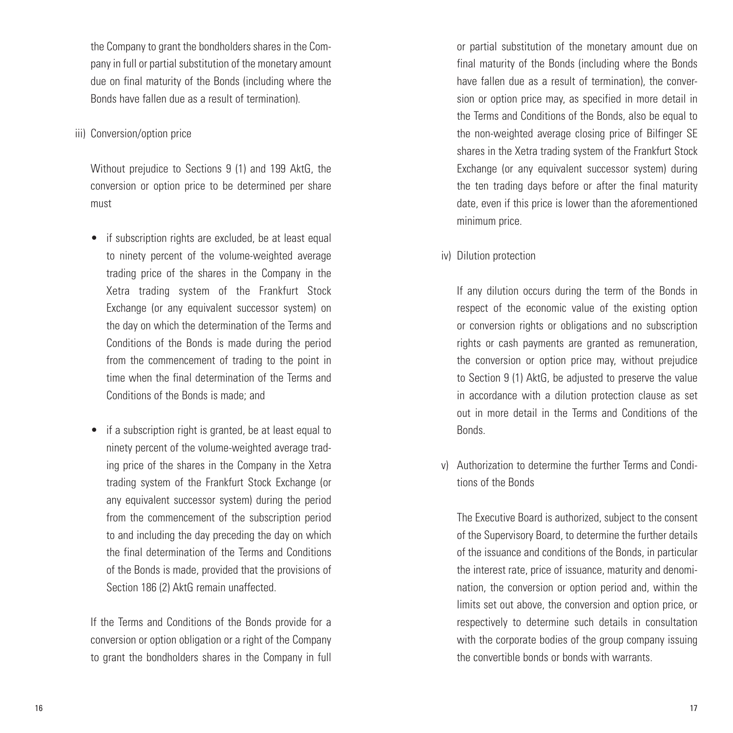the Company to grant the bondholders shares in the Company in full or partial substitution of the monetary amount due on final maturity of the Bonds (including where the Bonds have fallen due as a result of termination).

iii) Conversion/option price

Without prejudice to Sections 9 (1) and 199 AktG, the conversion or option price to be determined per share must

- if subscription rights are excluded, be at least equal to ninety percent of the volume-weighted average trading price of the shares in the Company in the Xetra trading system of the Frankfurt Stock Exchange (or any equivalent successor system) on the day on which the determination of the Terms and Conditions of the Bonds is made during the period from the commencement of trading to the point in time when the final determination of the Terms and Conditions of the Bonds is made; and
- if a subscription right is granted, be at least equal to ninety percent of the volume-weighted average trading price of the shares in the Company in the Xetra trading system of the Frankfurt Stock Exchange (or any equivalent successor system) during the period from the commencement of the subscription period to and including the day preceding the day on which the final determination of the Terms and Conditions of the Bonds is made, provided that the provisions of Section 186 (2) AktG remain unaffected.

If the Terms and Conditions of the Bonds provide for a conversion or option obligation or a right of the Company to grant the bondholders shares in the Company in full or partial substitution of the monetary amount due on final maturity of the Bonds (including where the Bonds have fallen due as a result of termination), the conversion or option price may, as specified in more detail in the Terms and Conditions of the Bonds, also be equal to the non-weighted average closing price of Bilfinger SE shares in the Xetra trading system of the Frankfurt Stock Exchange (or any equivalent successor system) during the ten trading days before or after the final maturity date, even if this price is lower than the aforementioned minimum price.

iv) Dilution protection

If any dilution occurs during the term of the Bonds in respect of the economic value of the existing option or conversion rights or obligations and no subscription rights or cash payments are granted as remuneration, the conversion or option price may, without prejudice to Section 9 (1) AktG, be adjusted to preserve the value in accordance with a dilution protection clause as set out in more detail in the Terms and Conditions of the Bonds.

v) Authorization to determine the further Terms and Conditions of the Bonds

The Executive Board is authorized, subject to the consent of the Supervisory Board, to determine the further details of the issuance and conditions of the Bonds, in particular the interest rate, price of issuance, maturity and denomination, the conversion or option period and, within the limits set out above, the conversion and option price, or respectively to determine such details in consultation with the corporate bodies of the group company issuing the convertible bonds or bonds with warrants.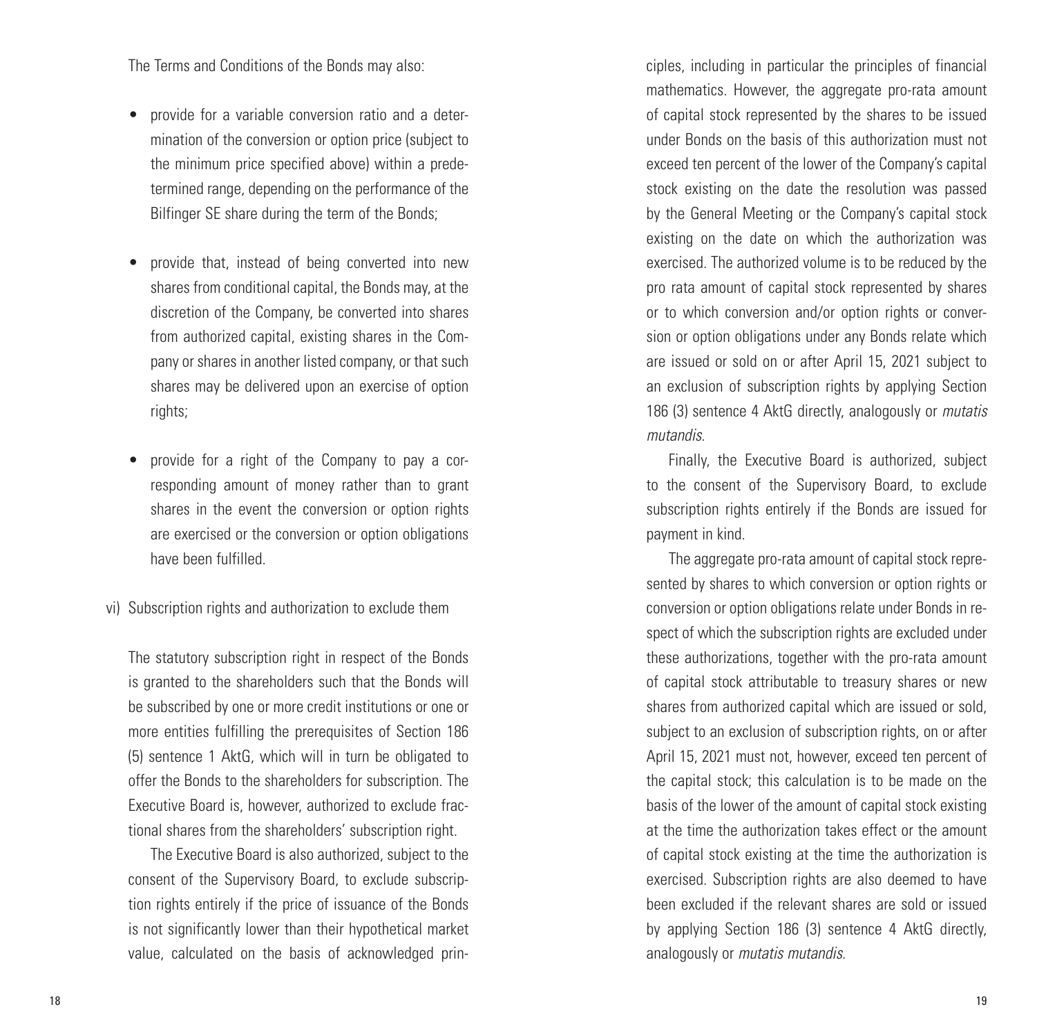The Terms and Conditions of the Bonds may also:

- provide for a variable conversion ratio and a determination of the conversion or option price (subject to the minimum price specified above) within a predetermined range, depending on the performance of the Bilfinger SE share during the term of the Bonds;
- provide that, instead of being converted into new shares from conditional capital, the Bonds may, at the discretion of the Company, be converted into shares from authorized capital, existing shares in the Company or shares in another listed company, or that such shares may be delivered upon an exercise of option rights;
- provide for a right of the Company to pay a corresponding amount of money rather than to grant shares in the event the conversion or option rights are exercised or the conversion or option obligations have been fulfilled.

vi) Subscription rights and authorization to exclude them

The statutory subscription right in respect of the Bonds is granted to the shareholders such that the Bonds will be subscribed by one or more credit institutions or one or more entities fulfilling the prerequisites of Section 186 (5) sentence 1 AktG, which will in turn be obligated to offer the Bonds to the shareholders for subscription. The Executive Board is, however, authorized to exclude fractional shares from the shareholders' subscription right.

The Executive Board is also authorized, subject to the consent of the Supervisory Board, to exclude subscription rights entirely if the price of issuance of the Bonds is not significantly lower than their hypothetical market value, calculated on the basis of acknowledged principles, including in particular the principles of financial mathematics. However, the aggregate pro-rata amount of capital stock represented by the shares to be issued under Bonds on the basis of this authorization must not exceed ten percent of the lower of the Company's capital stock existing on the date the resolution was passed by the General Meeting or the Company's capital stock existing on the date on which the authorization was exercised. The authorized volume is to be reduced by the pro rata amount of capital stock represented by shares or to which conversion and/or option rights or conversion or option obligations under any Bonds relate which are issued or sold on or after April 15, 2021 subject to an exclusion of subscription rights by applying Section 186 (3) sentence 4 AktG directly, analogously or *mutatis mutandis*.

Finally, the Executive Board is authorized, subject to the consent of the Supervisory Board, to exclude subscription rights entirely if the Bonds are issued for payment in kind.

The aggregate pro-rata amount of capital stock represented by shares to which conversion or option rights or conversion or option obligations relate under Bonds in respect of which the subscription rights are excluded under these authorizations, together with the pro-rata amount of capital stock attributable to treasury shares or new shares from authorized capital which are issued or sold, subject to an exclusion of subscription rights, on or after April 15, 2021 must not, however, exceed ten percent of the capital stock; this calculation is to be made on the basis of the lower of the amount of capital stock existing at the time the authorization takes effect or the amount of capital stock existing at the time the authorization is exercised. Subscription rights are also deemed to have been excluded if the relevant shares are sold or issued by applying Section 186 (3) sentence 4 AktG directly, analogously or *mutatis mutandis*.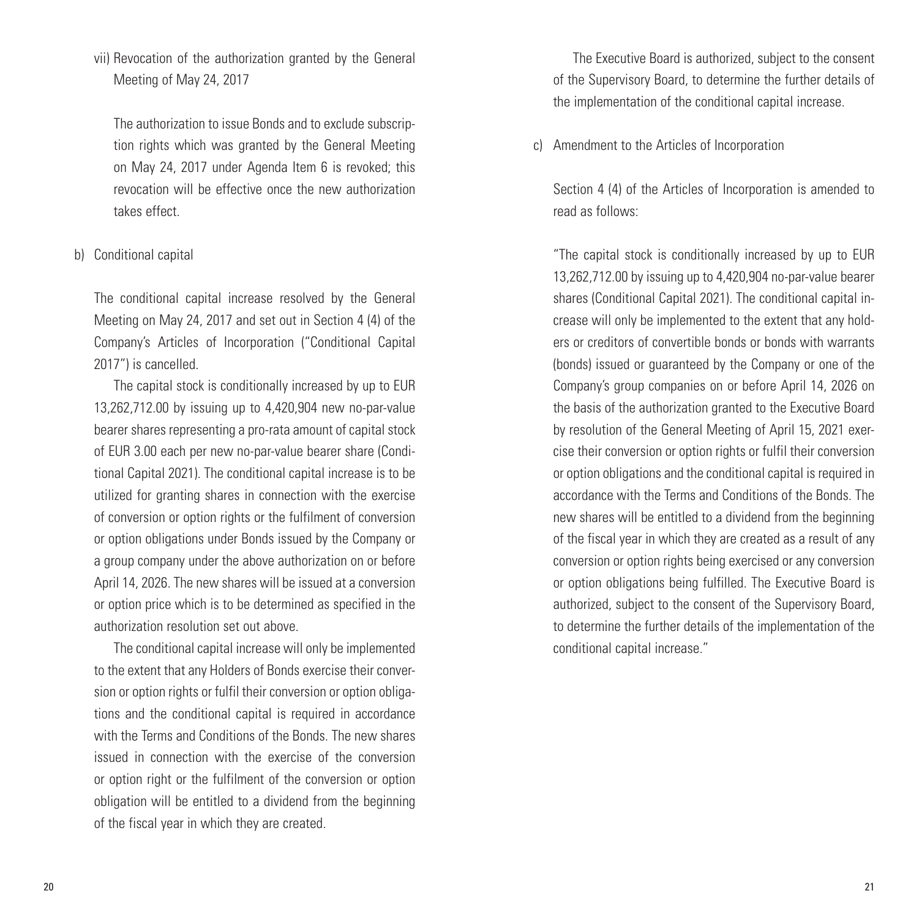vii) Revocation of the authorization granted by the General Meeting of May 24, 2017

The authorization to issue Bonds and to exclude subscription rights which was granted by the General Meeting on May 24, 2017 under Agenda Item 6 is revoked; this revocation will be effective once the new authorization takes effect.

b) Conditional capital

The conditional capital increase resolved by the General Meeting on May 24, 2017 and set out in Section 4 (4) of the Company's Articles of Incorporation ("Conditional Capital 2017") is cancelled.

The capital stock is conditionally increased by up to EUR 13,262,712.00 by issuing up to 4,420,904 new no-par-value bearer shares representing a pro-rata amount of capital stock of EUR 3.00 each per new no-par-value bearer share (Conditional Capital 2021). The conditional capital increase is to be utilized for granting shares in connection with the exercise of conversion or option rights or the fulfilment of conversion or option obligations under Bonds issued by the Company or a group company under the above authorization on or before April 14, 2026. The new shares will be issued at a conversion or option price which is to be determined as specified in the authorization resolution set out above.

The conditional capital increase will only be implemented to the extent that any Holders of Bonds exercise their conversion or option rights or fulfil their conversion or option obligations and the conditional capital is required in accordance with the Terms and Conditions of the Bonds. The new shares issued in connection with the exercise of the conversion or option right or the fulfilment of the conversion or option obligation will be entitled to a dividend from the beginning of the fiscal year in which they are created.

The Executive Board is authorized, subject to the consent of the Supervisory Board, to determine the further details of the implementation of the conditional capital increase.

c) Amendment to the Articles of Incorporation

Section 4 (4) of the Articles of Incorporation is amended to read as follows:

"The capital stock is conditionally increased by up to EUR 13,262,712.00 by issuing up to 4,420,904 no-par-value bearer shares (Conditional Capital 2021). The conditional capital increase will only be implemented to the extent that any holders or creditors of convertible bonds or bonds with warrants (bonds) issued or guaranteed by the Company or one of the Company's group companies on or before April 14, 2026 on the basis of the authorization granted to the Executive Board by resolution of the General Meeting of April 15, 2021 exercise their conversion or option rights or fulfil their conversion or option obligations and the conditional capital is required in accordance with the Terms and Conditions of the Bonds. The new shares will be entitled to a dividend from the beginning of the fiscal year in which they are created as a result of any conversion or option rights being exercised or any conversion or option obligations being fulfilled. The Executive Board is authorized, subject to the consent of the Supervisory Board, to determine the further details of the implementation of the conditional capital increase."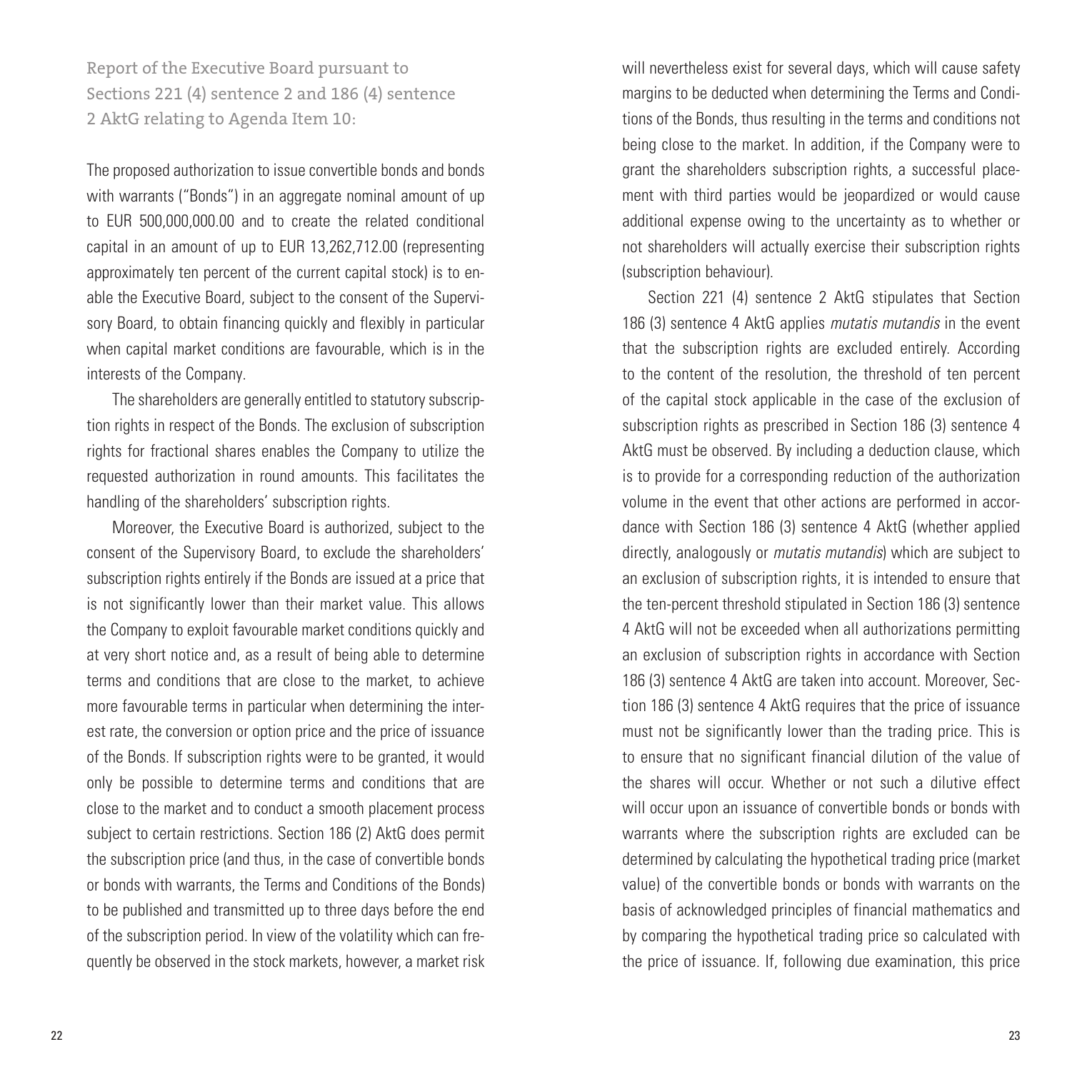## Report of the Executive Board pursuant to Sections 221 (4) sentence 2 and 186 (4) sentence 2 AktG relating to Agenda Item 10:

The proposed authorization to issue convertible bonds and bonds with warrants ("Bonds") in an aggregate nominal amount of up to EUR 500,000,000.00 and to create the related conditional capital in an amount of up to EUR 13,262,712.00 (representing approximately ten percent of the current capital stock) is to enable the Executive Board, subject to the consent of the Supervisory Board, to obtain financing quickly and flexibly in particular when capital market conditions are favourable, which is in the interests of the Company.

The shareholders are generally entitled to statutory subscription rights in respect of the Bonds. The exclusion of subscription rights for fractional shares enables the Company to utilize the requested authorization in round amounts. This facilitates the handling of the shareholders' subscription rights.

Moreover, the Executive Board is authorized, subject to the consent of the Supervisory Board, to exclude the shareholders' subscription rights entirely if the Bonds are issued at a price that is not significantly lower than their market value. This allows the Company to exploit favourable market conditions quickly and at very short notice and, as a result of being able to determine terms and conditions that are close to the market, to achieve more favourable terms in particular when determining the interest rate, the conversion or option price and the price of issuance of the Bonds. If subscription rights were to be granted, it would only be possible to determine terms and conditions that are close to the market and to conduct a smooth placement process subject to certain restrictions. Section 186 (2) AktG does permit the subscription price (and thus, in the case of convertible bonds or bonds with warrants, the Terms and Conditions of the Bonds) to be published and transmitted up to three days before the end of the subscription period. In view of the volatility which can frequently be observed in the stock markets, however, a market risk will nevertheless exist for several days, which will cause safety margins to be deducted when determining the Terms and Conditions of the Bonds, thus resulting in the terms and conditions not being close to the market. In addition, if the Company were to grant the shareholders subscription rights, a successful placement with third parties would be jeopardized or would cause additional expense owing to the uncertainty as to whether or not shareholders will actually exercise their subscription rights (subscription behaviour).

Section 221 (4) sentence 2 AktG stipulates that Section 186 (3) sentence 4 AktG applies *mutatis mutandis* in the event that the subscription rights are excluded entirely. According to the content of the resolution, the threshold of ten percent of the capital stock applicable in the case of the exclusion of subscription rights as prescribed in Section 186 (3) sentence 4 AktG must be observed. By including a deduction clause, which is to provide for a corresponding reduction of the authorization volume in the event that other actions are performed in accordance with Section 186 (3) sentence 4 AktG (whether applied directly, analogously or *mutatis mutandis*) which are subject to an exclusion of subscription rights, it is intended to ensure that the ten-percent threshold stipulated in Section 186 (3) sentence 4 AktG will not be exceeded when all authorizations permitting an exclusion of subscription rights in accordance with Section 186 (3) sentence 4 AktG are taken into account. Moreover, Section 186 (3) sentence 4 AktG requires that the price of issuance must not be significantly lower than the trading price. This is to ensure that no significant financial dilution of the value of the shares will occur. Whether or not such a dilutive effect will occur upon an issuance of convertible bonds or bonds with warrants where the subscription rights are excluded can be determined by calculating the hypothetical trading price (market value) of the convertible bonds or bonds with warrants on the basis of acknowledged principles of financial mathematics and by comparing the hypothetical trading price so calculated with the price of issuance. If, following due examination, this price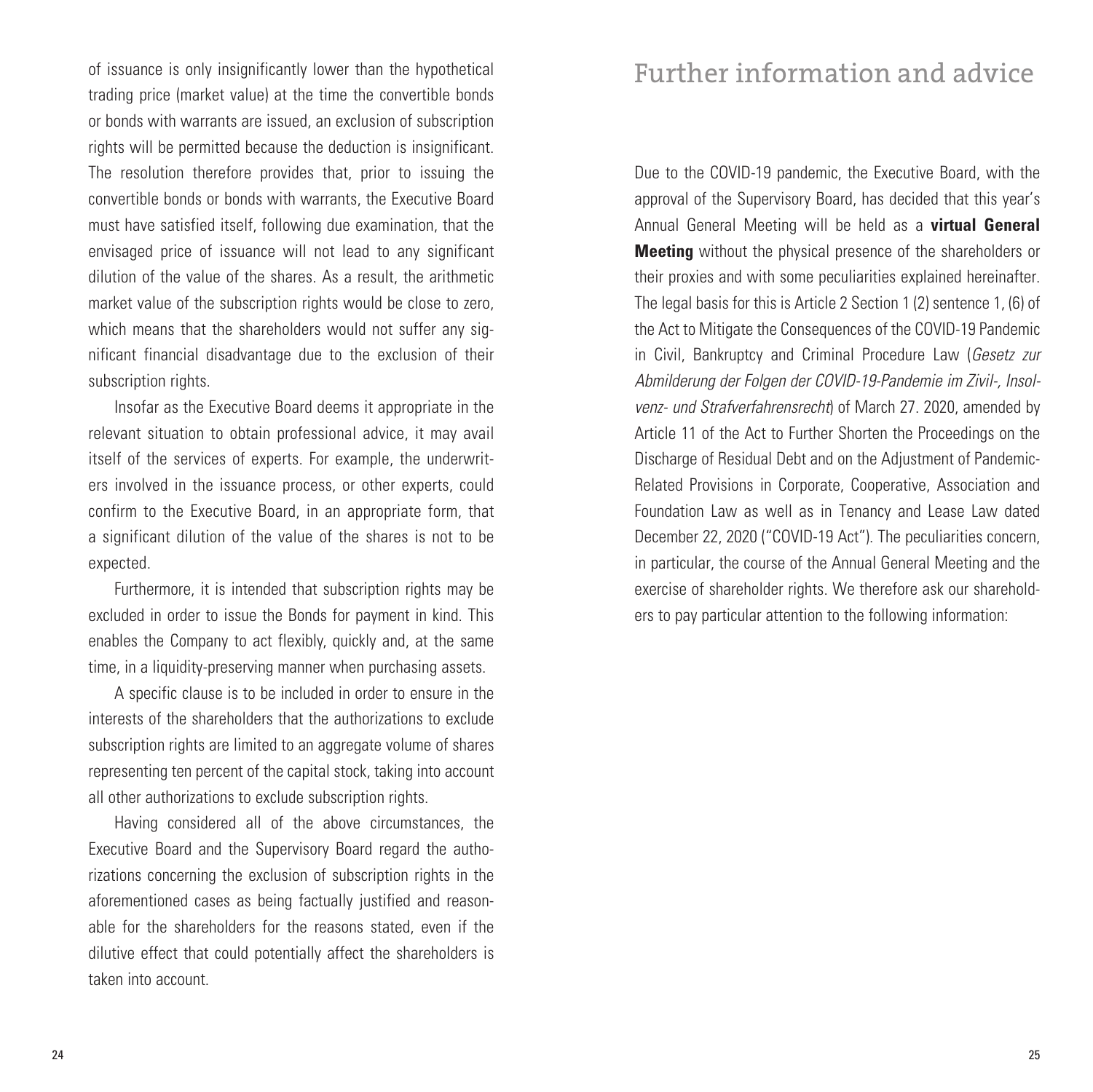of issuance is only insignificantly lower than the hypothetical trading price (market value) at the time the convertible bonds or bonds with warrants are issued, an exclusion of subscription rights will be permitted because the deduction is insignificant. The resolution therefore provides that, prior to issuing the convertible bonds or bonds with warrants, the Executive Board must have satisfied itself, following due examination, that the envisaged price of issuance will not lead to any significant dilution of the value of the shares. As a result, the arithmetic market value of the subscription rights would be close to zero, which means that the shareholders would not suffer any significant financial disadvantage due to the exclusion of their subscription rights.

Insofar as the Executive Board deems it appropriate in the relevant situation to obtain professional advice, it may avail itself of the services of experts. For example, the underwriters involved in the issuance process, or other experts, could confirm to the Executive Board, in an appropriate form, that a significant dilution of the value of the shares is not to be expected.

Furthermore, it is intended that subscription rights may be excluded in order to issue the Bonds for payment in kind. This enables the Company to act flexibly, quickly and, at the same time, in a liquidity-preserving manner when purchasing assets.

A specific clause is to be included in order to ensure in the interests of the shareholders that the authorizations to exclude subscription rights are limited to an aggregate volume of shares representing ten percent of the capital stock, taking into account all other authorizations to exclude subscription rights.

Having considered all of the above circumstances, the Executive Board and the Supervisory Board regard the authorizations concerning the exclusion of subscription rights in the aforementioned cases as being factually justified and reasonable for the shareholders for the reasons stated, even if the dilutive effect that could potentially affect the shareholders is taken into account.

# Further information and advice

Due to the COVID-19 pandemic, the Executive Board, with the approval of the Supervisory Board, has decided that this year's Annual General Meeting will be held as a **virtual General Meeting** without the physical presence of the shareholders or their proxies and with some peculiarities explained hereinafter. The legal basis for this is Article 2 Section 1 (2) sentence 1, (6) of the Act to Mitigate the Consequences of the COVID-19 Pandemic in Civil, Bankruptcy and Criminal Procedure Law (*Gesetz zur Abmilderung der Folgen der COVID-19-Pandemie im Zivil-, Insolvenz- und Strafverfahrensrecht*) of March 27. 2020, amended by Article 11 of the Act to Further Shorten the Proceedings on the Discharge of Residual Debt and on the Adjustment of Pandemic-Related Provisions in Corporate, Cooperative, Association and Foundation Law as well as in Tenancy and Lease Law dated December 22, 2020 ("COVID-19 Act"). The peculiarities concern, in particular, the course of the Annual General Meeting and the exercise of shareholder rights. We therefore ask our shareholders to pay particular attention to the following information: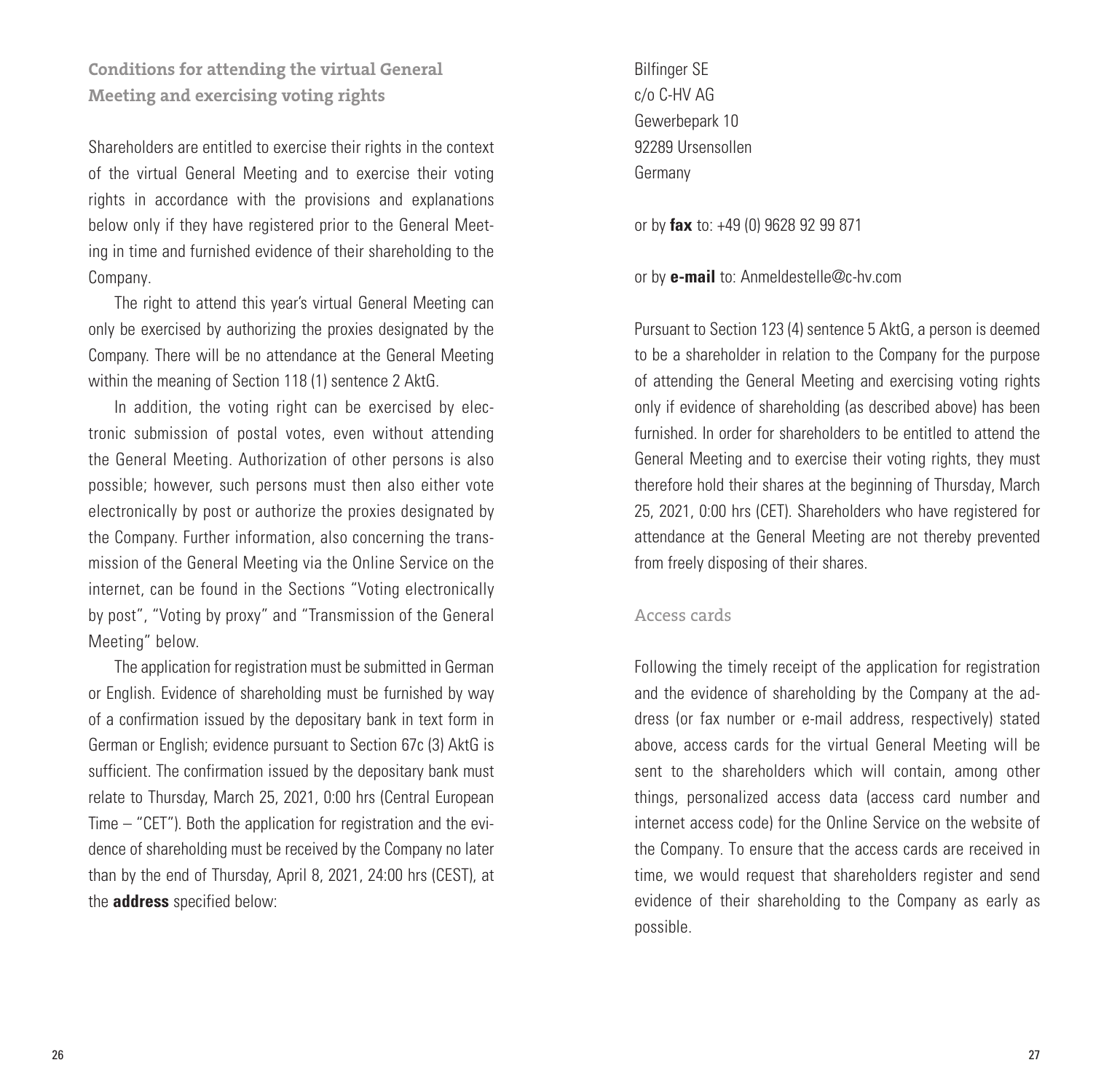## Conditions for attending the virtual General Meeting and exercising voting rights

Shareholders are entitled to exercise their rights in the context of the virtual General Meeting and to exercise their voting rights in accordance with the provisions and explanations below only if they have registered prior to the General Meeting in time and furnished evidence of their shareholding to the Company.

The right to attend this year's virtual General Meeting can only be exercised by authorizing the proxies designated by the Company. There will be no attendance at the General Meeting within the meaning of Section 118 (1) sentence 2 AktG.

In addition, the voting right can be exercised by electronic submission of postal votes, even without attending the General Meeting. Authorization of other persons is also possible; however, such persons must then also either vote electronically by post or authorize the proxies designated by the Company. Further information, also concerning the transmission of the General Meeting via the Online Service on the internet, can be found in the Sections "Voting electronically by post", "Voting by proxy" and "Transmission of the General Meeting" below.

The application for registration must be submitted in German or English. Evidence of shareholding must be furnished by way of a confirmation issued by the depositary bank in text form in German or English; evidence pursuant to Section 67c (3) AktG is sufficient. The confirmation issued by the depositary bank must relate to Thursday, March 25, 2021, 0:00 hrs (Central European Time – "CET"). Both the application for registration and the evidence of shareholding must be received by the Company no later than by the end of Thursday, April 8, 2021, 24:00 hrs (CEST), at the **address** specified below:

Bilfinger SE
c/o C-HV AG
Gewerbepark 10
92289 Ursensollen
Germany

or by **fax** to: +49 (0) 9628 92 99 871

or by **e-mail** to: Anmeldestelle@c-hv.com

Pursuant to Section 123 (4) sentence 5 AktG, a person is deemed to be a shareholder in relation to the Company for the purpose of attending the General Meeting and exercising voting rights only if evidence of shareholding (as described above) has been furnished. In order for shareholders to be entitled to attend the General Meeting and to exercise their voting rights, they must therefore hold their shares at the beginning of Thursday, March 25, 2021, 0:00 hrs (CET). Shareholders who have registered for attendance at the General Meeting are not thereby prevented from freely disposing of their shares.

### Access cards

Following the timely receipt of the application for registration and the evidence of shareholding by the Company at the address (or fax number or e-mail address, respectively) stated above, access cards for the virtual General Meeting will be sent to the shareholders which will contain, among other things, personalized access data (access card number and internet access code) for the Online Service on the website of the Company. To ensure that the access cards are received in time, we would request that shareholders register and send evidence of their shareholding to the Company as early as possible.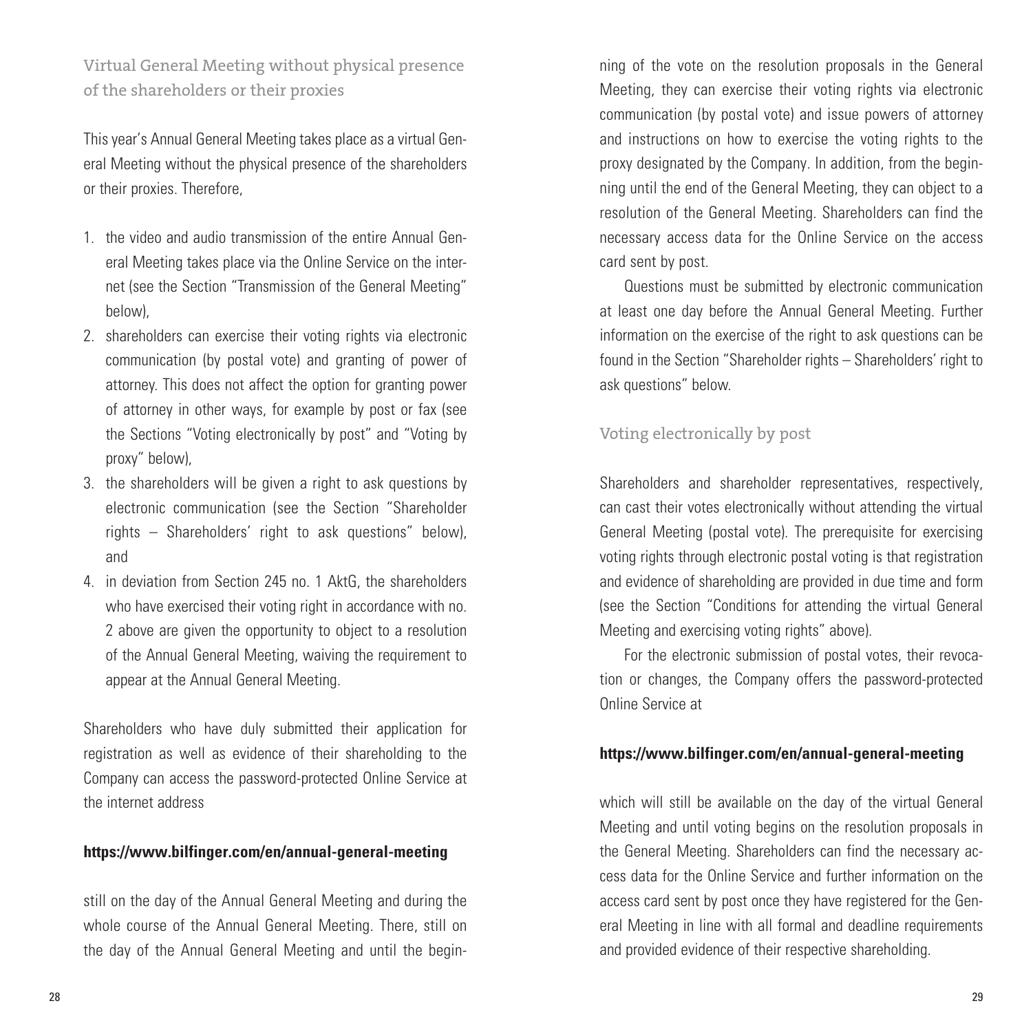## Virtual General Meeting without physical presence of the shareholders or their proxies

This year's Annual General Meeting takes place as a virtual General Meeting without the physical presence of the shareholders or their proxies. Therefore,

1. the video and audio transmission of the entire Annual General Meeting takes place via the Online Service on the internet (see the Section "Transmission of the General Meeting" below),
2. shareholders can exercise their voting rights via electronic communication (by postal vote) and granting of power of attorney. This does not affect the option for granting power of attorney in other ways, for example by post or fax (see the Sections "Voting electronically by post" and "Voting by proxy" below),
3. the shareholders will be given a right to ask questions by electronic communication (see the Section "Shareholder rights – Shareholders' right to ask questions" below), and
4. in deviation from Section 245 no. 1 AktG, the shareholders who have exercised their voting right in accordance with no. 2 above are given the opportunity to object to a resolution of the Annual General Meeting, waiving the requirement to appear at the Annual General Meeting.

Shareholders who have duly submitted their application for registration as well as evidence of their shareholding to the Company can access the password-protected Online Service at the internet address

**https://www.bilfinger.com/en/annual-general-meeting**

still on the day of the Annual General Meeting and during the whole course of the Annual General Meeting. There, still on the day of the Annual General Meeting and until the beginning of the vote on the resolution proposals in the General Meeting, they can exercise their voting rights via electronic communication (by postal vote) and issue powers of attorney and instructions on how to exercise the voting rights to the proxy designated by the Company. In addition, from the beginning until the end of the General Meeting, they can object to a resolution of the General Meeting. Shareholders can find the necessary access data for the Online Service on the access card sent by post.

Questions must be submitted by electronic communication at least one day before the Annual General Meeting. Further information on the exercise of the right to ask questions can be found in the Section "Shareholder rights – Shareholders' right to ask questions" below.

## Voting electronically by post

Shareholders and shareholder representatives, respectively, can cast their votes electronically without attending the virtual General Meeting (postal vote). The prerequisite for exercising voting rights through electronic postal voting is that registration and evidence of shareholding are provided in due time and form (see the Section "Conditions for attending the virtual General Meeting and exercising voting rights" above).

For the electronic submission of postal votes, their revocation or changes, the Company offers the password-protected Online Service at

**https://www.bilfinger.com/en/annual-general-meeting**

which will still be available on the day of the virtual General Meeting and until voting begins on the resolution proposals in the General Meeting. Shareholders can find the necessary access data for the Online Service and further information on the access card sent by post once they have registered for the General Meeting in line with all formal and deadline requirements and provided evidence of their respective shareholding.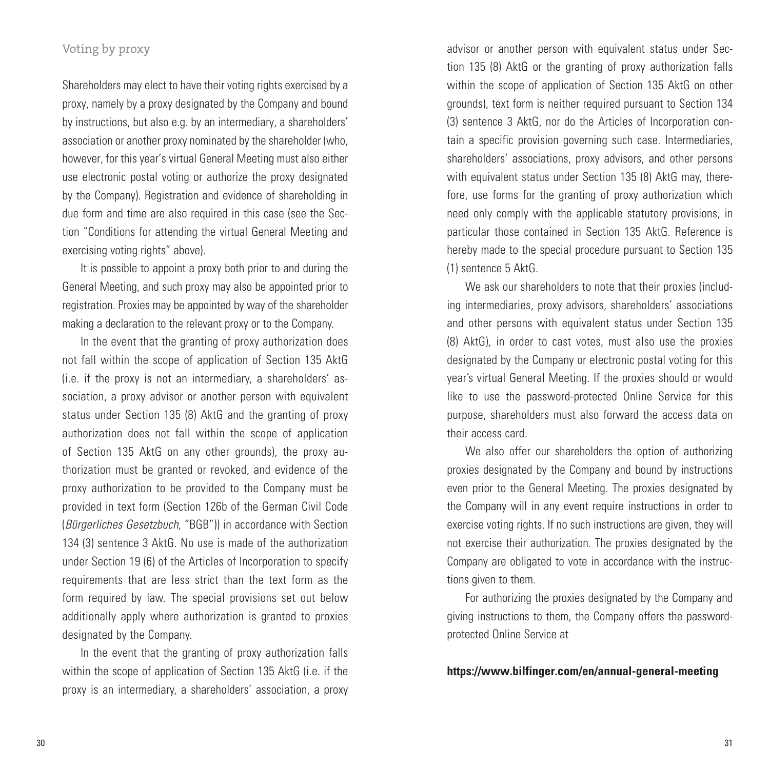### Voting by proxy

Shareholders may elect to have their voting rights exercised by a proxy, namely by a proxy designated by the Company and bound by instructions, but also e.g. by an intermediary, a shareholders' association or another proxy nominated by the shareholder (who, however, for this year's virtual General Meeting must also either use electronic postal voting or authorize the proxy designated by the Company). Registration and evidence of shareholding in due form and time are also required in this case (see the Section "Conditions for attending the virtual General Meeting and exercising voting rights" above).

It is possible to appoint a proxy both prior to and during the General Meeting, and such proxy may also be appointed prior to registration. Proxies may be appointed by way of the shareholder making a declaration to the relevant proxy or to the Company.

In the event that the granting of proxy authorization does not fall within the scope of application of Section 135 AktG (i.e. if the proxy is not an intermediary, a shareholders' association, a proxy advisor or another person with equivalent status under Section 135 (8) AktG and the granting of proxy authorization does not fall within the scope of application of Section 135 AktG on any other grounds), the proxy authorization must be granted or revoked, and evidence of the proxy authorization to be provided to the Company must be provided in text form (Section 126b of the German Civil Code (*Bürgerliches Gesetzbuch*, "BGB")) in accordance with Section 134 (3) sentence 3 AktG. No use is made of the authorization under Section 19 (6) of the Articles of Incorporation to specify requirements that are less strict than the text form as the form required by law. The special provisions set out below additionally apply where authorization is granted to proxies designated by the Company.

In the event that the granting of proxy authorization falls within the scope of application of Section 135 AktG (i.e. if the proxy is an intermediary, a shareholders' association, a proxy advisor or another person with equivalent status under Section 135 (8) AktG or the granting of proxy authorization falls within the scope of application of Section 135 AktG on other grounds), text form is neither required pursuant to Section 134 (3) sentence 3 AktG, nor do the Articles of Incorporation contain a specific provision governing such case. Intermediaries, shareholders' associations, proxy advisors, and other persons with equivalent status under Section 135 (8) AktG may, therefore, use forms for the granting of proxy authorization which need only comply with the applicable statutory provisions, in particular those contained in Section 135 AktG. Reference is hereby made to the special procedure pursuant to Section 135 (1) sentence 5 AktG.

We ask our shareholders to note that their proxies (including intermediaries, proxy advisors, shareholders' associations and other persons with equivalent status under Section 135 (8) AktG), in order to cast votes, must also use the proxies designated by the Company or electronic postal voting for this year's virtual General Meeting. If the proxies should or would like to use the password-protected Online Service for this purpose, shareholders must also forward the access data on their access card.

We also offer our shareholders the option of authorizing proxies designated by the Company and bound by instructions even prior to the General Meeting. The proxies designated by the Company will in any event require instructions in order to exercise voting rights. If no such instructions are given, they will not exercise their authorization. The proxies designated by the Company are obligated to vote in accordance with the instructions given to them.

For authorizing the proxies designated by the Company and giving instructions to them, the Company offers the password-protected Online Service at

**https://www.bilfinger.com/en/annual-general-meeting**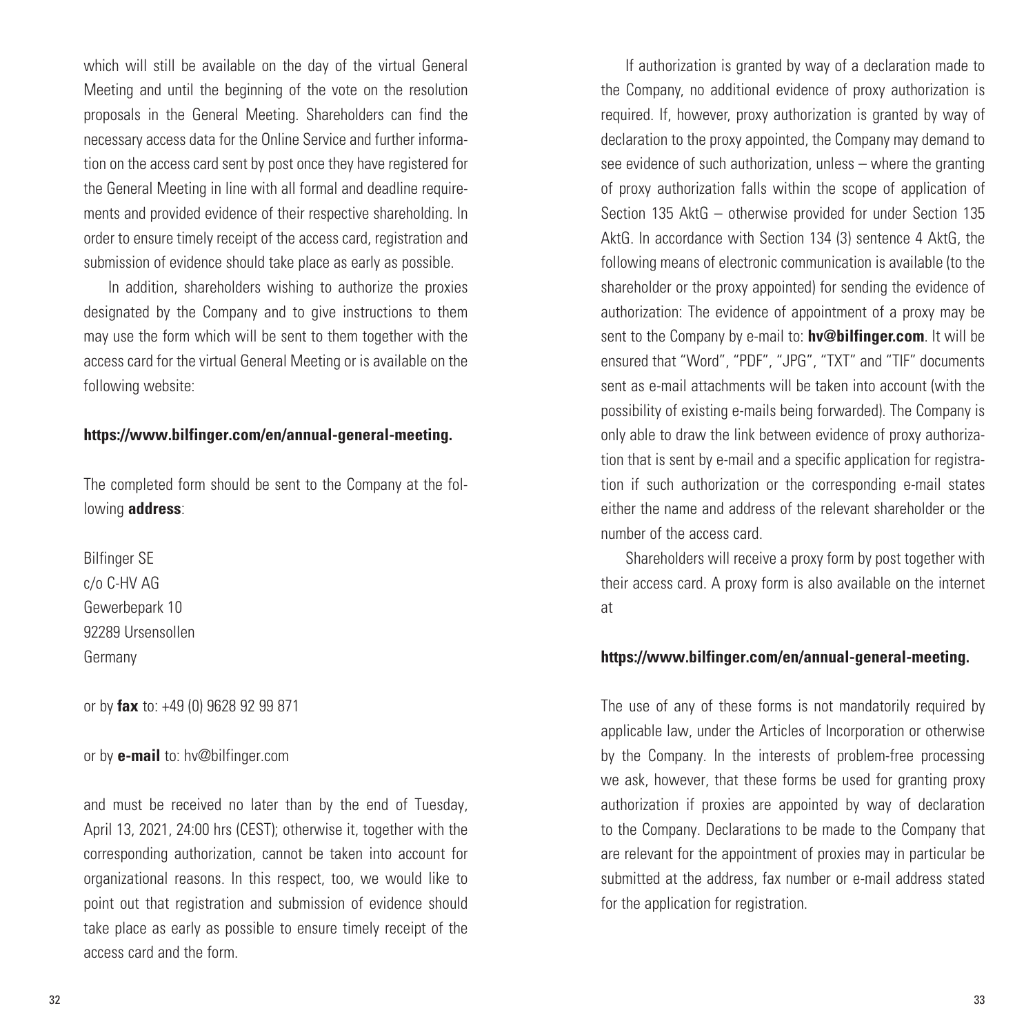which will still be available on the day of the virtual General Meeting and until the beginning of the vote on the resolution proposals in the General Meeting. Shareholders can find the necessary access data for the Online Service and further information on the access card sent by post once they have registered for the General Meeting in line with all formal and deadline requirements and provided evidence of their respective shareholding. In order to ensure timely receipt of the access card, registration and submission of evidence should take place as early as possible.

In addition, shareholders wishing to authorize the proxies designated by the Company and to give instructions to them may use the form which will be sent to them together with the access card for the virtual General Meeting or is available on the following website:

**https://www.bilfinger.com/en/annual-general-meeting.**

The completed form should be sent to the Company at the following **address**:

Bilfinger SE
c/o C-HV AG
Gewerbepark 10
92289 Ursensollen
Germany

or by **fax** to: +49 (0) 9628 92 99 871

or by **e-mail** to: hv@bilfinger.com

and must be received no later than by the end of Tuesday, April 13, 2021, 24:00 hrs (CEST); otherwise it, together with the corresponding authorization, cannot be taken into account for organizational reasons. In this respect, too, we would like to point out that registration and submission of evidence should take place as early as possible to ensure timely receipt of the access card and the form.

If authorization is granted by way of a declaration made to the Company, no additional evidence of proxy authorization is required. If, however, proxy authorization is granted by way of declaration to the proxy appointed, the Company may demand to see evidence of such authorization, unless – where the granting of proxy authorization falls within the scope of application of Section 135 AktG – otherwise provided for under Section 135 AktG. In accordance with Section 134 (3) sentence 4 AktG, the following means of electronic communication is available (to the shareholder or the proxy appointed) for sending the evidence of authorization: The evidence of appointment of a proxy may be sent to the Company by e-mail to: **hv@bilfinger.com**. It will be ensured that "Word", "PDF", "JPG", "TXT" and "TIF" documents sent as e-mail attachments will be taken into account (with the possibility of existing e-mails being forwarded). The Company is only able to draw the link between evidence of proxy authorization that is sent by e-mail and a specific application for registration if such authorization or the corresponding e-mail states either the name and address of the relevant shareholder or the number of the access card.

Shareholders will receive a proxy form by post together with their access card. A proxy form is also available on the internet at

**https://www.bilfinger.com/en/annual-general-meeting.**

The use of any of these forms is not mandatorily required by applicable law, under the Articles of Incorporation or otherwise by the Company. In the interests of problem-free processing we ask, however, that these forms be used for granting proxy authorization if proxies are appointed by way of declaration to the Company. Declarations to be made to the Company that are relevant for the appointment of proxies may in particular be submitted at the address, fax number or e-mail address stated for the application for registration.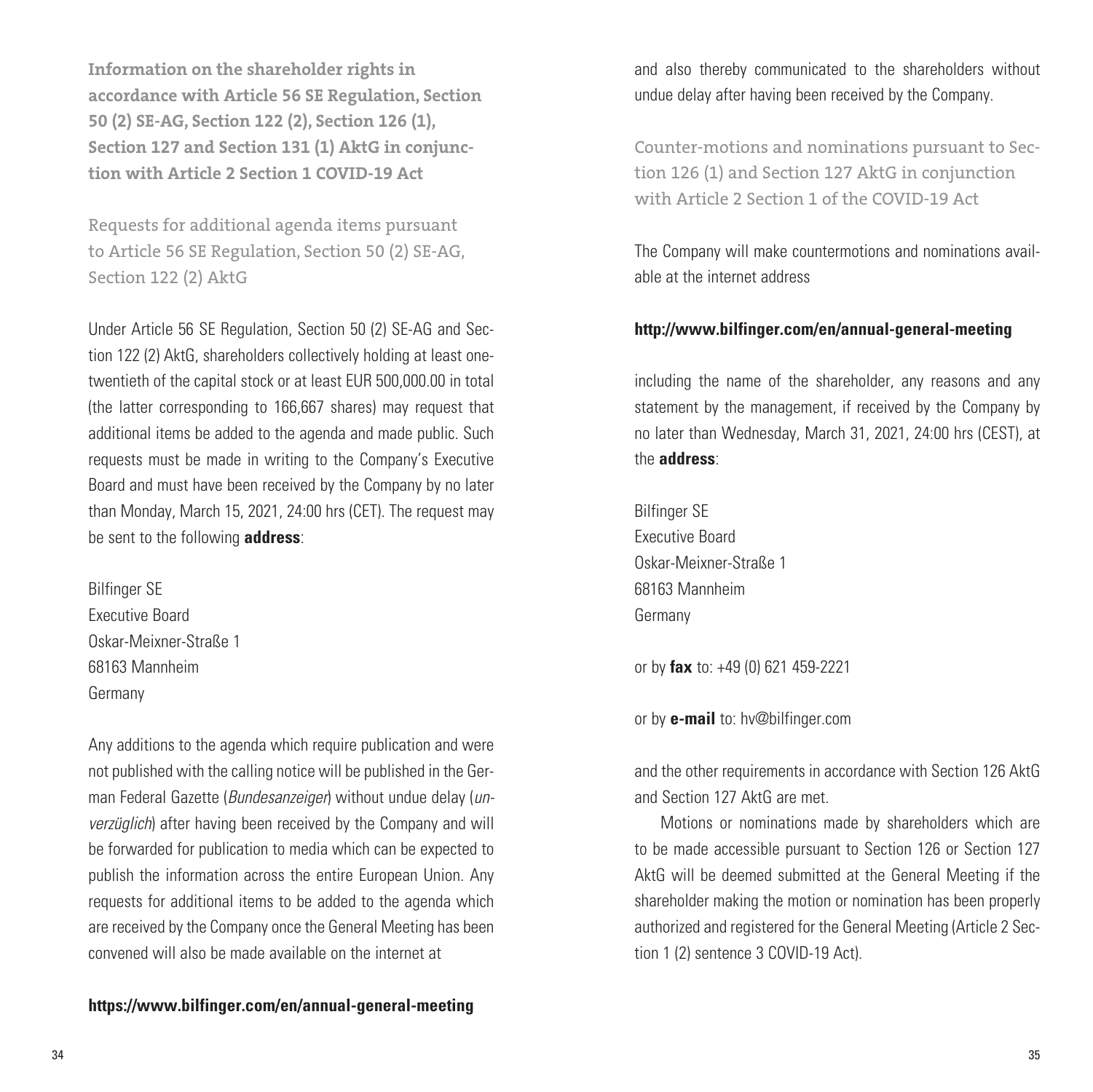## Information on the shareholder rights in accordance with Article 56 SE Regulation, Section 50 (2) SE-AG, Section 122 (2), Section 126 (1), Section 127 and Section 131 (1) AktG in conjunction with Article 2 Section 1 COVID-19 Act

### Requests for additional agenda items pursuant to Article 56 SE Regulation, Section 50 (2) SE-AG, Section 122 (2) AktG

Under Article 56 SE Regulation, Section 50 (2) SE-AG and Section 122 (2) AktG, shareholders collectively holding at least one-twentieth of the capital stock or at least EUR 500,000.00 in total (the latter corresponding to 166,667 shares) may request that additional items be added to the agenda and made public. Such requests must be made in writing to the Company's Executive Board and must have been received by the Company by no later than Monday, March 15, 2021, 24:00 hrs (CET). The request may be sent to the following **address**:

Bilfinger SE  
Executive Board  
Oskar-Meixner-Straße 1  
68163 Mannheim  
Germany

Any additions to the agenda which require publication and were not published with the calling notice will be published in the German Federal Gazette (*Bundesanzeiger*) without undue delay (*unverzüglich*) after having been received by the Company and will be forwarded for publication to media which can be expected to publish the information across the entire European Union. Any requests for additional items to be added to the agenda which are received by the Company once the General Meeting has been convened will also be made available on the internet at

**https://www.bilfinger.com/en/annual-general-meeting**

and also thereby communicated to the shareholders without undue delay after having been received by the Company.

### Counter-motions and nominations pursuant to Section 126 (1) and Section 127 AktG in conjunction with Article 2 Section 1 of the COVID-19 Act

The Company will make countermotions and nominations available at the internet address

**http://www.bilfinger.com/en/annual-general-meeting**

including the name of the shareholder, any reasons and any statement by the management, if received by the Company by no later than Wednesday, March 31, 2021, 24:00 hrs (CEST), at the **address**:

Bilfinger SE  
Executive Board  
Oskar-Meixner-Straße 1  
68163 Mannheim  
Germany

or by **fax** to: +49 (0) 621 459-2221

or by **e-mail** to: hv@bilfinger.com

and the other requirements in accordance with Section 126 AktG and Section 127 AktG are met.

Motions or nominations made by shareholders which are to be made accessible pursuant to Section 126 or Section 127 AktG will be deemed submitted at the General Meeting if the shareholder making the motion or nomination has been properly authorized and registered for the General Meeting (Article 2 Section 1 (2) sentence 3 COVID-19 Act).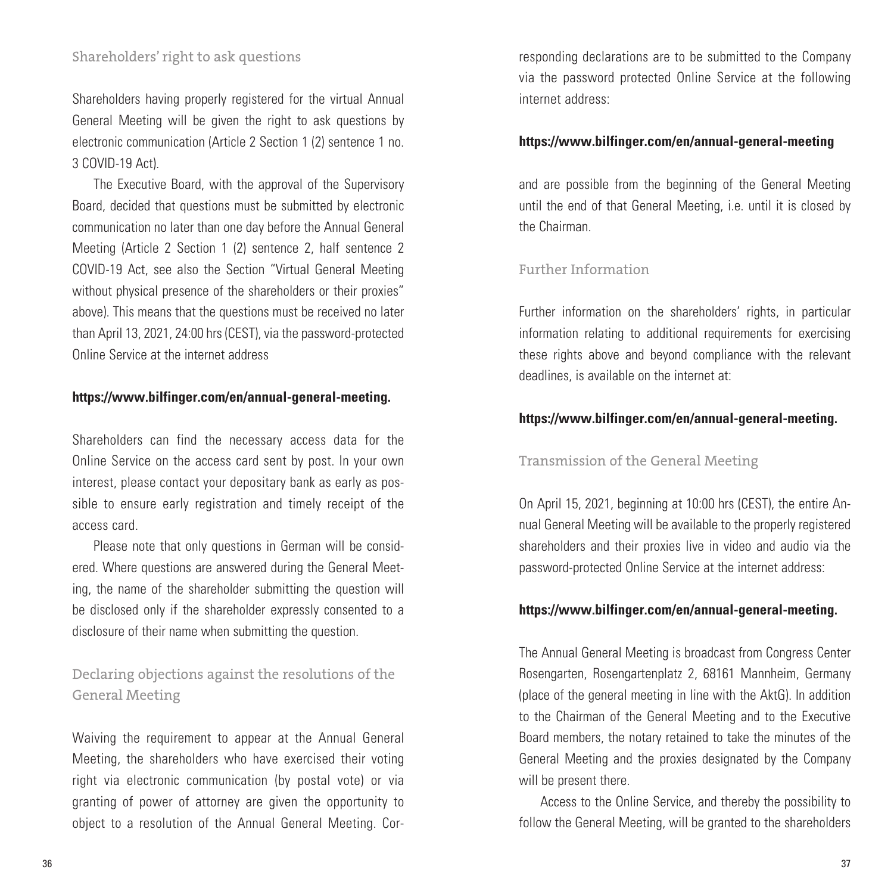### Shareholders' right to ask questions

Shareholders having properly registered for the virtual Annual General Meeting will be given the right to ask questions by electronic communication (Article 2 Section 1 (2) sentence 1 no. 3 COVID-19 Act).

The Executive Board, with the approval of the Supervisory Board, decided that questions must be submitted by electronic communication no later than one day before the Annual General Meeting (Article 2 Section 1 (2) sentence 2, half sentence 2 COVID-19 Act, see also the Section "Virtual General Meeting without physical presence of the shareholders or their proxies" above). This means that the questions must be received no later than April 13, 2021, 24:00 hrs (CEST), via the password-protected Online Service at the internet address

**https://www.bilfinger.com/en/annual-general-meeting.**

Shareholders can find the necessary access data for the Online Service on the access card sent by post. In your own interest, please contact your depositary bank as early as possible to ensure early registration and timely receipt of the access card.

Please note that only questions in German will be considered. Where questions are answered during the General Meeting, the name of the shareholder submitting the question will be disclosed only if the shareholder expressly consented to a disclosure of their name when submitting the question.

### Declaring objections against the resolutions of the General Meeting

Waiving the requirement to appear at the Annual General Meeting, the shareholders who have exercised their voting right via electronic communication (by postal vote) or via granting of power of attorney are given the opportunity to object to a resolution of the Annual General Meeting. Corresponding declarations are to be submitted to the Company via the password protected Online Service at the following internet address:

**https://www.bilfinger.com/en/annual-general-meeting**

and are possible from the beginning of the General Meeting until the end of that General Meeting, i.e. until it is closed by the Chairman.

### Further Information

Further information on the shareholders' rights, in particular information relating to additional requirements for exercising these rights above and beyond compliance with the relevant deadlines, is available on the internet at:

**https://www.bilfinger.com/en/annual-general-meeting.**

### Transmission of the General Meeting

On April 15, 2021, beginning at 10:00 hrs (CEST), the entire Annual General Meeting will be available to the properly registered shareholders and their proxies live in video and audio via the password-protected Online Service at the internet address:

**https://www.bilfinger.com/en/annual-general-meeting.**

The Annual General Meeting is broadcast from Congress Center Rosengarten, Rosengartenplatz 2, 68161 Mannheim, Germany (place of the general meeting in line with the AktG). In addition to the Chairman of the General Meeting and to the Executive Board members, the notary retained to take the minutes of the General Meeting and the proxies designated by the Company will be present there.

Access to the Online Service, and thereby the possibility to follow the General Meeting, will be granted to the shareholders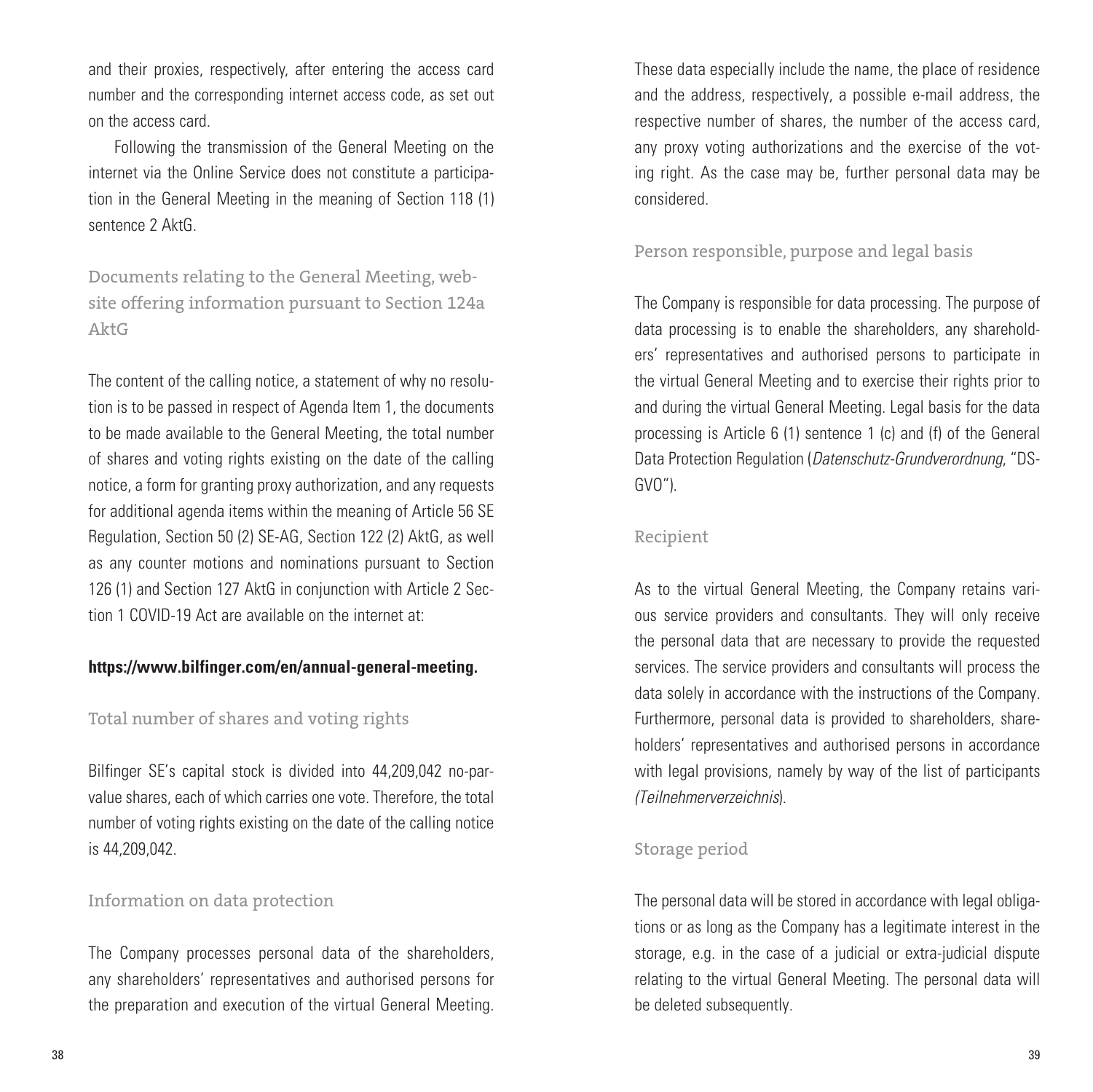and their proxies, respectively, after entering the access card number and the corresponding internet access code, as set out on the access card.

Following the transmission of the General Meeting on the internet via the Online Service does not constitute a participation in the General Meeting in the meaning of Section 118 (1) sentence 2 AktG.

## Documents relating to the General Meeting, website offering information pursuant to Section 124a AktG

The content of the calling notice, a statement of why no resolution is to be passed in respect of Agenda Item 1, the documents to be made available to the General Meeting, the total number of shares and voting rights existing on the date of the calling notice, a form for granting proxy authorization, and any requests for additional agenda items within the meaning of Article 56 SE Regulation, Section 50 (2) SE-AG, Section 122 (2) AktG, as well as any counter motions and nominations pursuant to Section 126 (1) and Section 127 AktG in conjunction with Article 2 Section 1 COVID-19 Act are available on the internet at:

**https://www.bilfinger.com/en/annual-general-meeting.**

## Total number of shares and voting rights

Bilfinger SE's capital stock is divided into 44,209,042 no-par-value shares, each of which carries one vote. Therefore, the total number of voting rights existing on the date of the calling notice is 44,209,042.

## Information on data protection

The Company processes personal data of the shareholders, any shareholders' representatives and authorised persons for the preparation and execution of the virtual General Meeting. These data especially include the name, the place of residence and the address, respectively, a possible e-mail address, the respective number of shares, the number of the access card, any proxy voting authorizations and the exercise of the voting right. As the case may be, further personal data may be considered.

### Person responsible, purpose and legal basis

The Company is responsible for data processing. The purpose of data processing is to enable the shareholders, any shareholders' representatives and authorised persons to participate in the virtual General Meeting and to exercise their rights prior to and during the virtual General Meeting. Legal basis for the data processing is Article 6 (1) sentence 1 (c) and (f) of the General Data Protection Regulation (*Datenschutz-Grundverordnung*, "DS-GVO").

### Recipient

As to the virtual General Meeting, the Company retains various service providers and consultants. They will only receive the personal data that are necessary to provide the requested services. The service providers and consultants will process the data solely in accordance with the instructions of the Company. Furthermore, personal data is provided to shareholders, shareholders' representatives and authorised persons in accordance with legal provisions, namely by way of the list of participants *(Teilnehmerverzeichnis*).

### Storage period

The personal data will be stored in accordance with legal obligations or as long as the Company has a legitimate interest in the storage, e.g. in the case of a judicial or extra-judicial dispute relating to the virtual General Meeting. The personal data will be deleted subsequently.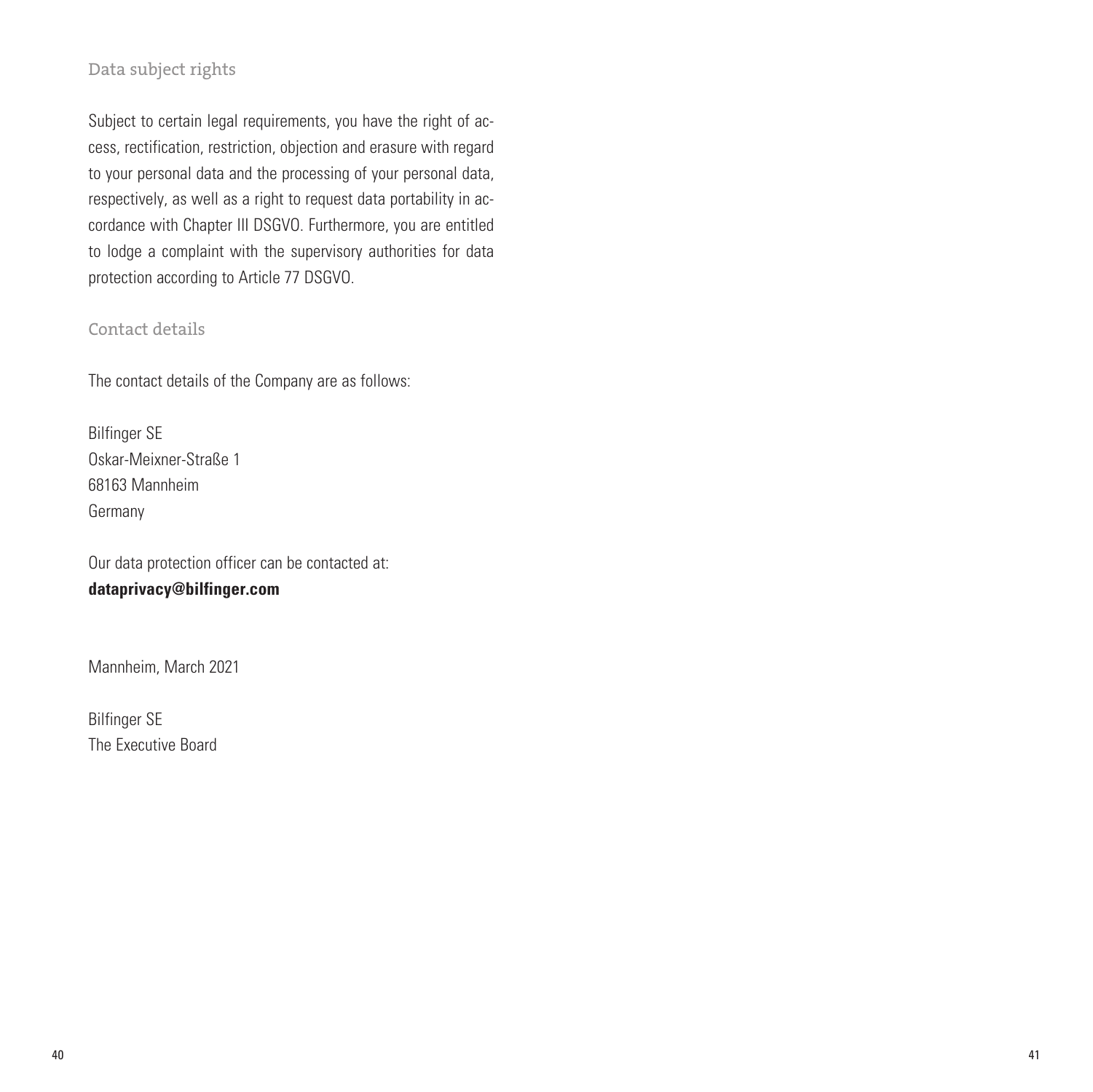## Data subject rights

Subject to certain legal requirements, you have the right of access, rectification, restriction, objection and erasure with regard to your personal data and the processing of your personal data, respectively, as well as a right to request data portability in accordance with Chapter III DSGVO. Furthermore, you are entitled to lodge a complaint with the supervisory authorities for data protection according to Article 77 DSGVO.

## Contact details

The contact details of the Company are as follows:

Bilfinger SE  
Oskar-Meixner-Straße 1  
68163 Mannheim  
Germany

Our data protection officer can be contacted at:  
**dataprivacy@bilfinger.com**

Mannheim, March 2021

Bilfinger SE  
The Executive Board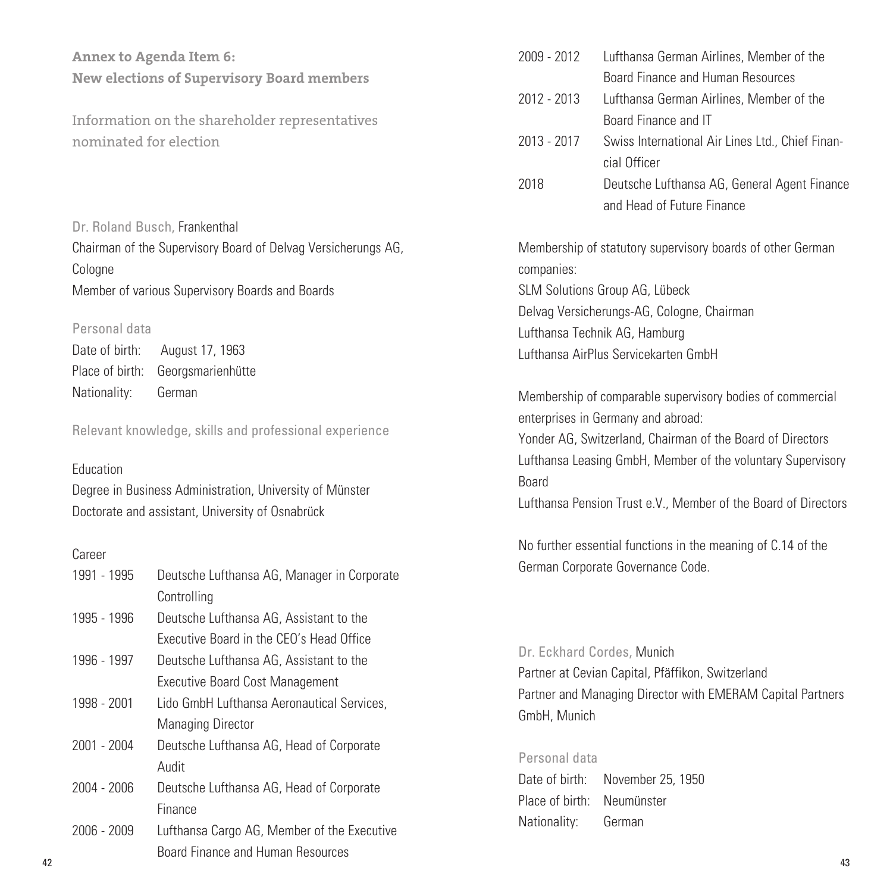## Annex to Agenda Item 6: New elections of Supervisory Board members

### Information on the shareholder representatives nominated for election

Dr. Roland Busch, Frankenthal
Chairman of the Supervisory Board of Delvag Versicherungs AG, Cologne
Member of various Supervisory Boards and Boards

#### Personal data

Date of birth: August 17, 1963
Place of birth: Georgsmarienhütte
Nationality: German

#### Relevant knowledge, skills and professional experience

Education
Degree in Business Administration, University of Münster
Doctorate and assistant, University of Osnabrück

Career

| | |
|---|---|
| 1991 - 1995 | Deutsche Lufthansa AG, Manager in Corporate Controlling |
| 1995 - 1996 | Deutsche Lufthansa AG, Assistant to the Executive Board in the CEO's Head Office |
| 1996 - 1997 | Deutsche Lufthansa AG, Assistant to the Executive Board Cost Management |
| 1998 - 2001 | Lido GmbH Lufthansa Aeronautical Services, Managing Director |
| 2001 - 2004 | Deutsche Lufthansa AG, Head of Corporate Audit |
| 2004 - 2006 | Deutsche Lufthansa AG, Head of Corporate Finance |
| 2006 - 2009 | Lufthansa Cargo AG, Member of the Executive Board Finance and Human Resources |
| 2009 - 2012 | Lufthansa German Airlines, Member of the Board Finance and Human Resources |
| 2012 - 2013 | Lufthansa German Airlines, Member of the Board Finance and IT |
| 2013 - 2017 | Swiss International Air Lines Ltd., Chief Financial Officer |
| 2018 | Deutsche Lufthansa AG, General Agent Finance and Head of Future Finance |

Membership of statutory supervisory boards of other German companies:
SLM Solutions Group AG, Lübeck
Delvag Versicherungs-AG, Cologne, Chairman
Lufthansa Technik AG, Hamburg
Lufthansa AirPlus Servicekarten GmbH

Membership of comparable supervisory bodies of commercial enterprises in Germany and abroad:
Yonder AG, Switzerland, Chairman of the Board of Directors
Lufthansa Leasing GmbH, Member of the voluntary Supervisory Board
Lufthansa Pension Trust e.V., Member of the Board of Directors

No further essential functions in the meaning of C.14 of the German Corporate Governance Code.

Dr. Eckhard Cordes, Munich
Partner at Cevian Capital, Pfäffikon, Switzerland
Partner and Managing Director with EMERAM Capital Partners GmbH, Munich

#### Personal data

Date of birth: November 25, 1950
Place of birth: Neumünster
Nationality: German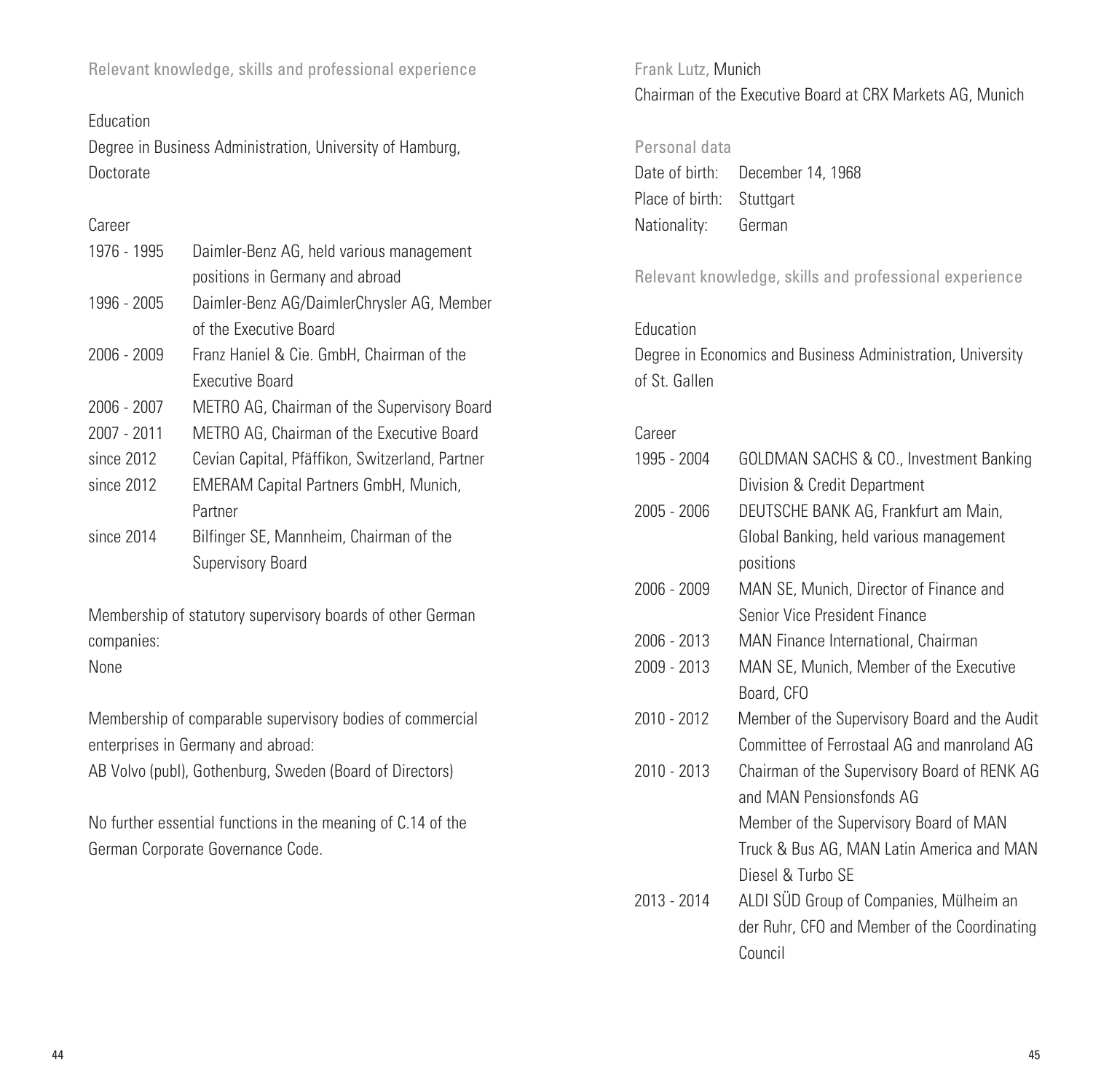Relevant knowledge, skills and professional experience

Education

Degree in Business Administration, University of Hamburg, Doctorate

Career

| | |
|---|---|
| 1976 - 1995 | Daimler-Benz AG, held various management positions in Germany and abroad |
| 1996 - 2005 | Daimler-Benz AG/DaimlerChrysler AG, Member of the Executive Board |
| 2006 - 2009 | Franz Haniel & Cie. GmbH, Chairman of the Executive Board |
| 2006 - 2007 | METRO AG, Chairman of the Supervisory Board |
| 2007 - 2011 | METRO AG, Chairman of the Executive Board |
| since 2012 | Cevian Capital, Pfäffikon, Switzerland, Partner |
| since 2012 | EMERAM Capital Partners GmbH, Munich, Partner |
| since 2014 | Bilfinger SE, Mannheim, Chairman of the Supervisory Board |

Membership of statutory supervisory boards of other German companies:
None

Membership of comparable supervisory bodies of commercial enterprises in Germany and abroad:
AB Volvo (publ), Gothenburg, Sweden (Board of Directors)

No further essential functions in the meaning of C.14 of the German Corporate Governance Code.

## Frank Lutz, Munich

Chairman of the Executive Board at CRX Markets AG, Munich

Personal data

| | |
|---|---|
| Date of birth: | December 14, 1968 |
| Place of birth: | Stuttgart |
| Nationality: | German |

Relevant knowledge, skills and professional experience

Education

Degree in Economics and Business Administration, University of St. Gallen

Career

| | |
|---|---|
| 1995 - 2004 | GOLDMAN SACHS & CO., Investment Banking Division & Credit Department |
| 2005 - 2006 | DEUTSCHE BANK AG, Frankfurt am Main, Global Banking, held various management positions |
| 2006 - 2009 | MAN SE, Munich, Director of Finance and Senior Vice President Finance |
| 2006 - 2013 | MAN Finance International, Chairman |
| 2009 - 2013 | MAN SE, Munich, Member of the Executive Board, CFO |
| 2010 - 2012 | Member of the Supervisory Board and the Audit Committee of Ferrostaal AG and manroland AG |
| 2010 - 2013 | Chairman of the Supervisory Board of RENK AG and MAN Pensionsfonds AG<br>Member of the Supervisory Board of MAN Truck & Bus AG, MAN Latin America and MAN Diesel & Turbo SE |
| 2013 - 2014 | ALDI SÜD Group of Companies, Mülheim an der Ruhr, CFO and Member of the Coordinating Council |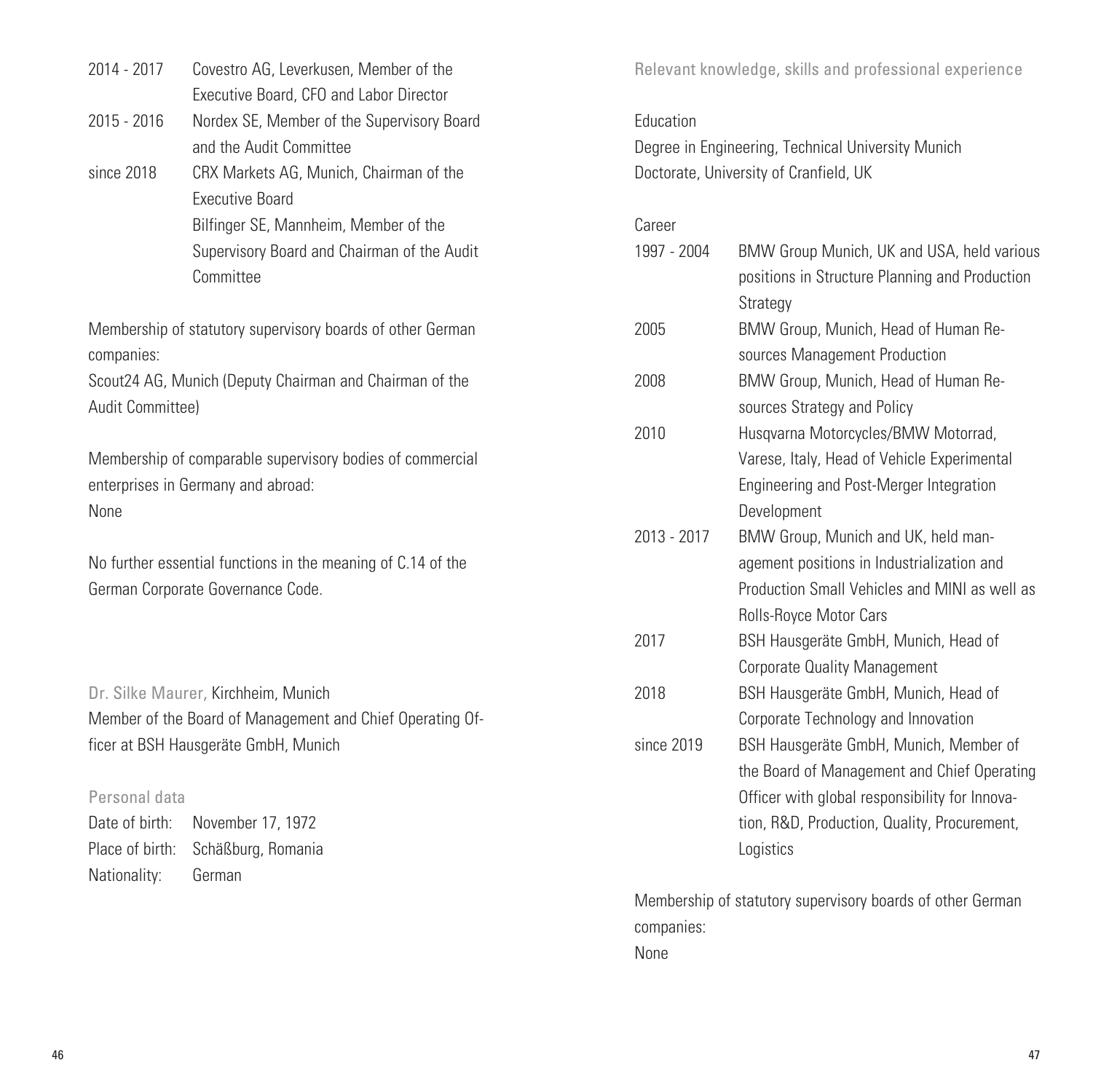| | |
|---|---|
| 2014 - 2017 | Covestro AG, Leverkusen, Member of the Executive Board, CFO and Labor Director |
| 2015 - 2016 | Nordex SE, Member of the Supervisory Board and the Audit Committee |
| since 2018 | CRX Markets AG, Munich, Chairman of the Executive Board |
| | Bilfinger SE, Mannheim, Member of the Supervisory Board and Chairman of the Audit Committee |

Membership of statutory supervisory boards of other German companies:
Scout24 AG, Munich (Deputy Chairman and Chairman of the Audit Committee)

Membership of comparable supervisory bodies of commercial enterprises in Germany and abroad:
None

No further essential functions in the meaning of C.14 of the German Corporate Governance Code.

Dr. Silke Maurer, Kirchheim, Munich
Member of the Board of Management and Chief Operating Officer at BSH Hausgeräte GmbH, Munich

### Personal data

| | |
|---|---|
| Date of birth: | November 17, 1972 |
| Place of birth: | Schäßburg, Romania |
| Nationality: | German |

### Relevant knowledge, skills and professional experience

Education
Degree in Engineering, Technical University Munich
Doctorate, University of Cranfield, UK

Career

| | |
|---|---|
| 1997 - 2004 | BMW Group Munich, UK and USA, held various positions in Structure Planning and Production Strategy |
| 2005 | BMW Group, Munich, Head of Human Resources Management Production |
| 2008 | BMW Group, Munich, Head of Human Resources Strategy and Policy |
| 2010 | Husqvarna Motorcycles/BMW Motorrad, Varese, Italy, Head of Vehicle Experimental Engineering and Post-Merger Integration Development |
| 2013 - 2017 | BMW Group, Munich and UK, held management positions in Industrialization and Production Small Vehicles and MINI as well as Rolls-Royce Motor Cars |
| 2017 | BSH Hausgeräte GmbH, Munich, Head of Corporate Quality Management |
| 2018 | BSH Hausgeräte GmbH, Munich, Head of Corporate Technology and Innovation |
| since 2019 | BSH Hausgeräte GmbH, Munich, Member of the Board of Management and Chief Operating Officer with global responsibility for Innovation, R&D, Production, Quality, Procurement, Logistics |

Membership of statutory supervisory boards of other German companies:
None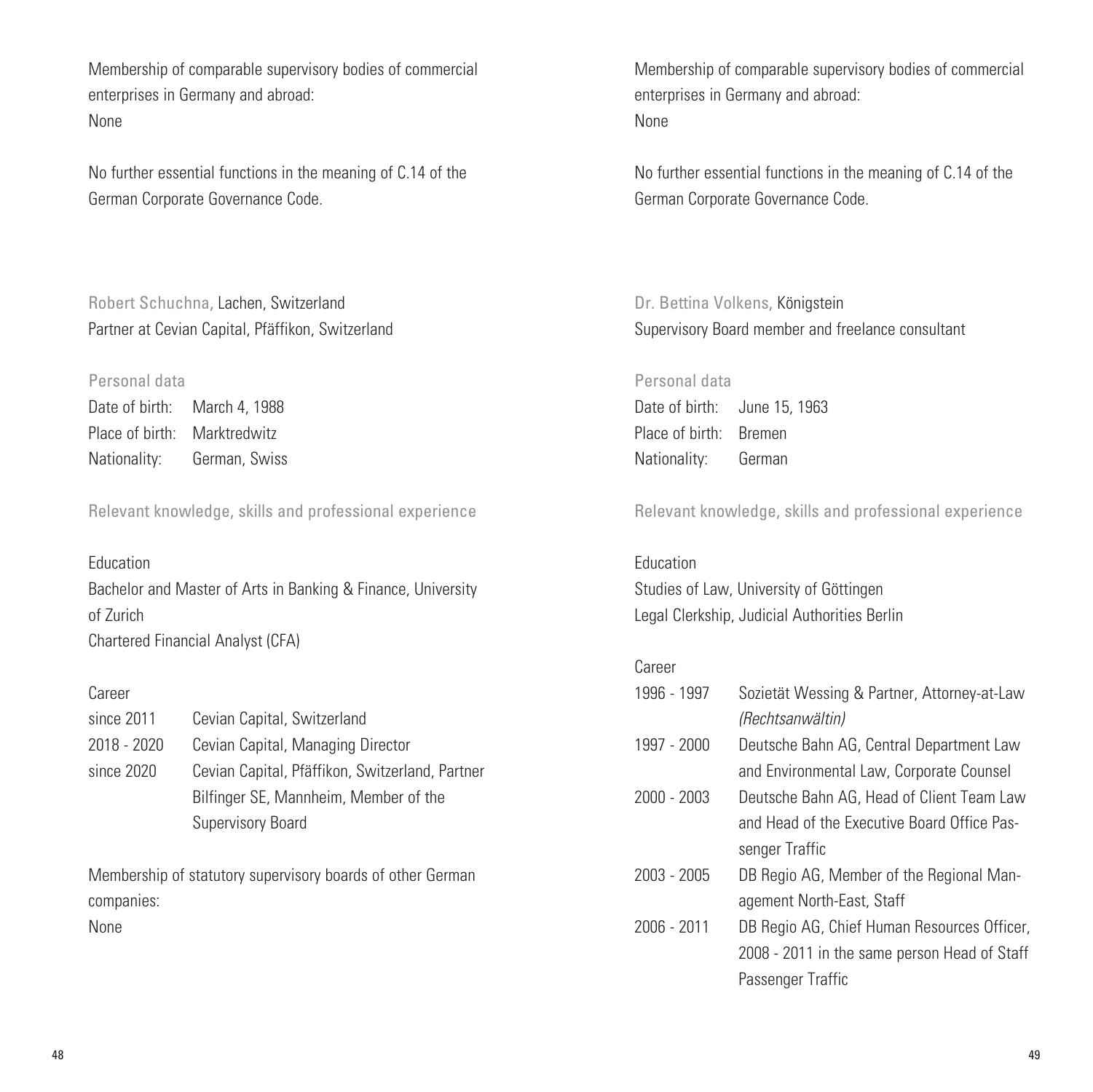Membership of comparable supervisory bodies of commercial enterprises in Germany and abroad:
None

No further essential functions in the meaning of C.14 of the German Corporate Governance Code.

Robert Schuchna, Lachen, Switzerland
Partner at Cevian Capital, Pfäffikon, Switzerland

### Personal data

| | |
|---|---|
| Date of birth: | March 4, 1988 |
| Place of birth: | Marktredwitz |
| Nationality: | German, Swiss |

### Relevant knowledge, skills and professional experience

Education
Bachelor and Master of Arts in Banking & Finance, University of Zurich
Chartered Financial Analyst (CFA)

Career

| | |
|---|---|
| since 2011 | Cevian Capital, Switzerland |
| 2018 - 2020 | Cevian Capital, Managing Director |
| since 2020 | Cevian Capital, Pfäffikon, Switzerland, Partner |
| | Bilfinger SE, Mannheim, Member of the Supervisory Board |

Membership of statutory supervisory boards of other German companies:
None

Membership of comparable supervisory bodies of commercial enterprises in Germany and abroad:
None

No further essential functions in the meaning of C.14 of the German Corporate Governance Code.

Dr. Bettina Volkens, Königstein
Supervisory Board member and freelance consultant

### Personal data

| | |
|---|---|
| Date of birth: | June 15, 1963 |
| Place of birth: | Bremen |
| Nationality: | German |

### Relevant knowledge, skills and professional experience

Education
Studies of Law, University of Göttingen
Legal Clerkship, Judicial Authorities Berlin

Career

| | |
|---|---|
| 1996 - 1997 | Sozietät Wessing & Partner, Attorney-at-Law *(Rechtsanwältin)* |
| 1997 - 2000 | Deutsche Bahn AG, Central Department Law and Environmental Law, Corporate Counsel |
| 2000 - 2003 | Deutsche Bahn AG, Head of Client Team Law and Head of the Executive Board Office Passenger Traffic |
| 2003 - 2005 | DB Regio AG, Member of the Regional Management North-East, Staff |
| 2006 - 2011 | DB Regio AG, Chief Human Resources Officer, 2008 - 2011 in the same person Head of Staff Passenger Traffic |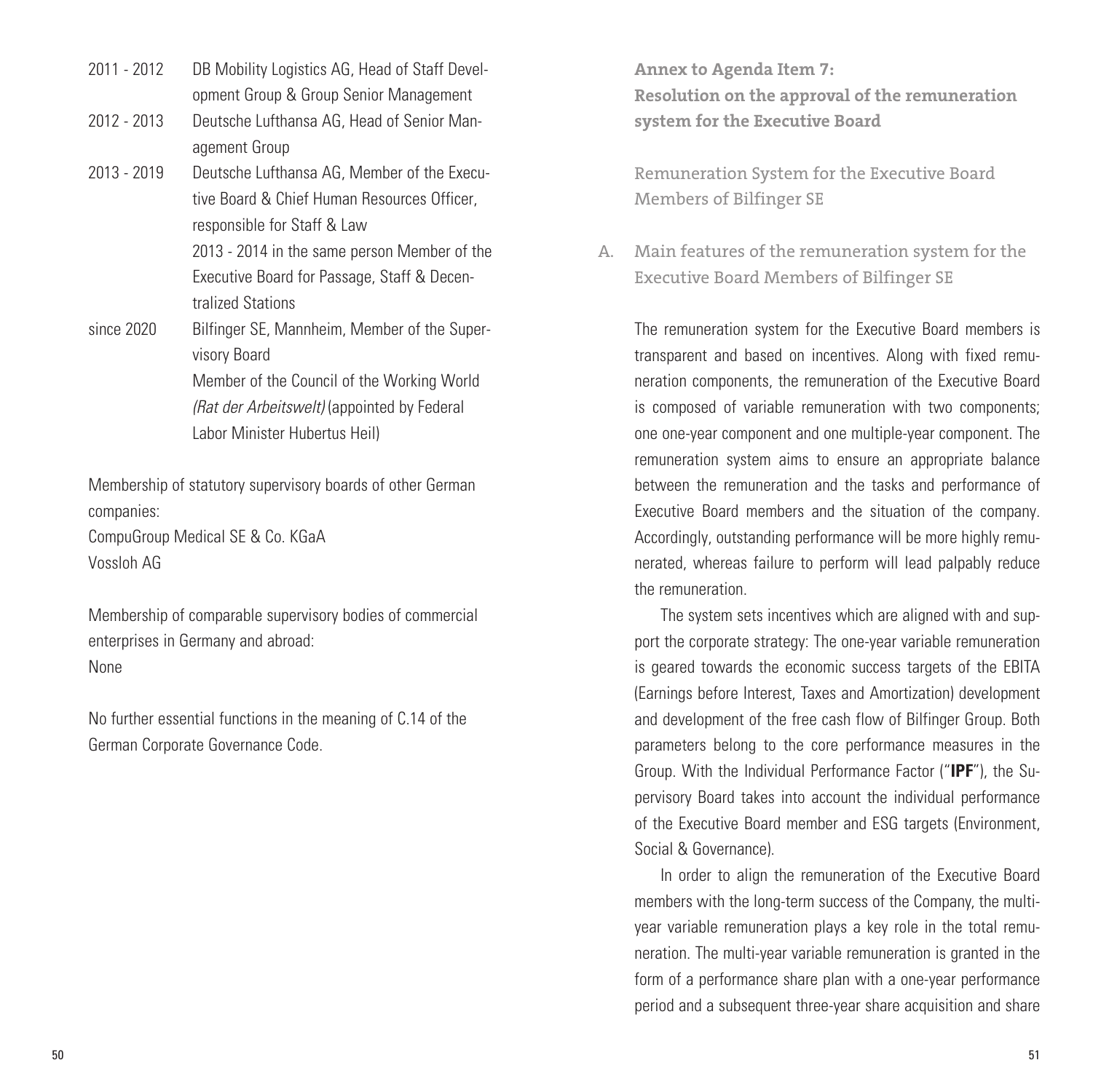| | |
|---|---|
| 2011 - 2012 | DB Mobility Logistics AG, Head of Staff Development Group & Group Senior Management |
| 2012 - 2013 | Deutsche Lufthansa AG, Head of Senior Management Group |
| 2013 - 2019 | Deutsche Lufthansa AG, Member of the Executive Board & Chief Human Resources Officer, responsible for Staff & Law<br>2013 - 2014 in the same person Member of the Executive Board for Passage, Staff & Decentralized Stations |
| since 2020 | Bilfinger SE, Mannheim, Member of the Supervisory Board<br>Member of the Council of the Working World *(Rat der Arbeitswelt)* (appointed by Federal Labor Minister Hubertus Heil) |

Membership of statutory supervisory boards of other German companies:
CompuGroup Medical SE & Co. KGaA
Vossloh AG

Membership of comparable supervisory bodies of commercial enterprises in Germany and abroad:
None

No further essential functions in the meaning of C.14 of the German Corporate Governance Code.

## Annex to Agenda Item 7: Resolution on the approval of the remuneration system for the Executive Board

### Remuneration System for the Executive Board Members of Bilfinger SE

### A. Main features of the remuneration system for the Executive Board Members of Bilfinger SE

The remuneration system for the Executive Board members is transparent and based on incentives. Along with fixed remuneration components, the remuneration of the Executive Board is composed of variable remuneration with two components; one one-year component and one multiple-year component. The remuneration system aims to ensure an appropriate balance between the remuneration and the tasks and performance of Executive Board members and the situation of the company. Accordingly, outstanding performance will be more highly remunerated, whereas failure to perform will lead palpably reduce the remuneration.

The system sets incentives which are aligned with and support the corporate strategy: The one-year variable remuneration is geared towards the economic success targets of the EBITA (Earnings before Interest, Taxes and Amortization) development and development of the free cash flow of Bilfinger Group. Both parameters belong to the core performance measures in the Group. With the Individual Performance Factor ("**IPF**"), the Supervisory Board takes into account the individual performance of the Executive Board member and ESG targets (Environment, Social & Governance).

In order to align the remuneration of the Executive Board members with the long-term success of the Company, the multi-year variable remuneration plays a key role in the total remuneration. The multi-year variable remuneration is granted in the form of a performance share plan with a one-year performance period and a subsequent three-year share acquisition and share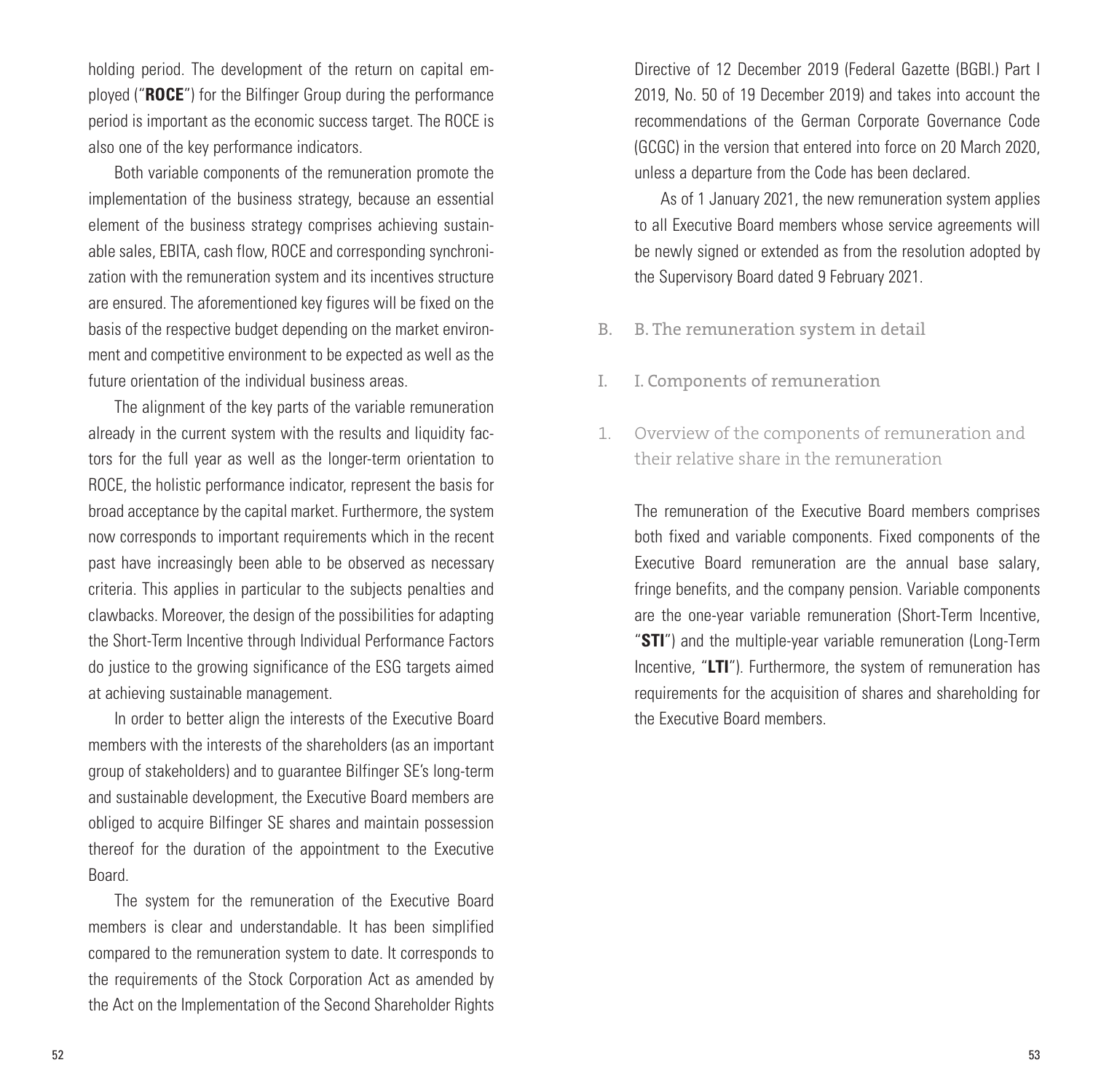holding period. The development of the return on capital employed ("**ROCE**") for the Bilfinger Group during the performance period is important as the economic success target. The ROCE is also one of the key performance indicators.

Both variable components of the remuneration promote the implementation of the business strategy, because an essential element of the business strategy comprises achieving sustainable sales, EBITA, cash flow, ROCE and corresponding synchronization with the remuneration system and its incentives structure are ensured. The aforementioned key figures will be fixed on the basis of the respective budget depending on the market environment and competitive environment to be expected as well as the future orientation of the individual business areas.

The alignment of the key parts of the variable remuneration already in the current system with the results and liquidity factors for the full year as well as the longer-term orientation to ROCE, the holistic performance indicator, represent the basis for broad acceptance by the capital market. Furthermore, the system now corresponds to important requirements which in the recent past have increasingly been able to be observed as necessary criteria. This applies in particular to the subjects penalties and clawbacks. Moreover, the design of the possibilities for adapting the Short-Term Incentive through Individual Performance Factors do justice to the growing significance of the ESG targets aimed at achieving sustainable management.

In order to better align the interests of the Executive Board members with the interests of the shareholders (as an important group of stakeholders) and to guarantee Bilfinger SE's long-term and sustainable development, the Executive Board members are obliged to acquire Bilfinger SE shares and maintain possession thereof for the duration of the appointment to the Executive Board.

The system for the remuneration of the Executive Board members is clear and understandable. It has been simplified compared to the remuneration system to date. It corresponds to the requirements of the Stock Corporation Act as amended by the Act on the Implementation of the Second Shareholder Rights Directive of 12 December 2019 (Federal Gazette (BGBl.) Part I 2019, No. 50 of 19 December 2019) and takes into account the recommendations of the German Corporate Governance Code (GCGC) in the version that entered into force on 20 March 2020, unless a departure from the Code has been declared.

As of 1 January 2021, the new remuneration system applies to all Executive Board members whose service agreements will be newly signed or extended as from the resolution adopted by the Supervisory Board dated 9 February 2021.

## B. B. The remuneration system in detail

### I. I. Components of remuneration

#### 1. Overview of the components of remuneration and their relative share in the remuneration

The remuneration of the Executive Board members comprises both fixed and variable components. Fixed components of the Executive Board remuneration are the annual base salary, fringe benefits, and the company pension. Variable components are the one-year variable remuneration (Short-Term Incentive, "**STI**") and the multiple-year variable remuneration (Long-Term Incentive, "**LTI**"). Furthermore, the system of remuneration has requirements for the acquisition of shares and shareholding for the Executive Board members.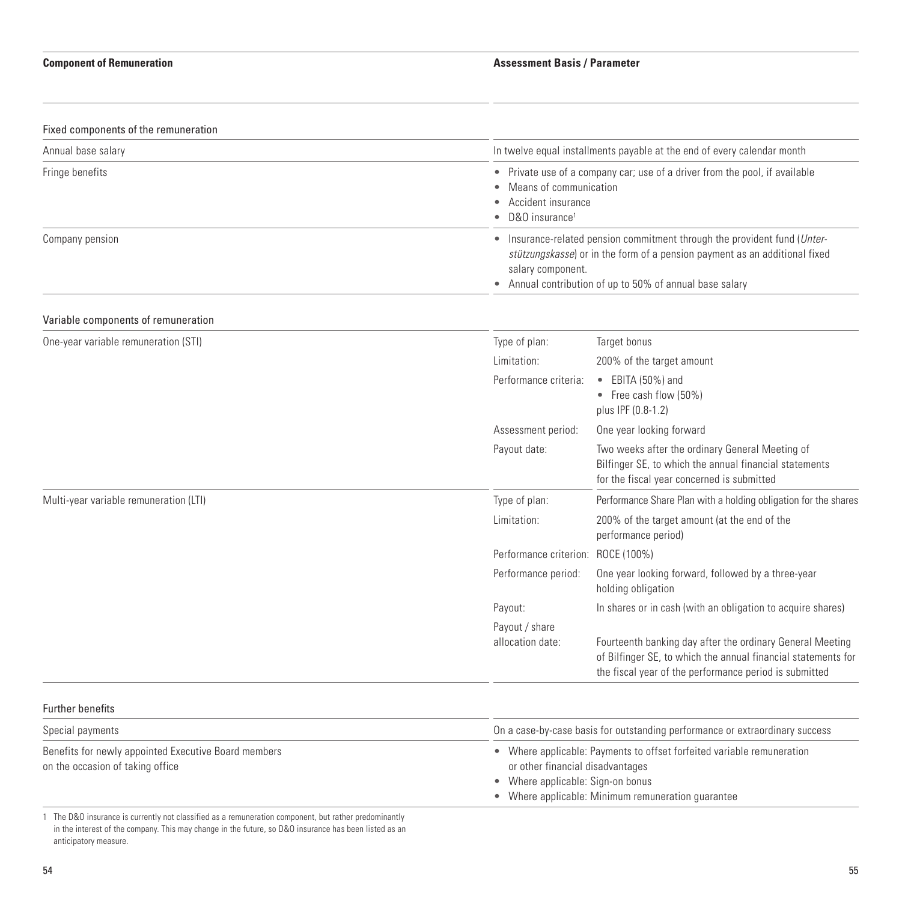| Component of Remuneration | Assessment Basis / Parameter | |
|---|---|---|
| **Fixed components of the remuneration** | | |
| Annual base salary | In twelve equal installments payable at the end of every calendar month | |
| Fringe benefits | • Private use of a company car; use of a driver from the pool, if available<br>• Means of communication<br>• Accident insurance<br>• D&O insurance[1] | |
| Company pension | • Insurance-related pension commitment through the provident fund (*Unterstützungskasse*) or in the form of a pension payment as an additional fixed salary component.<br>• Annual contribution of up to 50% of annual base salary | |
| **Variable components of remuneration** | | |
| One-year variable remuneration (STI) | Type of plan: | Target bonus |
| | Limitation: | 200% of the target amount |
| | Performance criteria: | • EBITA (50%) and<br>• Free cash flow (50%)<br>plus IPF (0.8-1.2) |
| | Assessment period: | One year looking forward |
| | Payout date: | Two weeks after the ordinary General Meeting of Bilfinger SE, to which the annual financial statements for the fiscal year concerned is submitted |
| Multi-year variable remuneration (LTI) | Type of plan: | Performance Share Plan with a holding obligation for the shares |
| | Limitation: | 200% of the target amount (at the end of the performance period) |
| | Performance criterion: | ROCE (100%) |
| | Performance period: | One year looking forward, followed by a three-year holding obligation |
| | Payout: | In shares or in cash (with an obligation to acquire shares) |
| | Payout / share allocation date: | Fourteenth banking day after the ordinary General Meeting of Bilfinger SE, to which the annual financial statements for the fiscal year of the performance period is submitted |
| **Further benefits** | | |
| Special payments | On a case-by-case basis for outstanding performance or extraordinary success | |
| Benefits for newly appointed Executive Board members on the occasion of taking office | • Where applicable: Payments to offset forfeited variable remuneration or other financial disadvantages<br>• Where applicable: Sign-on bonus<br>• Where applicable: Minimum remuneration guarantee | |

1 The D&O insurance is currently not classified as a remuneration component, but rather predominantly in the interest of the company. This may change in the future, so D&O insurance has been listed as an anticipatory measure.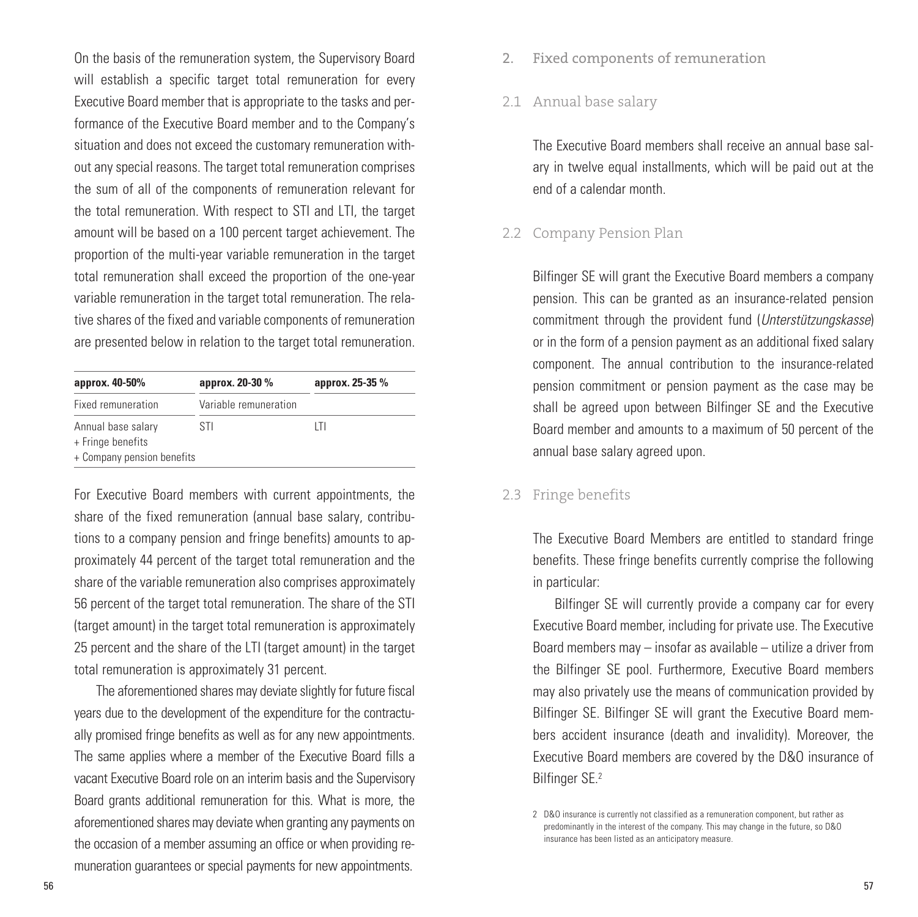On the basis of the remuneration system, the Supervisory Board will establish a specific target total remuneration for every Executive Board member that is appropriate to the tasks and performance of the Executive Board member and to the Company's situation and does not exceed the customary remuneration without any special reasons. The target total remuneration comprises the sum of all of the components of remuneration relevant for the total remuneration. With respect to STI and LTI, the target amount will be based on a 100 percent target achievement. The proportion of the multi-year variable remuneration in the target total remuneration shall exceed the proportion of the one-year variable remuneration in the target total remuneration. The relative shares of the fixed and variable components of remuneration are presented below in relation to the target total remuneration.

| **approx. 40-50%** | **approx. 20-30 %** | **approx. 25-35 %** |
|---|---|---|
| Fixed remuneration | Variable remuneration | |
| Annual base salary<br>+ Fringe benefits<br>+ Company pension benefits | STI | LTI |

For Executive Board members with current appointments, the share of the fixed remuneration (annual base salary, contributions to a company pension and fringe benefits) amounts to approximately 44 percent of the target total remuneration and the share of the variable remuneration also comprises approximately 56 percent of the target total remuneration. The share of the STI (target amount) in the target total remuneration is approximately 25 percent and the share of the LTI (target amount) in the target total remuneration is approximately 31 percent.

The aforementioned shares may deviate slightly for future fiscal years due to the development of the expenditure for the contractually promised fringe benefits as well as for any new appointments. The same applies where a member of the Executive Board fills a vacant Executive Board role on an interim basis and the Supervisory Board grants additional remuneration for this. What is more, the aforementioned shares may deviate when granting any payments on the occasion of a member assuming an office or when providing remuneration guarantees or special payments for new appointments.

## 2. Fixed components of remuneration

### 2.1 Annual base salary

The Executive Board members shall receive an annual base salary in twelve equal installments, which will be paid out at the end of a calendar month.

### 2.2 Company Pension Plan

Bilfinger SE will grant the Executive Board members a company pension. This can be granted as an insurance-related pension commitment through the provident fund (*Unterstützungskasse*) or in the form of a pension payment as an additional fixed salary component. The annual contribution to the insurance-related pension commitment or pension payment as the case may be shall be agreed upon between Bilfinger SE and the Executive Board member and amounts to a maximum of 50 percent of the annual base salary agreed upon.

### 2.3 Fringe benefits

The Executive Board Members are entitled to standard fringe benefits. These fringe benefits currently comprise the following in particular:

Bilfinger SE will currently provide a company car for every Executive Board member, including for private use. The Executive Board members may – insofar as available – utilize a driver from the Bilfinger SE pool. Furthermore, Executive Board members may also privately use the means of communication provided by Bilfinger SE. Bilfinger SE will grant the Executive Board members accident insurance (death and invalidity). Moreover, the Executive Board members are covered by the D&O insurance of Bilfinger SE.[2]

[2] D&O insurance is currently not classified as a remuneration component, but rather as predominantly in the interest of the company. This may change in the future, so D&O insurance has been listed as an anticipatory measure.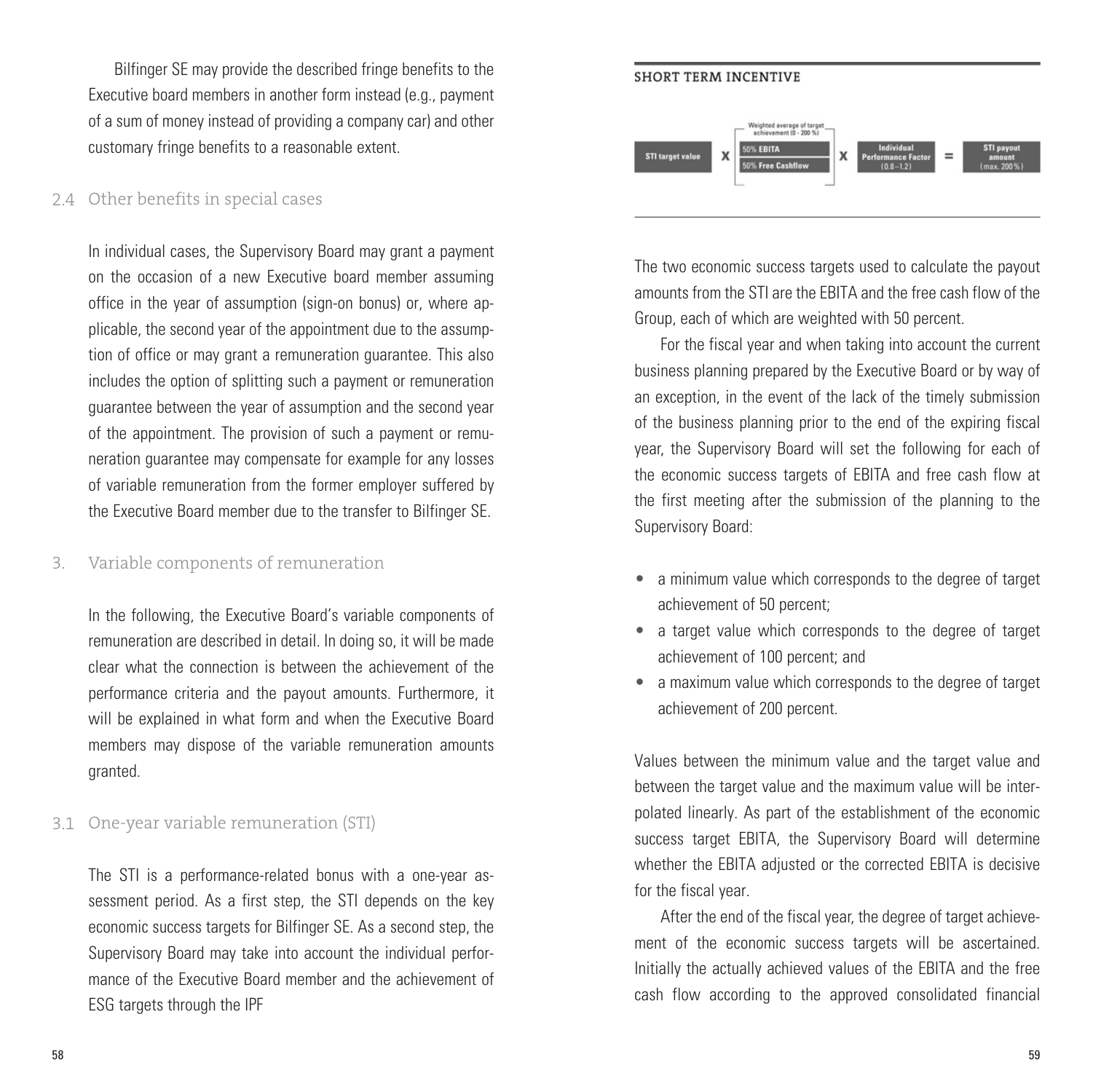Bilfinger SE may provide the described fringe benefits to the Executive board members in another form instead (e.g., payment of a sum of money instead of providing a company car) and other customary fringe benefits to a reasonable extent.

### 2.4 Other benefits in special cases

In individual cases, the Supervisory Board may grant a payment on the occasion of a new Executive board member assuming office in the year of assumption (sign-on bonus) or, where applicable, the second year of the appointment due to the assumption of office or may grant a remuneration guarantee. This also includes the option of splitting such a payment or remuneration guarantee between the year of assumption and the second year of the appointment. The provision of such a payment or remuneration guarantee may compensate for example for any losses of variable remuneration from the former employer suffered by the Executive Board member due to the transfer to Bilfinger SE.

## 3. Variable components of remuneration

In the following, the Executive Board's variable components of remuneration are described in detail. In doing so, it will be made clear what the connection is between the achievement of the performance criteria and the payout amounts. Furthermore, it will be explained in what form and when the Executive Board members may dispose of the variable remuneration amounts granted.

### 3.1 One-year variable remuneration (STI)

The STI is a performance-related bonus with a one-year assessment period. As a first step, the STI depends on the key economic success targets for Bilfinger SE. As a second step, the Supervisory Board may take into account the individual performance of the Executive Board member and the achievement of ESG targets through the IPF

**SHORT TERM INCENTIVE**

STI target value × [Weighted average of target achievement (0 - 200 %): 50% EBITA / 50% Free Cashflow] × Individual Performance Factor (0.8 – 1.2) = STI payout amount (max. 200 %)

The two economic success targets used to calculate the payout amounts from the STI are the EBITA and the free cash flow of the Group, each of which are weighted with 50 percent.

For the fiscal year and when taking into account the current business planning prepared by the Executive Board or by way of an exception, in the event of the lack of the timely submission of the business planning prior to the end of the expiring fiscal year, the Supervisory Board will set the following for each of the economic success targets of EBITA and free cash flow at the first meeting after the submission of the planning to the Supervisory Board:

- a minimum value which corresponds to the degree of target achievement of 50 percent;
- a target value which corresponds to the degree of target achievement of 100 percent; and
- a maximum value which corresponds to the degree of target achievement of 200 percent.

Values between the minimum value and the target value and between the target value and the maximum value will be interpolated linearly. As part of the establishment of the economic success target EBITA, the Supervisory Board will determine whether the EBITA adjusted or the corrected EBITA is decisive for the fiscal year.

After the end of the fiscal year, the degree of target achievement of the economic success targets will be ascertained. Initially the actually achieved values of the EBITA and the free cash flow according to the approved consolidated financial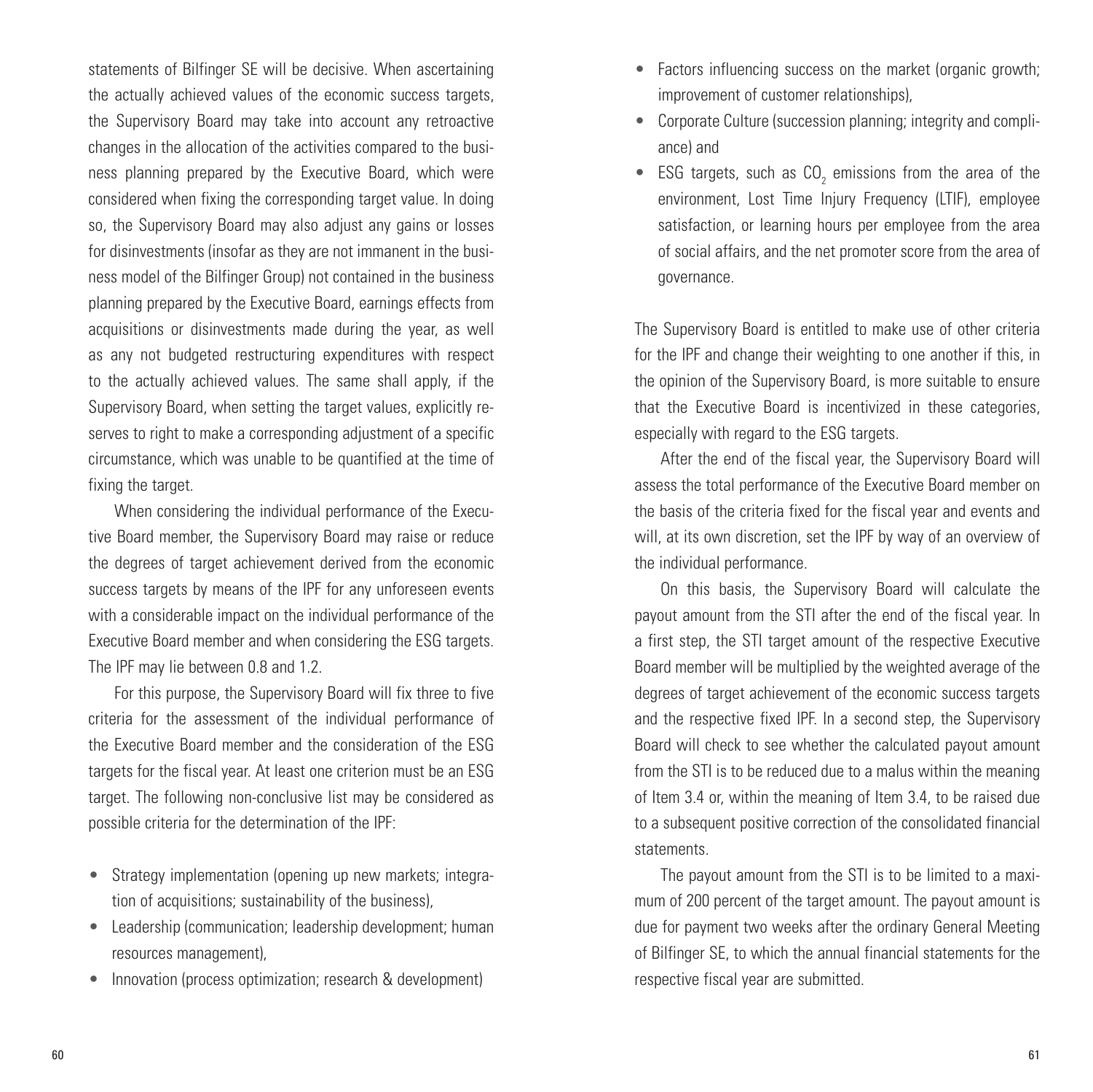statements of Bilfinger SE will be decisive. When ascertaining the actually achieved values of the economic success targets, the Supervisory Board may take into account any retroactive changes in the allocation of the activities compared to the business planning prepared by the Executive Board, which were considered when fixing the corresponding target value. In doing so, the Supervisory Board may also adjust any gains or losses for disinvestments (insofar as they are not immanent in the business model of the Bilfinger Group) not contained in the business planning prepared by the Executive Board, earnings effects from acquisitions or disinvestments made during the year, as well as any not budgeted restructuring expenditures with respect to the actually achieved values. The same shall apply, if the Supervisory Board, when setting the target values, explicitly reserves to right to make a corresponding adjustment of a specific circumstance, which was unable to be quantified at the time of fixing the target.

When considering the individual performance of the Executive Board member, the Supervisory Board may raise or reduce the degrees of target achievement derived from the economic success targets by means of the IPF for any unforeseen events with a considerable impact on the individual performance of the Executive Board member and when considering the ESG targets. The IPF may lie between 0.8 and 1.2.

For this purpose, the Supervisory Board will fix three to five criteria for the assessment of the individual performance of the Executive Board member and the consideration of the ESG targets for the fiscal year. At least one criterion must be an ESG target. The following non-conclusive list may be considered as possible criteria for the determination of the IPF:

- Strategy implementation (opening up new markets; integration of acquisitions; sustainability of the business),
- Leadership (communication; leadership development; human resources management),
- Innovation (process optimization; research & development)
- Factors influencing success on the market (organic growth; improvement of customer relationships),
- Corporate Culture (succession planning; integrity and compliance) and
- ESG targets, such as $CO_2$ emissions from the area of the environment, Lost Time Injury Frequency (LTIF), employee satisfaction, or learning hours per employee from the area of social affairs, and the net promoter score from the area of governance.

The Supervisory Board is entitled to make use of other criteria for the IPF and change their weighting to one another if this, in the opinion of the Supervisory Board, is more suitable to ensure that the Executive Board is incentivized in these categories, especially with regard to the ESG targets.

After the end of the fiscal year, the Supervisory Board will assess the total performance of the Executive Board member on the basis of the criteria fixed for the fiscal year and events and will, at its own discretion, set the IPF by way of an overview of the individual performance.

On this basis, the Supervisory Board will calculate the payout amount from the STI after the end of the fiscal year. In a first step, the STI target amount of the respective Executive Board member will be multiplied by the weighted average of the degrees of target achievement of the economic success targets and the respective fixed IPF. In a second step, the Supervisory Board will check to see whether the calculated payout amount from the STI is to be reduced due to a malus within the meaning of Item 3.4 or, within the meaning of Item 3.4, to be raised due to a subsequent positive correction of the consolidated financial statements.

The payout amount from the STI is to be limited to a maximum of 200 percent of the target amount. The payout amount is due for payment two weeks after the ordinary General Meeting of Bilfinger SE, to which the annual financial statements for the respective fiscal year are submitted.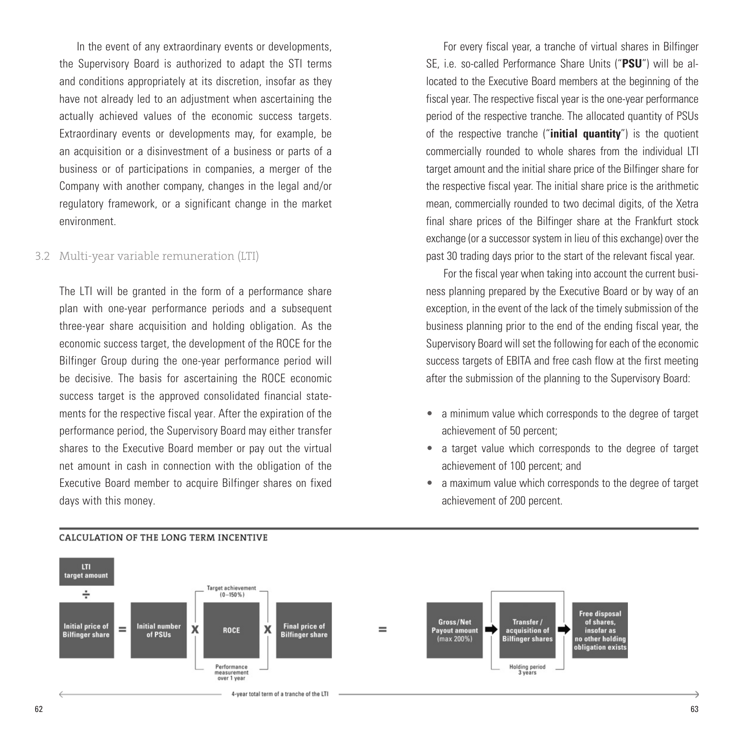In the event of any extraordinary events or developments, the Supervisory Board is authorized to adapt the STI terms and conditions appropriately at its discretion, insofar as they have not already led to an adjustment when ascertaining the actually achieved values of the economic success targets. Extraordinary events or developments may, for example, be an acquisition or a disinvestment of a business or parts of a business or of participations in companies, a merger of the Company with another company, changes in the legal and/or regulatory framework, or a significant change in the market environment.

### 3.2 Multi-year variable remuneration (LTI)

The LTI will be granted in the form of a performance share plan with one-year performance periods and a subsequent three-year share acquisition and holding obligation. As the economic success target, the development of the ROCE for the Bilfinger Group during the one-year performance period will be decisive. The basis for ascertaining the ROCE economic success target is the approved consolidated financial statements for the respective fiscal year. After the expiration of the performance period, the Supervisory Board may either transfer shares to the Executive Board member or pay out the virtual net amount in cash in connection with the obligation of the Executive Board member to acquire Bilfinger shares on fixed days with this money.

For every fiscal year, a tranche of virtual shares in Bilfinger SE, i.e. so-called Performance Share Units ("**PSU**") will be allocated to the Executive Board members at the beginning of the fiscal year. The respective fiscal year is the one-year performance period of the respective tranche. The allocated quantity of PSUs of the respective tranche ("**initial quantity**") is the quotient commercially rounded to whole shares from the individual LTI target amount and the initial share price of the Bilfinger share for the respective fiscal year. The initial share price is the arithmetic mean, commercially rounded to two decimal digits, of the Xetra final share prices of the Bilfinger share at the Frankfurt stock exchange (or a successor system in lieu of this exchange) over the past 30 trading days prior to the start of the relevant fiscal year.

For the fiscal year when taking into account the current business planning prepared by the Executive Board or by way of an exception, in the event of the lack of the timely submission of the business planning prior to the end of the ending fiscal year, the Supervisory Board will set the following for each of the economic success targets of EBITA and free cash flow at the first meeting after the submission of the planning to the Supervisory Board:

- a minimum value which corresponds to the degree of target achievement of 50 percent;
- a target value which corresponds to the degree of target achievement of 100 percent; and
- a maximum value which corresponds to the degree of target achievement of 200 percent.

#### CALCULATION OF THE LONG TERM INCENTIVE

LTI target amount ÷ Initial price of Bilfinger share = Initial number of PSUs X ROCE (Target achievement (0–150%); Performance measurement over 1 year) X Final price of Bilfinger share = Gross/Net Payout amount (max 200%) ➡ Transfer / acquisition of Bilfinger shares (Holding period 3 years) ➡ Free disposal of shares, insofar as no other holding obligation exists

4-year total term of a tranche of the LTI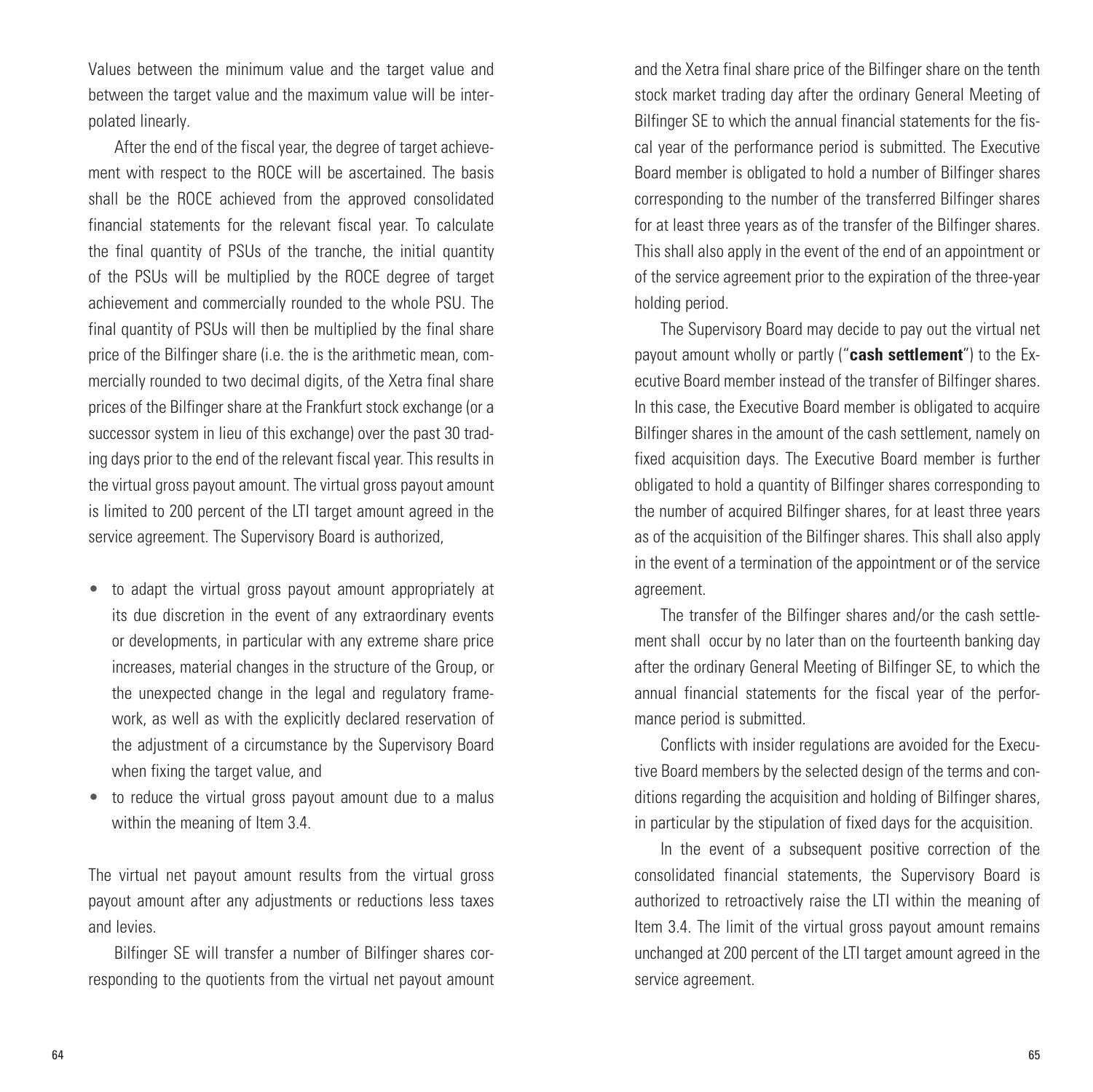Values between the minimum value and the target value and between the target value and the maximum value will be interpolated linearly.

After the end of the fiscal year, the degree of target achievement with respect to the ROCE will be ascertained. The basis shall be the ROCE achieved from the approved consolidated financial statements for the relevant fiscal year. To calculate the final quantity of PSUs of the tranche, the initial quantity of the PSUs will be multiplied by the ROCE degree of target achievement and commercially rounded to the whole PSU. The final quantity of PSUs will then be multiplied by the final share price of the Bilfinger share (i.e. the is the arithmetic mean, commercially rounded to two decimal digits, of the Xetra final share prices of the Bilfinger share at the Frankfurt stock exchange (or a successor system in lieu of this exchange) over the past 30 trading days prior to the end of the relevant fiscal year. This results in the virtual gross payout amount. The virtual gross payout amount is limited to 200 percent of the LTI target amount agreed in the service agreement. The Supervisory Board is authorized,

- to adapt the virtual gross payout amount appropriately at its due discretion in the event of any extraordinary events or developments, in particular with any extreme share price increases, material changes in the structure of the Group, or the unexpected change in the legal and regulatory framework, as well as with the explicitly declared reservation of the adjustment of a circumstance by the Supervisory Board when fixing the target value, and
- to reduce the virtual gross payout amount due to a malus within the meaning of Item 3.4.

The virtual net payout amount results from the virtual gross payout amount after any adjustments or reductions less taxes and levies.

Bilfinger SE will transfer a number of Bilfinger shares corresponding to the quotients from the virtual net payout amount and the Xetra final share price of the Bilfinger share on the tenth stock market trading day after the ordinary General Meeting of Bilfinger SE to which the annual financial statements for the fiscal year of the performance period is submitted. The Executive Board member is obligated to hold a number of Bilfinger shares corresponding to the number of the transferred Bilfinger shares for at least three years as of the transfer of the Bilfinger shares. This shall also apply in the event of the end of an appointment or of the service agreement prior to the expiration of the three-year holding period.

The Supervisory Board may decide to pay out the virtual net payout amount wholly or partly ("**cash settlement**") to the Executive Board member instead of the transfer of Bilfinger shares. In this case, the Executive Board member is obligated to acquire Bilfinger shares in the amount of the cash settlement, namely on fixed acquisition days. The Executive Board member is further obligated to hold a quantity of Bilfinger shares corresponding to the number of acquired Bilfinger shares, for at least three years as of the acquisition of the Bilfinger shares. This shall also apply in the event of a termination of the appointment or of the service agreement.

The transfer of the Bilfinger shares and/or the cash settlement shall occur by no later than on the fourteenth banking day after the ordinary General Meeting of Bilfinger SE, to which the annual financial statements for the fiscal year of the performance period is submitted.

Conflicts with insider regulations are avoided for the Executive Board members by the selected design of the terms and conditions regarding the acquisition and holding of Bilfinger shares, in particular by the stipulation of fixed days for the acquisition.

In the event of a subsequent positive correction of the consolidated financial statements, the Supervisory Board is authorized to retroactively raise the LTI within the meaning of Item 3.4. The limit of the virtual gross payout amount remains unchanged at 200 percent of the LTI target amount agreed in the service agreement.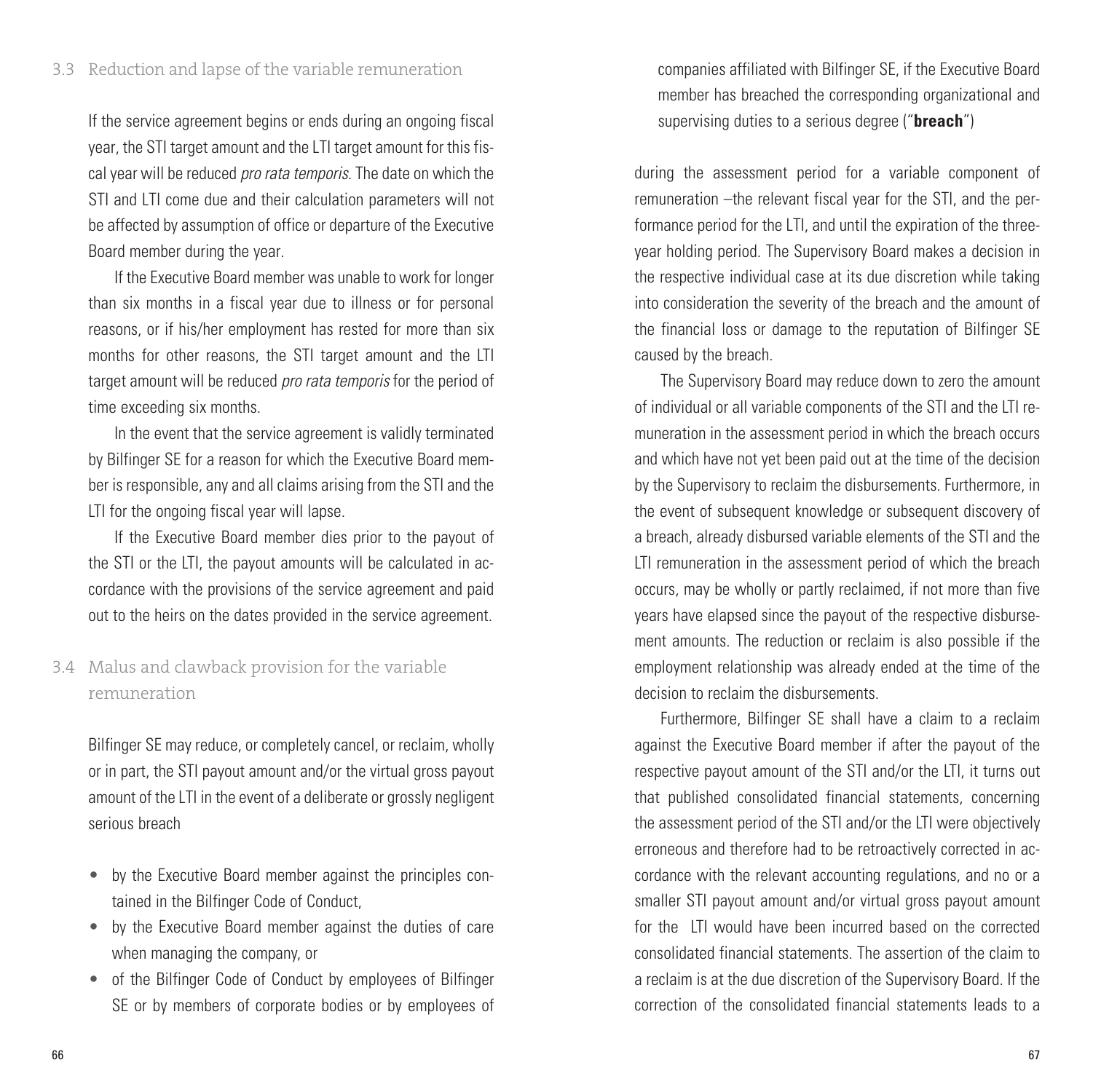### 3.3 Reduction and lapse of the variable remuneration

If the service agreement begins or ends during an ongoing fiscal year, the STI target amount and the LTI target amount for this fiscal year will be reduced *pro rata temporis*. The date on which the STI and LTI come due and their calculation parameters will not be affected by assumption of office or departure of the Executive Board member during the year.

If the Executive Board member was unable to work for longer than six months in a fiscal year due to illness or for personal reasons, or if his/her employment has rested for more than six months for other reasons, the STI target amount and the LTI target amount will be reduced *pro rata temporis* for the period of time exceeding six months.

In the event that the service agreement is validly terminated by Bilfinger SE for a reason for which the Executive Board member is responsible, any and all claims arising from the STI and the LTI for the ongoing fiscal year will lapse.

If the Executive Board member dies prior to the payout of the STI or the LTI, the payout amounts will be calculated in accordance with the provisions of the service agreement and paid out to the heirs on the dates provided in the service agreement.

### 3.4 Malus and clawback provision for the variable remuneration

Bilfinger SE may reduce, or completely cancel, or reclaim, wholly or in part, the STI payout amount and/or the virtual gross payout amount of the LTI in the event of a deliberate or grossly negligent serious breach

- by the Executive Board member against the principles contained in the Bilfinger Code of Conduct,
- by the Executive Board member against the duties of care when managing the company, or
- of the Bilfinger Code of Conduct by employees of Bilfinger SE or by members of corporate bodies or by employees of companies affiliated with Bilfinger SE, if the Executive Board member has breached the corresponding organizational and supervising duties to a serious degree ("**breach**")

during the assessment period for a variable component of remuneration –the relevant fiscal year for the STI, and the performance period for the LTI, and until the expiration of the three-year holding period. The Supervisory Board makes a decision in the respective individual case at its due discretion while taking into consideration the severity of the breach and the amount of the financial loss or damage to the reputation of Bilfinger SE caused by the breach.

The Supervisory Board may reduce down to zero the amount of individual or all variable components of the STI and the LTI remuneration in the assessment period in which the breach occurs and which have not yet been paid out at the time of the decision by the Supervisory to reclaim the disbursements. Furthermore, in the event of subsequent knowledge or subsequent discovery of a breach, already disbursed variable elements of the STI and the LTI remuneration in the assessment period of which the breach occurs, may be wholly or partly reclaimed, if not more than five years have elapsed since the payout of the respective disbursement amounts. The reduction or reclaim is also possible if the employment relationship was already ended at the time of the decision to reclaim the disbursements.

Furthermore, Bilfinger SE shall have a claim to a reclaim against the Executive Board member if after the payout of the respective payout amount of the STI and/or the LTI, it turns out that published consolidated financial statements, concerning the assessment period of the STI and/or the LTI were objectively erroneous and therefore had to be retroactively corrected in accordance with the relevant accounting regulations, and no or a smaller STI payout amount and/or virtual gross payout amount for the LTI would have been incurred based on the corrected consolidated financial statements. The assertion of the claim to a reclaim is at the due discretion of the Supervisory Board. If the correction of the consolidated financial statements leads to a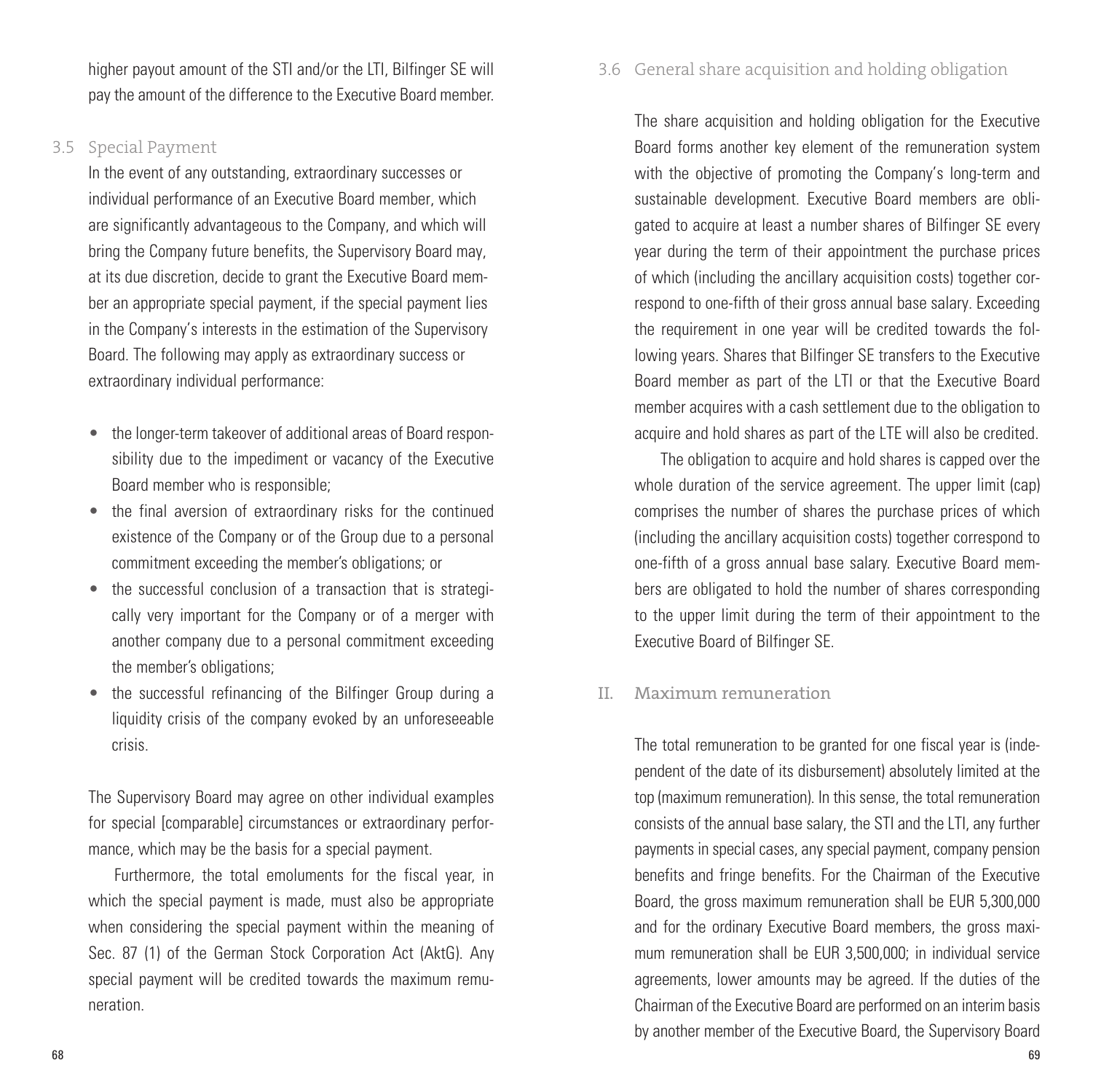higher payout amount of the STI and/or the LTI, Bilfinger SE will pay the amount of the difference to the Executive Board member.

### 3.5 Special Payment

In the event of any outstanding, extraordinary successes or individual performance of an Executive Board member, which are significantly advantageous to the Company, and which will bring the Company future benefits, the Supervisory Board may, at its due discretion, decide to grant the Executive Board member an appropriate special payment, if the special payment lies in the Company's interests in the estimation of the Supervisory Board. The following may apply as extraordinary success or extraordinary individual performance:

- the longer-term takeover of additional areas of Board responsibility due to the impediment or vacancy of the Executive Board member who is responsible;
- the final aversion of extraordinary risks for the continued existence of the Company or of the Group due to a personal commitment exceeding the member's obligations; or
- the successful conclusion of a transaction that is strategically very important for the Company or of a merger with another company due to a personal commitment exceeding the member's obligations;
- the successful refinancing of the Bilfinger Group during a liquidity crisis of the company evoked by an unforeseeable crisis.

The Supervisory Board may agree on other individual examples for special [comparable] circumstances or extraordinary performance, which may be the basis for a special payment.

Furthermore, the total emoluments for the fiscal year, in which the special payment is made, must also be appropriate when considering the special payment within the meaning of Sec. 87 (1) of the German Stock Corporation Act (AktG). Any special payment will be credited towards the maximum remuneration.

### 3.6 General share acquisition and holding obligation

The share acquisition and holding obligation for the Executive Board forms another key element of the remuneration system with the objective of promoting the Company's long-term and sustainable development. Executive Board members are obligated to acquire at least a number shares of Bilfinger SE every year during the term of their appointment the purchase prices of which (including the ancillary acquisition costs) together correspond to one-fifth of their gross annual base salary. Exceeding the requirement in one year will be credited towards the following years. Shares that Bilfinger SE transfers to the Executive Board member as part of the LTI or that the Executive Board member acquires with a cash settlement due to the obligation to acquire and hold shares as part of the LTE will also be credited.

The obligation to acquire and hold shares is capped over the whole duration of the service agreement. The upper limit (cap) comprises the number of shares the purchase prices of which (including the ancillary acquisition costs) together correspond to one-fifth of a gross annual base salary. Executive Board members are obligated to hold the number of shares corresponding to the upper limit during the term of their appointment to the Executive Board of Bilfinger SE.

## II. Maximum remuneration

The total remuneration to be granted for one fiscal year is (independent of the date of its disbursement) absolutely limited at the top (maximum remuneration). In this sense, the total remuneration consists of the annual base salary, the STI and the LTI, any further payments in special cases, any special payment, company pension benefits and fringe benefits. For the Chairman of the Executive Board, the gross maximum remuneration shall be EUR 5,300,000 and for the ordinary Executive Board members, the gross maximum remuneration shall be EUR 3,500,000; in individual service agreements, lower amounts may be agreed. If the duties of the Chairman of the Executive Board are performed on an interim basis by another member of the Executive Board, the Supervisory Board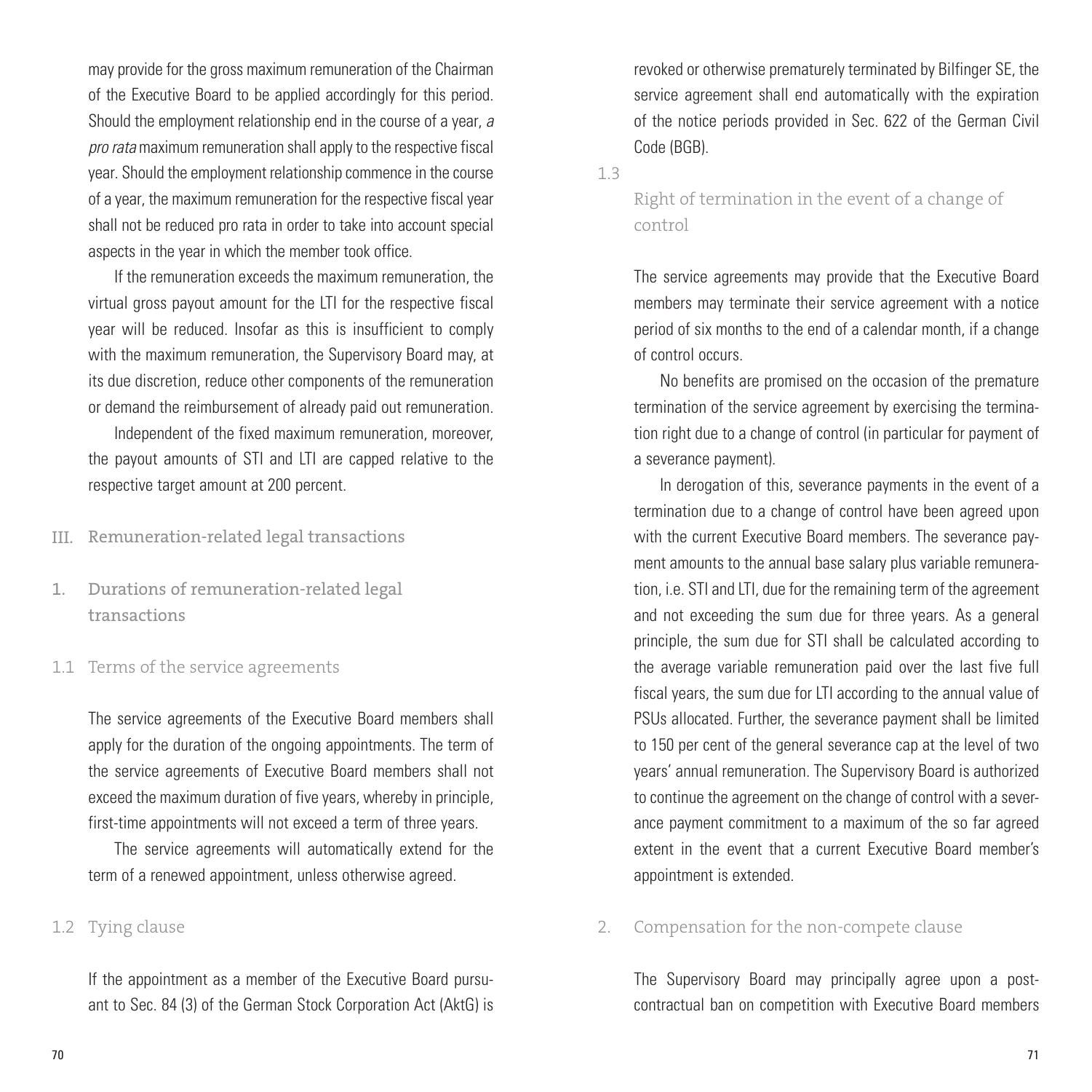may provide for the gross maximum remuneration of the Chairman of the Executive Board to be applied accordingly for this period. Should the employment relationship end in the course of a year, *a pro rata* maximum remuneration shall apply to the respective fiscal year. Should the employment relationship commence in the course of a year, the maximum remuneration for the respective fiscal year shall not be reduced pro rata in order to take into account special aspects in the year in which the member took office.

If the remuneration exceeds the maximum remuneration, the virtual gross payout amount for the LTI for the respective fiscal year will be reduced. Insofar as this is insufficient to comply with the maximum remuneration, the Supervisory Board may, at its due discretion, reduce other components of the remuneration or demand the reimbursement of already paid out remuneration.

Independent of the fixed maximum remuneration, moreover, the payout amounts of STI and LTI are capped relative to the respective target amount at 200 percent.

## III. Remuneration-related legal transactions

### 1. Durations of remuneration-related legal transactions

#### 1.1 Terms of the service agreements

The service agreements of the Executive Board members shall apply for the duration of the ongoing appointments. The term of the service agreements of Executive Board members shall not exceed the maximum duration of five years, whereby in principle, first-time appointments will not exceed a term of three years.

The service agreements will automatically extend for the term of a renewed appointment, unless otherwise agreed.

#### 1.2 Tying clause

If the appointment as a member of the Executive Board pursuant to Sec. 84 (3) of the German Stock Corporation Act (AktG) is revoked or otherwise prematurely terminated by Bilfinger SE, the service agreement shall end automatically with the expiration of the notice periods provided in Sec. 622 of the German Civil Code (BGB).

#### 1.3 Right of termination in the event of a change of control

The service agreements may provide that the Executive Board members may terminate their service agreement with a notice period of six months to the end of a calendar month, if a change of control occurs.

No benefits are promised on the occasion of the premature termination of the service agreement by exercising the termination right due to a change of control (in particular for payment of a severance payment).

In derogation of this, severance payments in the event of a termination due to a change of control have been agreed upon with the current Executive Board members. The severance payment amounts to the annual base salary plus variable remuneration, i.e. STI and LTI, due for the remaining term of the agreement and not exceeding the sum due for three years. As a general principle, the sum due for STI shall be calculated according to the average variable remuneration paid over the last five full fiscal years, the sum due for LTI according to the annual value of PSUs allocated. Further, the severance payment shall be limited to 150 per cent of the general severance cap at the level of two years' annual remuneration. The Supervisory Board is authorized to continue the agreement on the change of control with a severance payment commitment to a maximum of the so far agreed extent in the event that a current Executive Board member's appointment is extended.

### 2. Compensation for the non-compete clause

The Supervisory Board may principally agree upon a post-contractual ban on competition with Executive Board members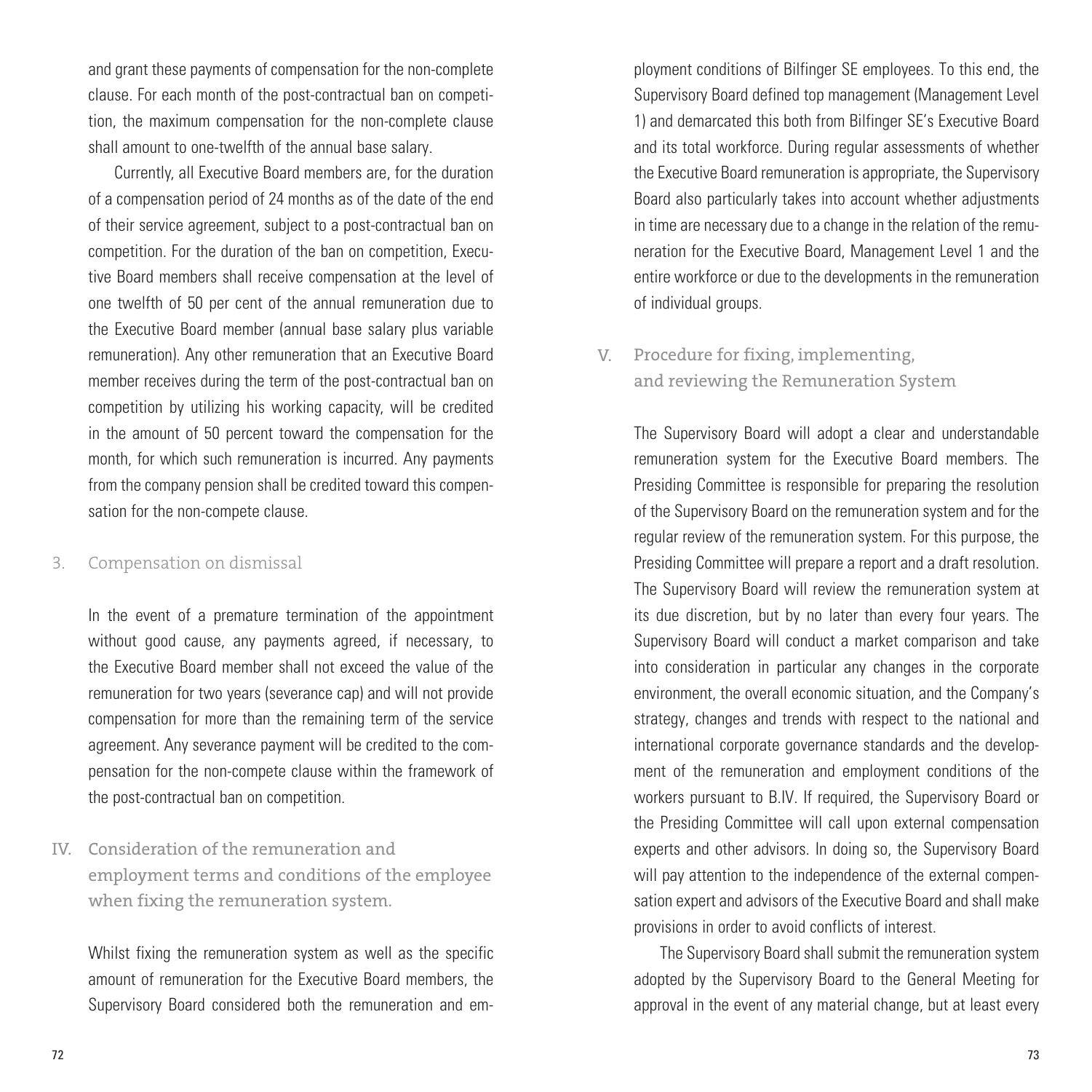and grant these payments of compensation for the non-complete clause. For each month of the post-contractual ban on competition, the maximum compensation for the non-complete clause shall amount to one-twelfth of the annual base salary.

Currently, all Executive Board members are, for the duration of a compensation period of 24 months as of the date of the end of their service agreement, subject to a post-contractual ban on competition. For the duration of the ban on competition, Executive Board members shall receive compensation at the level of one twelfth of 50 per cent of the annual remuneration due to the Executive Board member (annual base salary plus variable remuneration). Any other remuneration that an Executive Board member receives during the term of the post-contractual ban on competition by utilizing his working capacity, will be credited in the amount of 50 percent toward the compensation for the month, for which such remuneration is incurred. Any payments from the company pension shall be credited toward this compensation for the non-compete clause.

### 3. Compensation on dismissal

In the event of a premature termination of the appointment without good cause, any payments agreed, if necessary, to the Executive Board member shall not exceed the value of the remuneration for two years (severance cap) and will not provide compensation for more than the remaining term of the service agreement. Any severance payment will be credited to the compensation for the non-compete clause within the framework of the post-contractual ban on competition.

## IV. Consideration of the remuneration and employment terms and conditions of the employee when fixing the remuneration system.

Whilst fixing the remuneration system as well as the specific amount of remuneration for the Executive Board members, the Supervisory Board considered both the remuneration and employment conditions of Bilfinger SE employees. To this end, the Supervisory Board defined top management (Management Level 1) and demarcated this both from Bilfinger SE's Executive Board and its total workforce. During regular assessments of whether the Executive Board remuneration is appropriate, the Supervisory Board also particularly takes into account whether adjustments in time are necessary due to a change in the relation of the remuneration for the Executive Board, Management Level 1 and the entire workforce or due to the developments in the remuneration of individual groups.

## V. Procedure for fixing, implementing, and reviewing the Remuneration System

The Supervisory Board will adopt a clear and understandable remuneration system for the Executive Board members. The Presiding Committee is responsible for preparing the resolution of the Supervisory Board on the remuneration system and for the regular review of the remuneration system. For this purpose, the Presiding Committee will prepare a report and a draft resolution. The Supervisory Board will review the remuneration system at its due discretion, but by no later than every four years. The Supervisory Board will conduct a market comparison and take into consideration in particular any changes in the corporate environment, the overall economic situation, and the Company's strategy, changes and trends with respect to the national and international corporate governance standards and the development of the remuneration and employment conditions of the workers pursuant to B.IV. If required, the Supervisory Board or the Presiding Committee will call upon external compensation experts and other advisors. In doing so, the Supervisory Board will pay attention to the independence of the external compensation expert and advisors of the Executive Board and shall make provisions in order to avoid conflicts of interest.

The Supervisory Board shall submit the remuneration system adopted by the Supervisory Board to the General Meeting for approval in the event of any material change, but at least every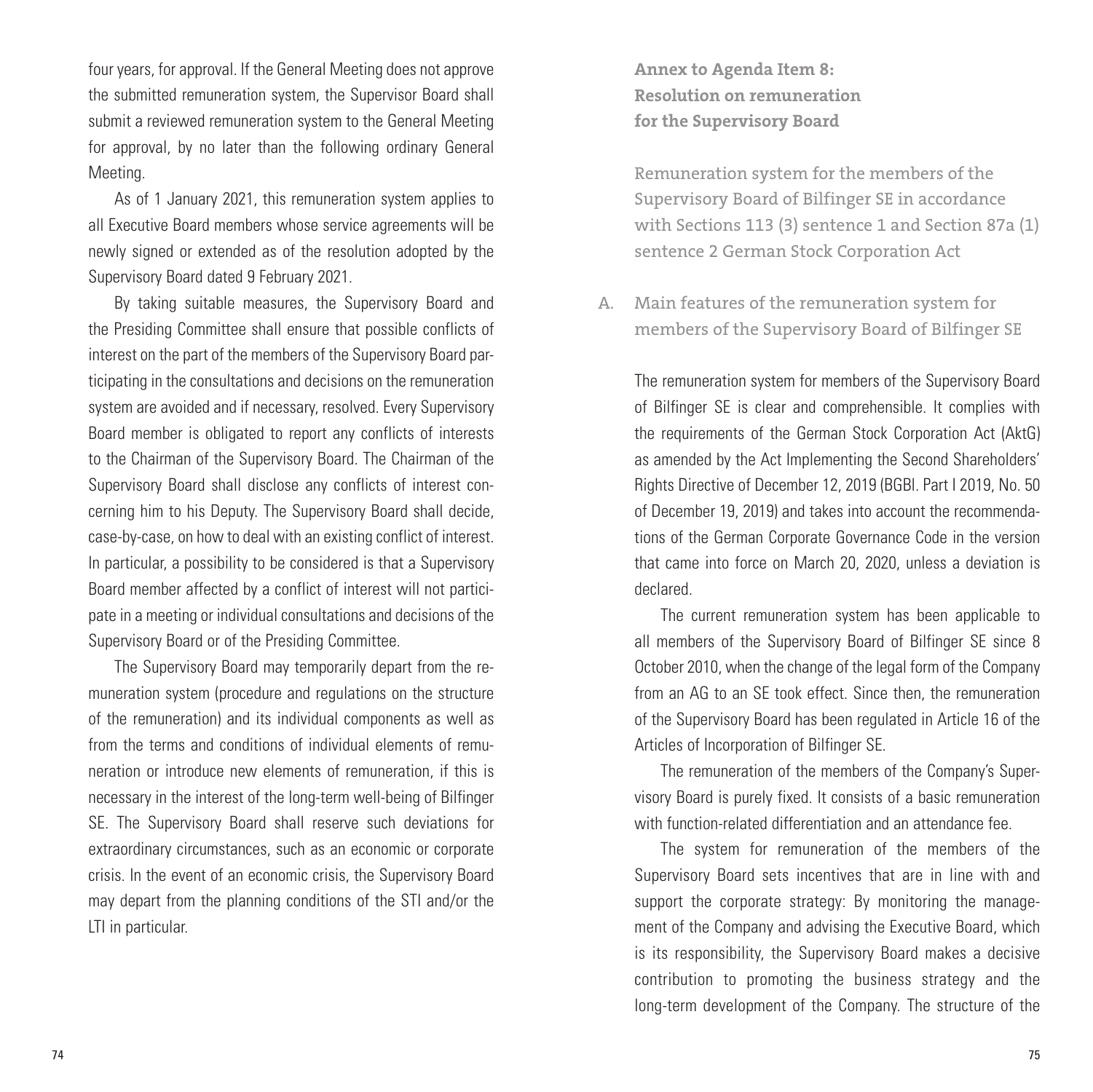four years, for approval. If the General Meeting does not approve the submitted remuneration system, the Supervisor Board shall submit a reviewed remuneration system to the General Meeting for approval, by no later than the following ordinary General Meeting.

As of 1 January 2021, this remuneration system applies to all Executive Board members whose service agreements will be newly signed or extended as of the resolution adopted by the Supervisory Board dated 9 February 2021.

By taking suitable measures, the Supervisory Board and the Presiding Committee shall ensure that possible conflicts of interest on the part of the members of the Supervisory Board participating in the consultations and decisions on the remuneration system are avoided and if necessary, resolved. Every Supervisory Board member is obligated to report any conflicts of interests to the Chairman of the Supervisory Board. The Chairman of the Supervisory Board shall disclose any conflicts of interest concerning him to his Deputy. The Supervisory Board shall decide, case-by-case, on how to deal with an existing conflict of interest. In particular, a possibility to be considered is that a Supervisory Board member affected by a conflict of interest will not participate in a meeting or individual consultations and decisions of the Supervisory Board or of the Presiding Committee.

The Supervisory Board may temporarily depart from the remuneration system (procedure and regulations on the structure of the remuneration) and its individual components as well as from the terms and conditions of individual elements of remuneration or introduce new elements of remuneration, if this is necessary in the interest of the long-term well-being of Bilfinger SE. The Supervisory Board shall reserve such deviations for extraordinary circumstances, such as an economic or corporate crisis. In the event of an economic crisis, the Supervisory Board may depart from the planning conditions of the STI and/or the LTI in particular.

## Annex to Agenda Item 8: Resolution on remuneration for the Supervisory Board

### Remuneration system for the members of the Supervisory Board of Bilfinger SE in accordance with Sections 113 (3) sentence 1 and Section 87a (1) sentence 2 German Stock Corporation Act

### A. Main features of the remuneration system for members of the Supervisory Board of Bilfinger SE

The remuneration system for members of the Supervisory Board of Bilfinger SE is clear and comprehensible. It complies with the requirements of the German Stock Corporation Act (AktG) as amended by the Act Implementing the Second Shareholders' Rights Directive of December 12, 2019 (BGBl. Part I 2019, No. 50 of December 19, 2019) and takes into account the recommendations of the German Corporate Governance Code in the version that came into force on March 20, 2020, unless a deviation is declared.

The current remuneration system has been applicable to all members of the Supervisory Board of Bilfinger SE since 8 October 2010, when the change of the legal form of the Company from an AG to an SE took effect. Since then, the remuneration of the Supervisory Board has been regulated in Article 16 of the Articles of Incorporation of Bilfinger SE.

The remuneration of the members of the Company's Supervisory Board is purely fixed. It consists of a basic remuneration with function-related differentiation and an attendance fee.

The system for remuneration of the members of the Supervisory Board sets incentives that are in line with and support the corporate strategy: By monitoring the management of the Company and advising the Executive Board, which is its responsibility, the Supervisory Board makes a decisive contribution to promoting the business strategy and the long-term development of the Company. The structure of the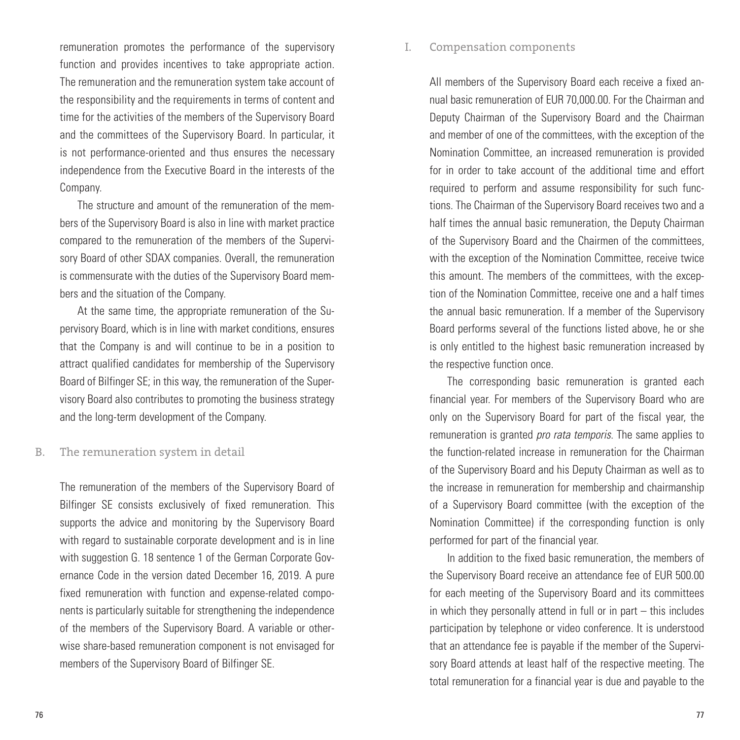remuneration promotes the performance of the supervisory function and provides incentives to take appropriate action. The remuneration and the remuneration system take account of the responsibility and the requirements in terms of content and time for the activities of the members of the Supervisory Board and the committees of the Supervisory Board. In particular, it is not performance-oriented and thus ensures the necessary independence from the Executive Board in the interests of the Company.

The structure and amount of the remuneration of the members of the Supervisory Board is also in line with market practice compared to the remuneration of the members of the Supervisory Board of other SDAX companies. Overall, the remuneration is commensurate with the duties of the Supervisory Board members and the situation of the Company.

At the same time, the appropriate remuneration of the Supervisory Board, which is in line with market conditions, ensures that the Company is and will continue to be in a position to attract qualified candidates for membership of the Supervisory Board of Bilfinger SE; in this way, the remuneration of the Supervisory Board also contributes to promoting the business strategy and the long-term development of the Company.

## B. The remuneration system in detail

The remuneration of the members of the Supervisory Board of Bilfinger SE consists exclusively of fixed remuneration. This supports the advice and monitoring by the Supervisory Board with regard to sustainable corporate development and is in line with suggestion G. 18 sentence 1 of the German Corporate Governance Code in the version dated December 16, 2019. A pure fixed remuneration with function and expense-related components is particularly suitable for strengthening the independence of the members of the Supervisory Board. A variable or otherwise share-based remuneration component is not envisaged for members of the Supervisory Board of Bilfinger SE.

### I. Compensation components

All members of the Supervisory Board each receive a fixed annual basic remuneration of EUR 70,000.00. For the Chairman and Deputy Chairman of the Supervisory Board and the Chairman and member of one of the committees, with the exception of the Nomination Committee, an increased remuneration is provided for in order to take account of the additional time and effort required to perform and assume responsibility for such functions. The Chairman of the Supervisory Board receives two and a half times the annual basic remuneration, the Deputy Chairman of the Supervisory Board and the Chairmen of the committees, with the exception of the Nomination Committee, receive twice this amount. The members of the committees, with the exception of the Nomination Committee, receive one and a half times the annual basic remuneration. If a member of the Supervisory Board performs several of the functions listed above, he or she is only entitled to the highest basic remuneration increased by the respective function once.

The corresponding basic remuneration is granted each financial year. For members of the Supervisory Board who are only on the Supervisory Board for part of the fiscal year, the remuneration is granted *pro rata temporis*. The same applies to the function-related increase in remuneration for the Chairman of the Supervisory Board and his Deputy Chairman as well as to the increase in remuneration for membership and chairmanship of a Supervisory Board committee (with the exception of the Nomination Committee) if the corresponding function is only performed for part of the financial year.

In addition to the fixed basic remuneration, the members of the Supervisory Board receive an attendance fee of EUR 500.00 for each meeting of the Supervisory Board and its committees in which they personally attend in full or in part – this includes participation by telephone or video conference. It is understood that an attendance fee is payable if the member of the Supervisory Board attends at least half of the respective meeting. The total remuneration for a financial year is due and payable to the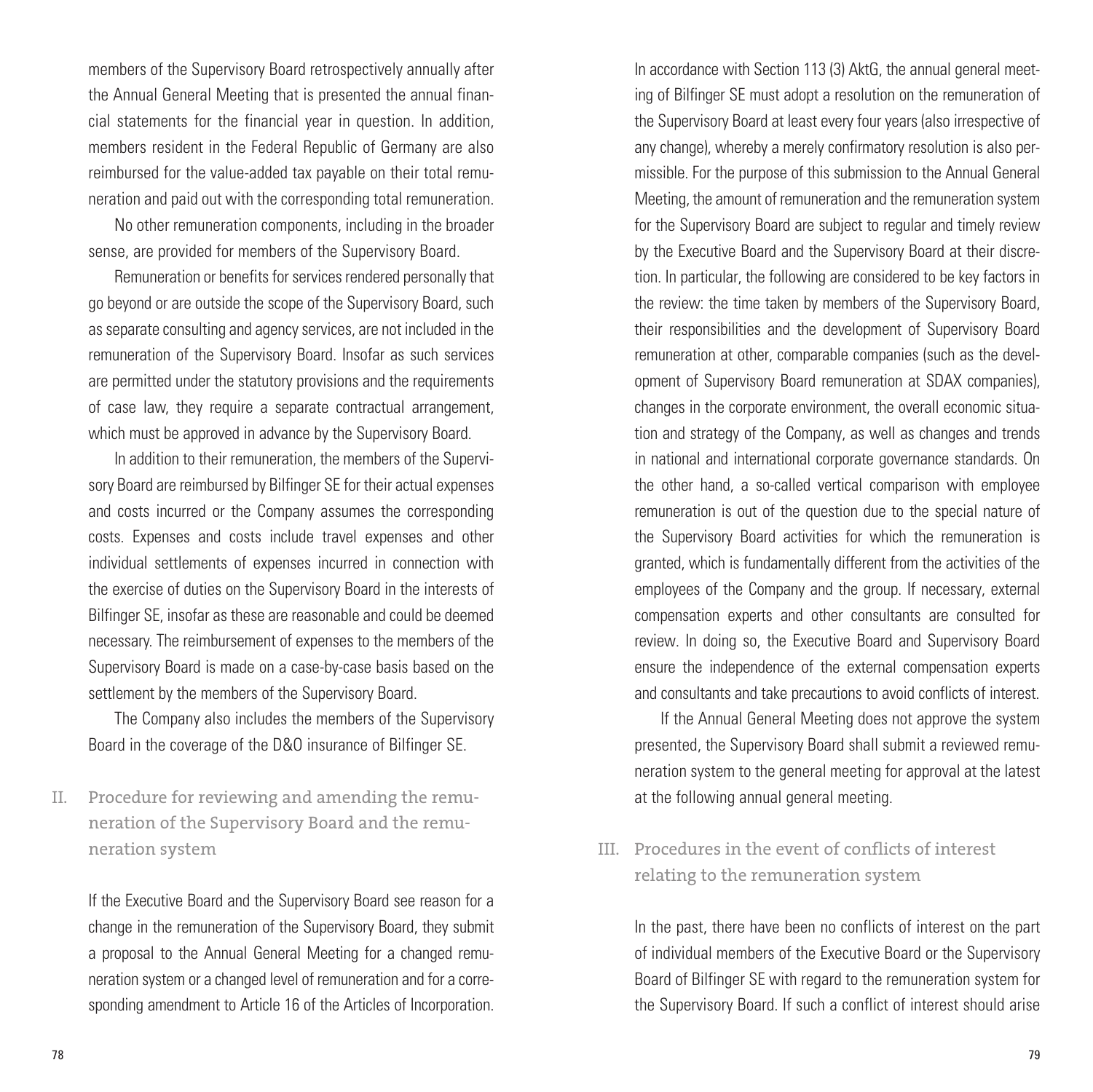members of the Supervisory Board retrospectively annually after the Annual General Meeting that is presented the annual financial statements for the financial year in question. In addition, members resident in the Federal Republic of Germany are also reimbursed for the value-added tax payable on their total remuneration and paid out with the corresponding total remuneration.

No other remuneration components, including in the broader sense, are provided for members of the Supervisory Board.

Remuneration or benefits for services rendered personally that go beyond or are outside the scope of the Supervisory Board, such as separate consulting and agency services, are not included in the remuneration of the Supervisory Board. Insofar as such services are permitted under the statutory provisions and the requirements of case law, they require a separate contractual arrangement, which must be approved in advance by the Supervisory Board.

In addition to their remuneration, the members of the Supervisory Board are reimbursed by Bilfinger SE for their actual expenses and costs incurred or the Company assumes the corresponding costs. Expenses and costs include travel expenses and other individual settlements of expenses incurred in connection with the exercise of duties on the Supervisory Board in the interests of Bilfinger SE, insofar as these are reasonable and could be deemed necessary. The reimbursement of expenses to the members of the Supervisory Board is made on a case-by-case basis based on the settlement by the members of the Supervisory Board.

The Company also includes the members of the Supervisory Board in the coverage of the D&O insurance of Bilfinger SE.

## II. Procedure for reviewing and amending the remuneration of the Supervisory Board and the remuneration system

If the Executive Board and the Supervisory Board see reason for a change in the remuneration of the Supervisory Board, they submit a proposal to the Annual General Meeting for a changed remuneration system or a changed level of remuneration and for a corresponding amendment to Article 16 of the Articles of Incorporation.

In accordance with Section 113 (3) AktG, the annual general meeting of Bilfinger SE must adopt a resolution on the remuneration of the Supervisory Board at least every four years (also irrespective of any change), whereby a merely confirmatory resolution is also permissible. For the purpose of this submission to the Annual General Meeting, the amount of remuneration and the remuneration system for the Supervisory Board are subject to regular and timely review by the Executive Board and the Supervisory Board at their discretion. In particular, the following are considered to be key factors in the review: the time taken by members of the Supervisory Board, their responsibilities and the development of Supervisory Board remuneration at other, comparable companies (such as the development of Supervisory Board remuneration at SDAX companies), changes in the corporate environment, the overall economic situation and strategy of the Company, as well as changes and trends in national and international corporate governance standards. On the other hand, a so-called vertical comparison with employee remuneration is out of the question due to the special nature of the Supervisory Board activities for which the remuneration is granted, which is fundamentally different from the activities of the employees of the Company and the group. If necessary, external compensation experts and other consultants are consulted for review. In doing so, the Executive Board and Supervisory Board ensure the independence of the external compensation experts and consultants and take precautions to avoid conflicts of interest.

If the Annual General Meeting does not approve the system presented, the Supervisory Board shall submit a reviewed remuneration system to the general meeting for approval at the latest at the following annual general meeting.

## III. Procedures in the event of conflicts of interest relating to the remuneration system

In the past, there have been no conflicts of interest on the part of individual members of the Executive Board or the Supervisory Board of Bilfinger SE with regard to the remuneration system for the Supervisory Board. If such a conflict of interest should arise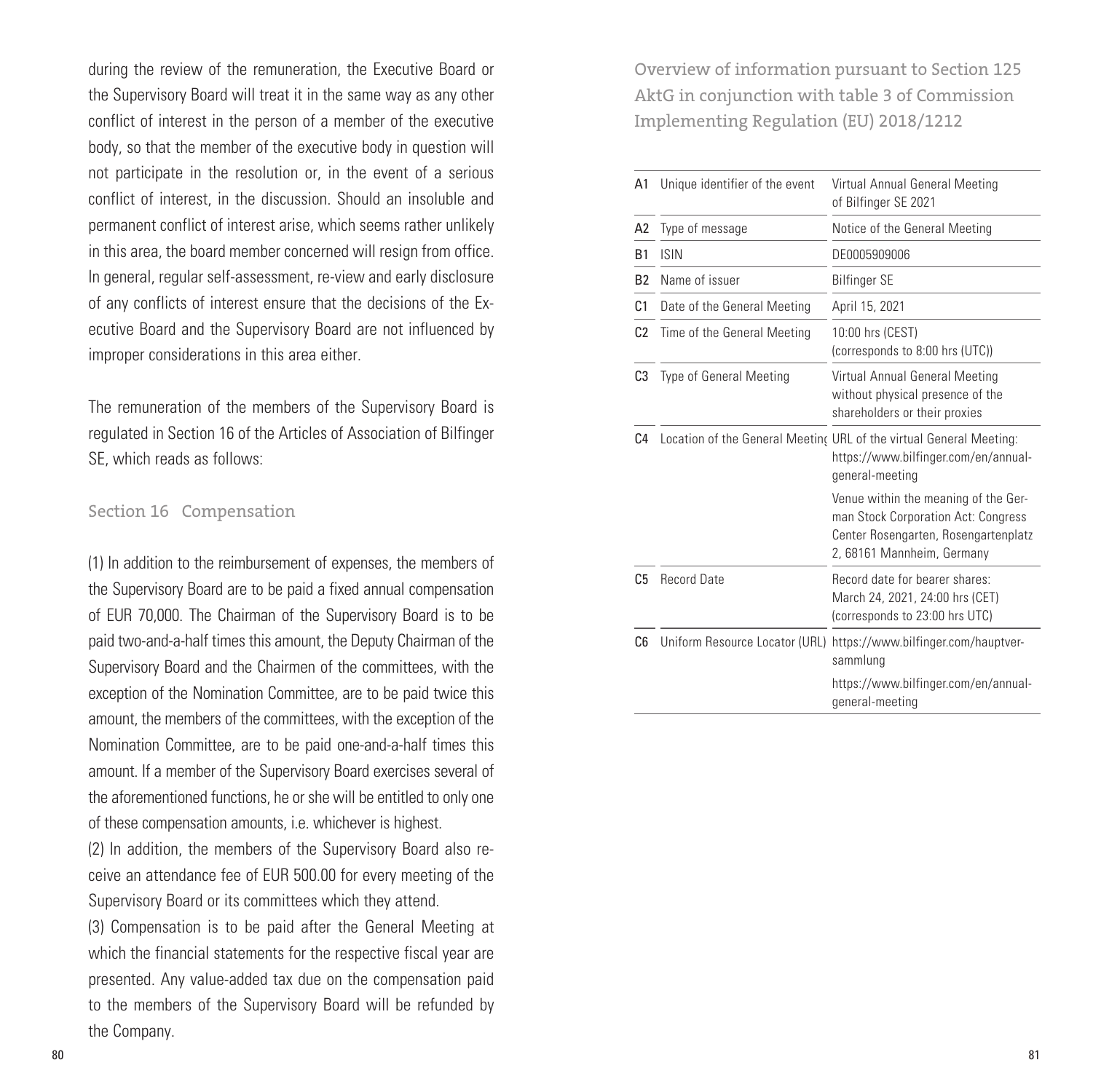during the review of the remuneration, the Executive Board or the Supervisory Board will treat it in the same way as any other conflict of interest in the person of a member of the executive body, so that the member of the executive body in question will not participate in the resolution or, in the event of a serious conflict of interest, in the discussion. Should an insoluble and permanent conflict of interest arise, which seems rather unlikely in this area, the board member concerned will resign from office. In general, regular self-assessment, re-view and early disclosure of any conflicts of interest ensure that the decisions of the Executive Board and the Supervisory Board are not influenced by improper considerations in this area either.

The remuneration of the members of the Supervisory Board is regulated in Section 16 of the Articles of Association of Bilfinger SE, which reads as follows:

### Section 16 Compensation

(1) In addition to the reimbursement of expenses, the members of the Supervisory Board are to be paid a fixed annual compensation of EUR 70,000. The Chairman of the Supervisory Board is to be paid two-and-a-half times this amount, the Deputy Chairman of the Supervisory Board and the Chairmen of the committees, with the exception of the Nomination Committee, are to be paid twice this amount, the members of the committees, with the exception of the Nomination Committee, are to be paid one-and-a-half times this amount. If a member of the Supervisory Board exercises several of the aforementioned functions, he or she will be entitled to only one of these compensation amounts, i.e. whichever is highest.

(2) In addition, the members of the Supervisory Board also receive an attendance fee of EUR 500.00 for every meeting of the Supervisory Board or its committees which they attend.

(3) Compensation is to be paid after the General Meeting at which the financial statements for the respective fiscal year are presented. Any value-added tax due on the compensation paid to the members of the Supervisory Board will be refunded by the Company.

## Overview of information pursuant to Section 125 AktG in conjunction with table 3 of Commission Implementing Regulation (EU) 2018/1212

| | | |
|---|---|---|
| A1 | Unique identifier of the event | Virtual Annual General Meeting of Bilfinger SE 2021 |
| A2 | Type of message | Notice of the General Meeting |
| B1 | ISIN | DE0005909006 |
| B2 | Name of issuer | Bilfinger SE |
| C1 | Date of the General Meeting | April 15, 2021 |
| C2 | Time of the General Meeting | 10:00 hrs (CEST) (corresponds to 8:00 hrs (UTC)) |
| C3 | Type of General Meeting | Virtual Annual General Meeting without physical presence of the shareholders or their proxies |
| C4 | Location of the General Meeting | URL of the virtual General Meeting: https://www.bilfinger.com/en/annual-general-meeting<br>Venue within the meaning of the German Stock Corporation Act: Congress Center Rosengarten, Rosengartenplatz 2, 68161 Mannheim, Germany |
| C5 | Record Date | Record date for bearer shares: March 24, 2021, 24:00 hrs (CET) (corresponds to 23:00 hrs UTC) |
| C6 | Uniform Resource Locator (URL) | https://www.bilfinger.com/hauptversammlung<br>https://www.bilfinger.com/en/annual-general-meeting |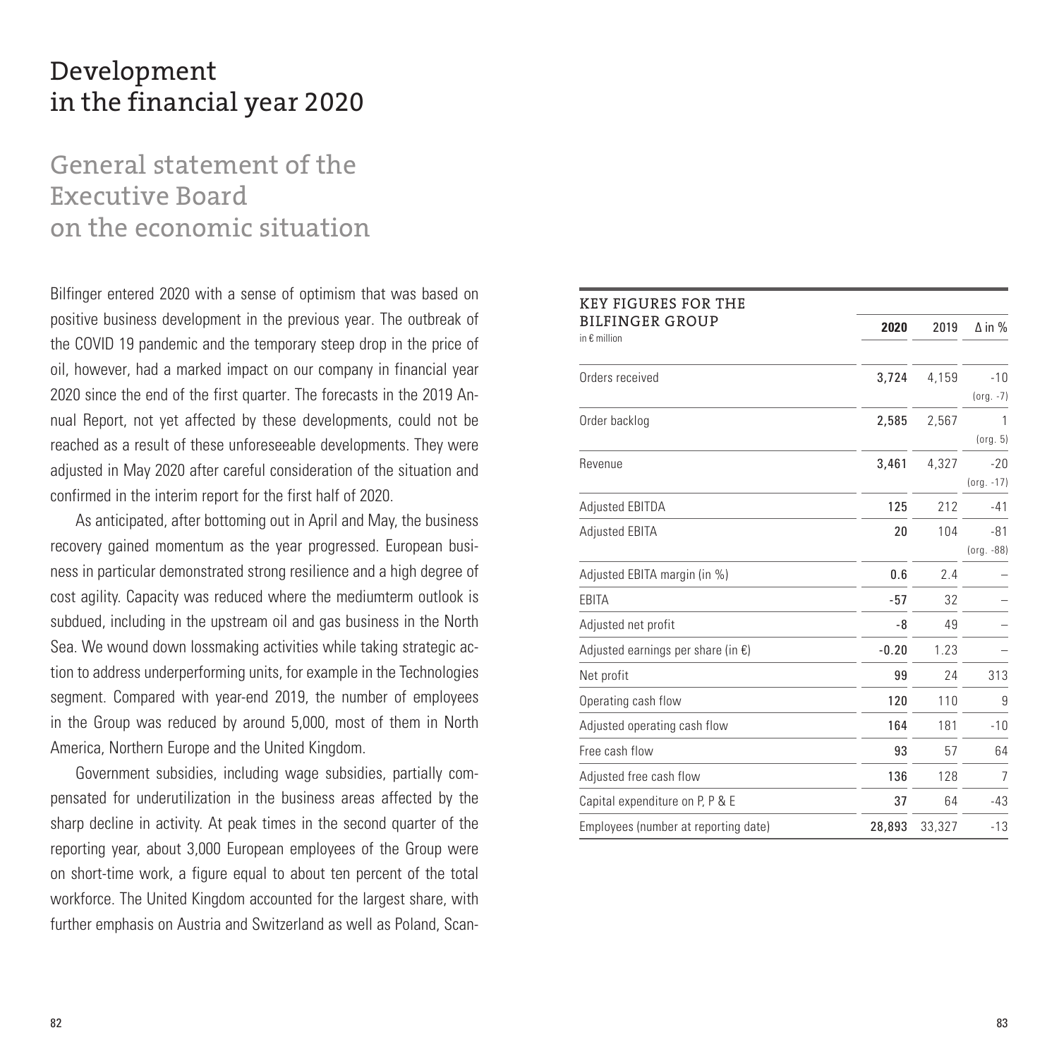# Development in the financial year 2020

## General statement of the Executive Board on the economic situation

Bilfinger entered 2020 with a sense of optimism that was based on positive business development in the previous year. The outbreak of the COVID 19 pandemic and the temporary steep drop in the price of oil, however, had a marked impact on our company in financial year 2020 since the end of the first quarter. The forecasts in the 2019 Annual Report, not yet affected by these developments, could not be reached as a result of these unforeseeable developments. They were adjusted in May 2020 after careful consideration of the situation and confirmed in the interim report for the first half of 2020.

As anticipated, after bottoming out in April and May, the business recovery gained momentum as the year progressed. European business in particular demonstrated strong resilience and a high degree of cost agility. Capacity was reduced where the mediumterm outlook is subdued, including in the upstream oil and gas business in the North Sea. We wound down lossmaking activities while taking strategic action to address underperforming units, for example in the Technologies segment. Compared with year-end 2019, the number of employees in the Group was reduced by around 5,000, most of them in North America, Northern Europe and the United Kingdom.

Government subsidies, including wage subsidies, partially compensated for underutilization in the business areas affected by the sharp decline in activity. At peak times in the second quarter of the reporting year, about 3,000 European employees of the Group were on short-time work, a figure equal to about ten percent of the total workforce. The United Kingdom accounted for the largest share, with further emphasis on Austria and Switzerland as well as Poland, Scan-

| KEY FIGURES FOR THE BILFINGER GROUP in € million | 2020 | 2019 | Δ in % |
|---|---|---|---|
| Orders received | 3,724 | 4,159 | -10 (org. -7) |
| Order backlog | 2,585 | 2,567 | 1 (org. 5) |
| Revenue | 3,461 | 4,327 | -20 (org. -17) |
| Adjusted EBITDA | 125 | 212 | -41 |
| Adjusted EBITA | 20 | 104 | -81 (org. -88) |
| Adjusted EBITA margin (in %) | 0.6 | 2.4 | – |
| EBITA | -57 | 32 | – |
| Adjusted net profit | -8 | 49 | – |
| Adjusted earnings per share (in €) | -0.20 | 1.23 | – |
| Net profit | 99 | 24 | 313 |
| Operating cash flow | 120 | 110 | 9 |
| Adjusted operating cash flow | 164 | 181 | -10 |
| Free cash flow | 93 | 57 | 64 |
| Adjusted free cash flow | 136 | 128 | 7 |
| Capital expenditure on P, P & E | 37 | 64 | -43 |
| Employees (number at reporting date) | 28,893 | 33,327 | -13 |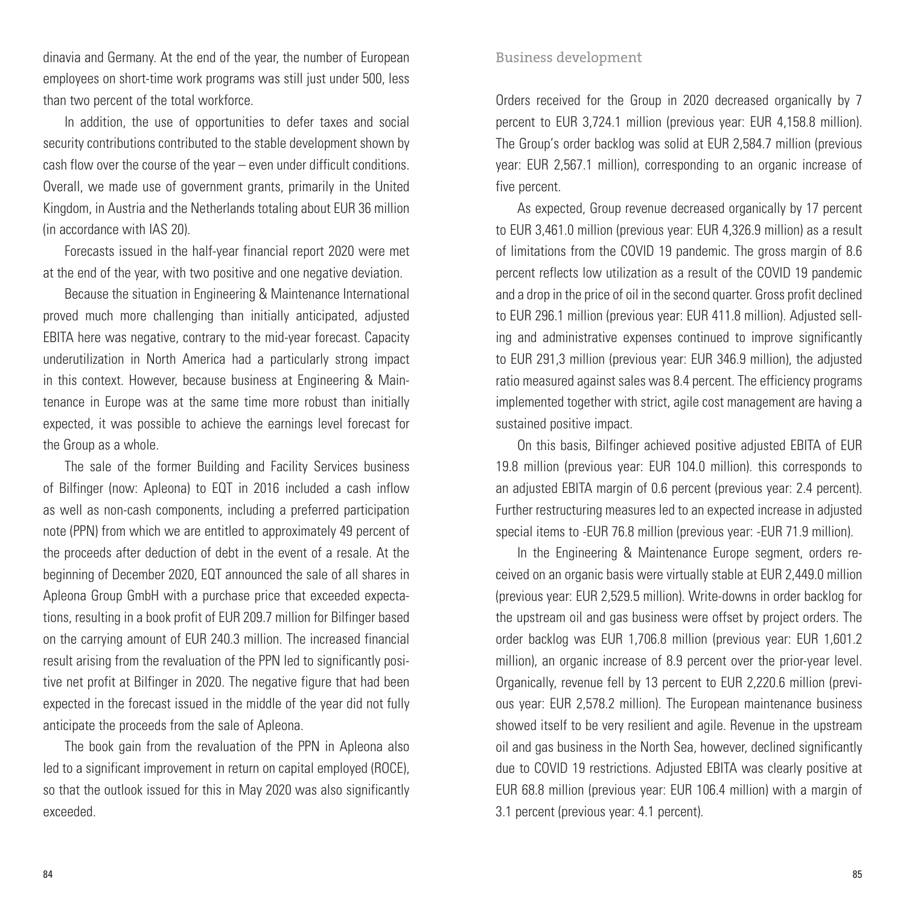dinavia and Germany. At the end of the year, the number of European employees on short-time work programs was still just under 500, less than two percent of the total workforce.

In addition, the use of opportunities to defer taxes and social security contributions contributed to the stable development shown by cash flow over the course of the year – even under difficult conditions. Overall, we made use of government grants, primarily in the United Kingdom, in Austria and the Netherlands totaling about EUR 36 million (in accordance with IAS 20).

Forecasts issued in the half-year financial report 2020 were met at the end of the year, with two positive and one negative deviation.

Because the situation in Engineering & Maintenance International proved much more challenging than initially anticipated, adjusted EBITA here was negative, contrary to the mid-year forecast. Capacity underutilization in North America had a particularly strong impact in this context. However, because business at Engineering & Maintenance in Europe was at the same time more robust than initially expected, it was possible to achieve the earnings level forecast for the Group as a whole.

The sale of the former Building and Facility Services business of Bilfinger (now: Apleona) to EQT in 2016 included a cash inflow as well as non-cash components, including a preferred participation note (PPN) from which we are entitled to approximately 49 percent of the proceeds after deduction of debt in the event of a resale. At the beginning of December 2020, EQT announced the sale of all shares in Apleona Group GmbH with a purchase price that exceeded expectations, resulting in a book profit of EUR 209.7 million for Bilfinger based on the carrying amount of EUR 240.3 million. The increased financial result arising from the revaluation of the PPN led to significantly positive net profit at Bilfinger in 2020. The negative figure that had been expected in the forecast issued in the middle of the year did not fully anticipate the proceeds from the sale of Apleona.

The book gain from the revaluation of the PPN in Apleona also led to a significant improvement in return on capital employed (ROCE), so that the outlook issued for this in May 2020 was also significantly exceeded.

## Business development

Orders received for the Group in 2020 decreased organically by 7 percent to EUR 3,724.1 million (previous year: EUR 4,158.8 million). The Group's order backlog was solid at EUR 2,584.7 million (previous year: EUR 2,567.1 million), corresponding to an organic increase of five percent.

As expected, Group revenue decreased organically by 17 percent to EUR 3,461.0 million (previous year: EUR 4,326.9 million) as a result of limitations from the COVID 19 pandemic. The gross margin of 8.6 percent reflects low utilization as a result of the COVID 19 pandemic and a drop in the price of oil in the second quarter. Gross profit declined to EUR 296.1 million (previous year: EUR 411.8 million). Adjusted selling and administrative expenses continued to improve significantly to EUR 291,3 million (previous year: EUR 346.9 million), the adjusted ratio measured against sales was 8.4 percent. The efficiency programs implemented together with strict, agile cost management are having a sustained positive impact.

On this basis, Bilfinger achieved positive adjusted EBITA of EUR 19.8 million (previous year: EUR 104.0 million). this corresponds to an adjusted EBITA margin of 0.6 percent (previous year: 2.4 percent). Further restructuring measures led to an expected increase in adjusted special items to -EUR 76.8 million (previous year: -EUR 71.9 million).

In the Engineering & Maintenance Europe segment, orders received on an organic basis were virtually stable at EUR 2,449.0 million (previous year: EUR 2,529.5 million). Write-downs in order backlog for the upstream oil and gas business were offset by project orders. The order backlog was EUR 1,706.8 million (previous year: EUR 1,601.2 million), an organic increase of 8.9 percent over the prior-year level. Organically, revenue fell by 13 percent to EUR 2,220.6 million (previous year: EUR 2,578.2 million). The European maintenance business showed itself to be very resilient and agile. Revenue in the upstream oil and gas business in the North Sea, however, declined significantly due to COVID 19 restrictions. Adjusted EBITA was clearly positive at EUR 68.8 million (previous year: EUR 106.4 million) with a margin of 3.1 percent (previous year: 4.1 percent).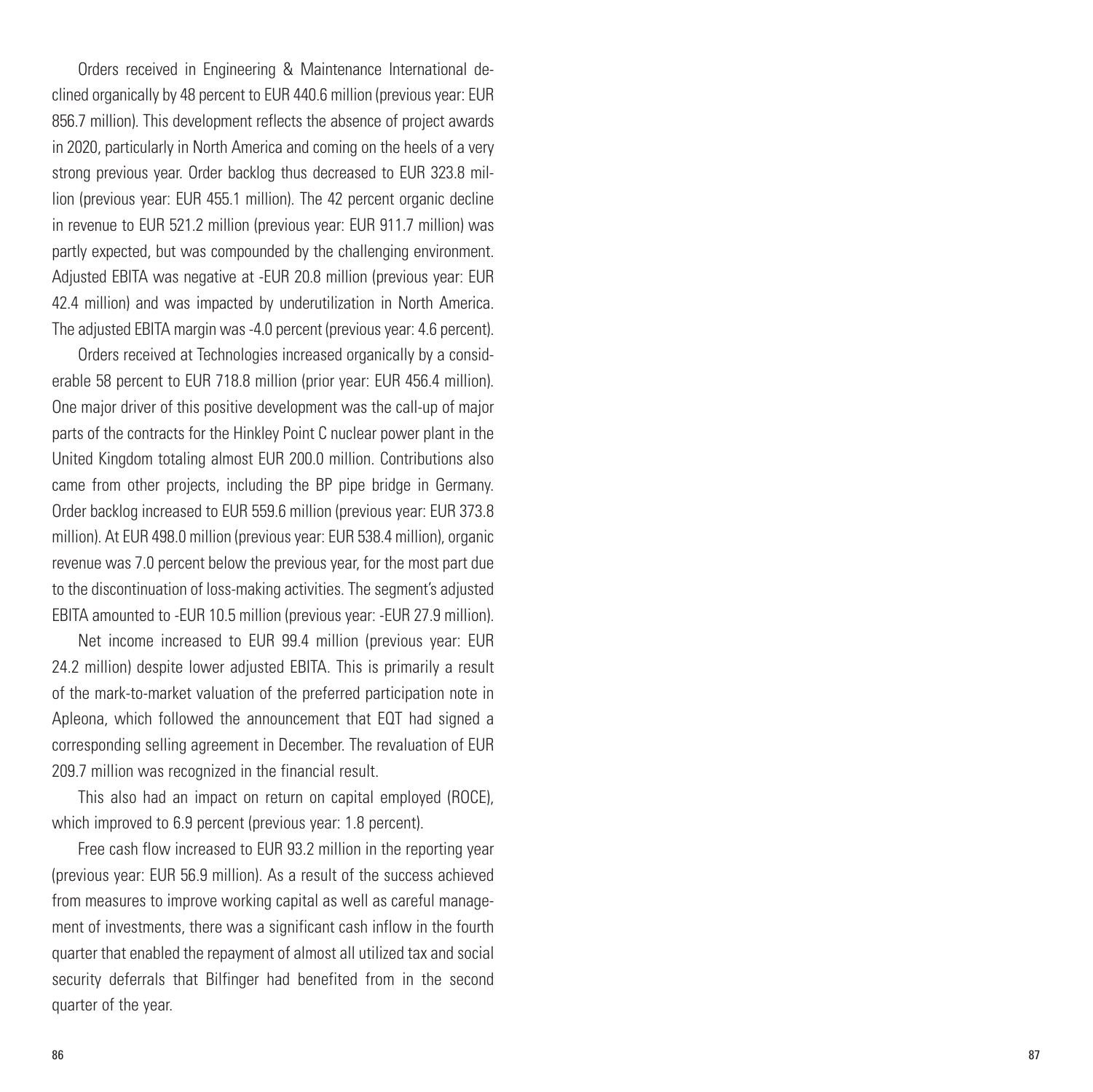Orders received in Engineering & Maintenance International declined organically by 48 percent to EUR 440.6 million (previous year: EUR 856.7 million). This development reflects the absence of project awards in 2020, particularly in North America and coming on the heels of a very strong previous year. Order backlog thus decreased to EUR 323.8 million (previous year: EUR 455.1 million). The 42 percent organic decline in revenue to EUR 521.2 million (previous year: EUR 911.7 million) was partly expected, but was compounded by the challenging environment. Adjusted EBITA was negative at -EUR 20.8 million (previous year: EUR 42.4 million) and was impacted by underutilization in North America. The adjusted EBITA margin was -4.0 percent (previous year: 4.6 percent).

Orders received at Technologies increased organically by a considerable 58 percent to EUR 718.8 million (prior year: EUR 456.4 million). One major driver of this positive development was the call-up of major parts of the contracts for the Hinkley Point C nuclear power plant in the United Kingdom totaling almost EUR 200.0 million. Contributions also came from other projects, including the BP pipe bridge in Germany. Order backlog increased to EUR 559.6 million (previous year: EUR 373.8 million). At EUR 498.0 million (previous year: EUR 538.4 million), organic revenue was 7.0 percent below the previous year, for the most part due to the discontinuation of loss-making activities. The segment's adjusted EBITA amounted to -EUR 10.5 million (previous year: -EUR 27.9 million).

Net income increased to EUR 99.4 million (previous year: EUR 24.2 million) despite lower adjusted EBITA. This is primarily a result of the mark-to-market valuation of the preferred participation note in Apleona, which followed the announcement that EQT had signed a corresponding selling agreement in December. The revaluation of EUR 209.7 million was recognized in the financial result.

This also had an impact on return on capital employed (ROCE), which improved to 6.9 percent (previous year: 1.8 percent).

Free cash flow increased to EUR 93.2 million in the reporting year (previous year: EUR 56.9 million). As a result of the success achieved from measures to improve working capital as well as careful management of investments, there was a significant cash inflow in the fourth quarter that enabled the repayment of almost all utilized tax and social security deferrals that Bilfinger had benefited from in the second quarter of the year.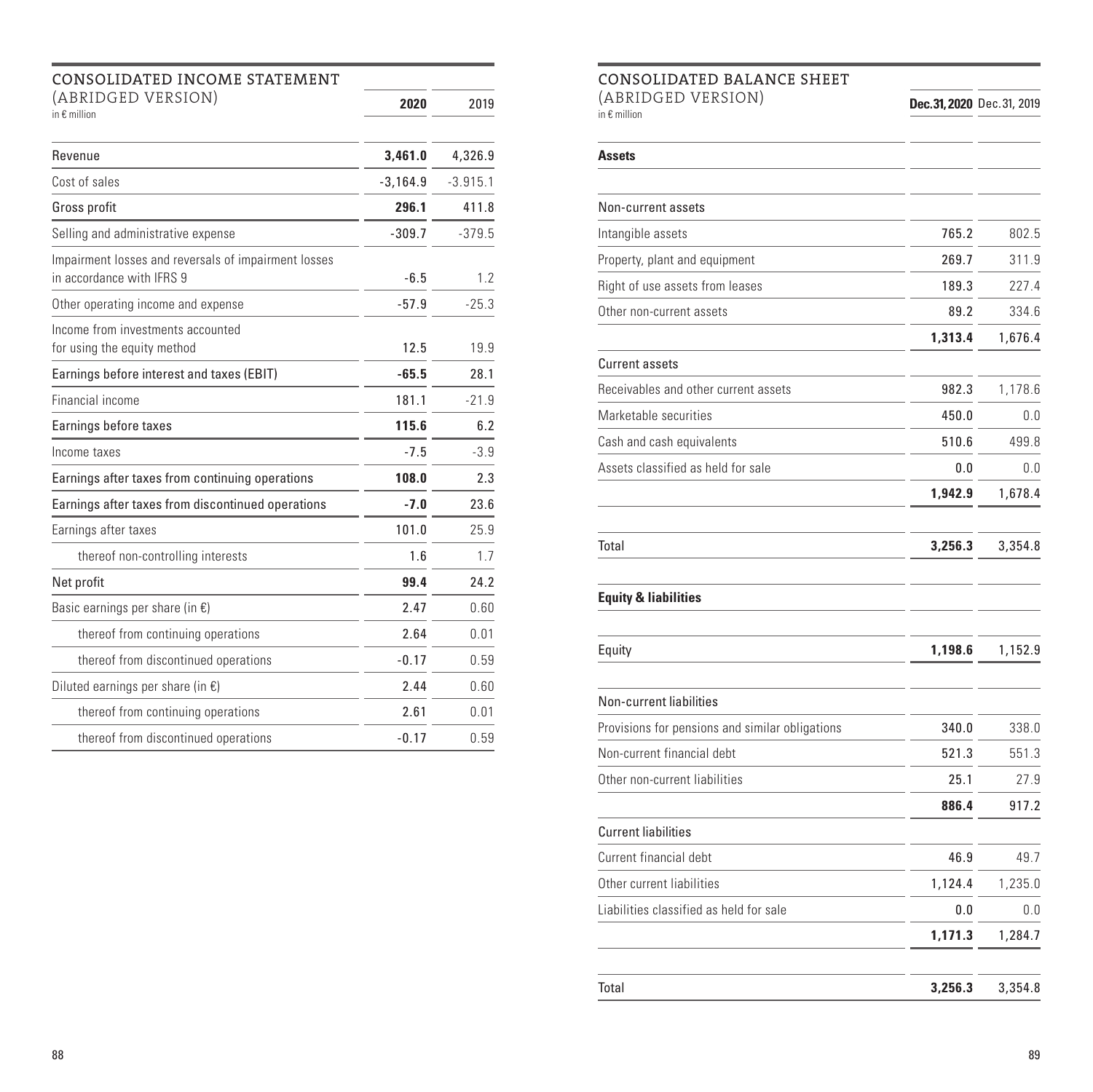## CONSOLIDATED INCOME STATEMENT
(ABRIDGED VERSION)
in € million

| | 2020 | 2019 |
|---|---|---|
| Revenue | **3,461.0** | 4,326.9 |
| Cost of sales | -3,164.9 | -3.915.1 |
| Gross profit | **296.1** | 411.8 |
| Selling and administrative expense | -309.7 | -379.5 |
| Impairment losses and reversals of impairment losses in accordance with IFRS 9 | -6.5 | 1.2 |
| Other operating income and expense | -57.9 | -25.3 |
| Income from investments accounted for using the equity method | 12.5 | 19.9 |
| Earnings before interest and taxes (EBIT) | **-65.5** | 28.1 |
| Financial income | 181.1 | -21.9 |
| Earnings before taxes | **115.6** | 6.2 |
| Income taxes | -7.5 | -3.9 |
| Earnings after taxes from continuing operations | **108.0** | 2.3 |
| Earnings after taxes from discontinued operations | **-7.0** | 23.6 |
| Earnings after taxes | 101.0 | 25.9 |
| thereof non-controlling interests | 1.6 | 1.7 |
| Net profit | **99.4** | 24.2 |
| Basic earnings per share (in €) | 2.47 | 0.60 |
| thereof from continuing operations | 2.64 | 0.01 |
| thereof from discontinued operations | -0.17 | 0.59 |
| Diluted earnings per share (in €) | 2.44 | 0.60 |
| thereof from continuing operations | 2.61 | 0.01 |
| thereof from discontinued operations | -0.17 | 0.59 |

## CONSOLIDATED BALANCE SHEET
(ABRIDGED VERSION)
in € million

| | Dec. 31, 2020 | Dec. 31, 2019 |
|---|---|---|
| **Assets** | | |
| Non-current assets | | |
| Intangible assets | 765.2 | 802.5 |
| Property, plant and equipment | 269.7 | 311.9 |
| Right of use assets from leases | 189.3 | 227.4 |
| Other non-current assets | 89.2 | 334.6 |
| | **1,313.4** | 1,676.4 |
| Current assets | | |
| Receivables and other current assets | 982.3 | 1,178.6 |
| Marketable securities | 450.0 | 0.0 |
| Cash and cash equivalents | 510.6 | 499.8 |
| Assets classified as held for sale | 0.0 | 0.0 |
| | **1,942.9** | 1,678.4 |
| Total | **3,256.3** | 3,354.8 |
| **Equity & liabilities** | | |
| Equity | **1,198.6** | 1,152.9 |
| Non-current liabilities | | |
| Provisions for pensions and similar obligations | 340.0 | 338.0 |
| Non-current financial debt | 521.3 | 551.3 |
| Other non-current liabilities | 25.1 | 27.9 |
| | **886.4** | 917.2 |
| Current liabilities | | |
| Current financial debt | 46.9 | 49.7 |
| Other current liabilities | 1,124.4 | 1,235.0 |
| Liabilities classified as held for sale | 0.0 | 0.0 |
| | **1,171.3** | 1,284.7 |
| Total | **3,256.3** | 3,354.8 |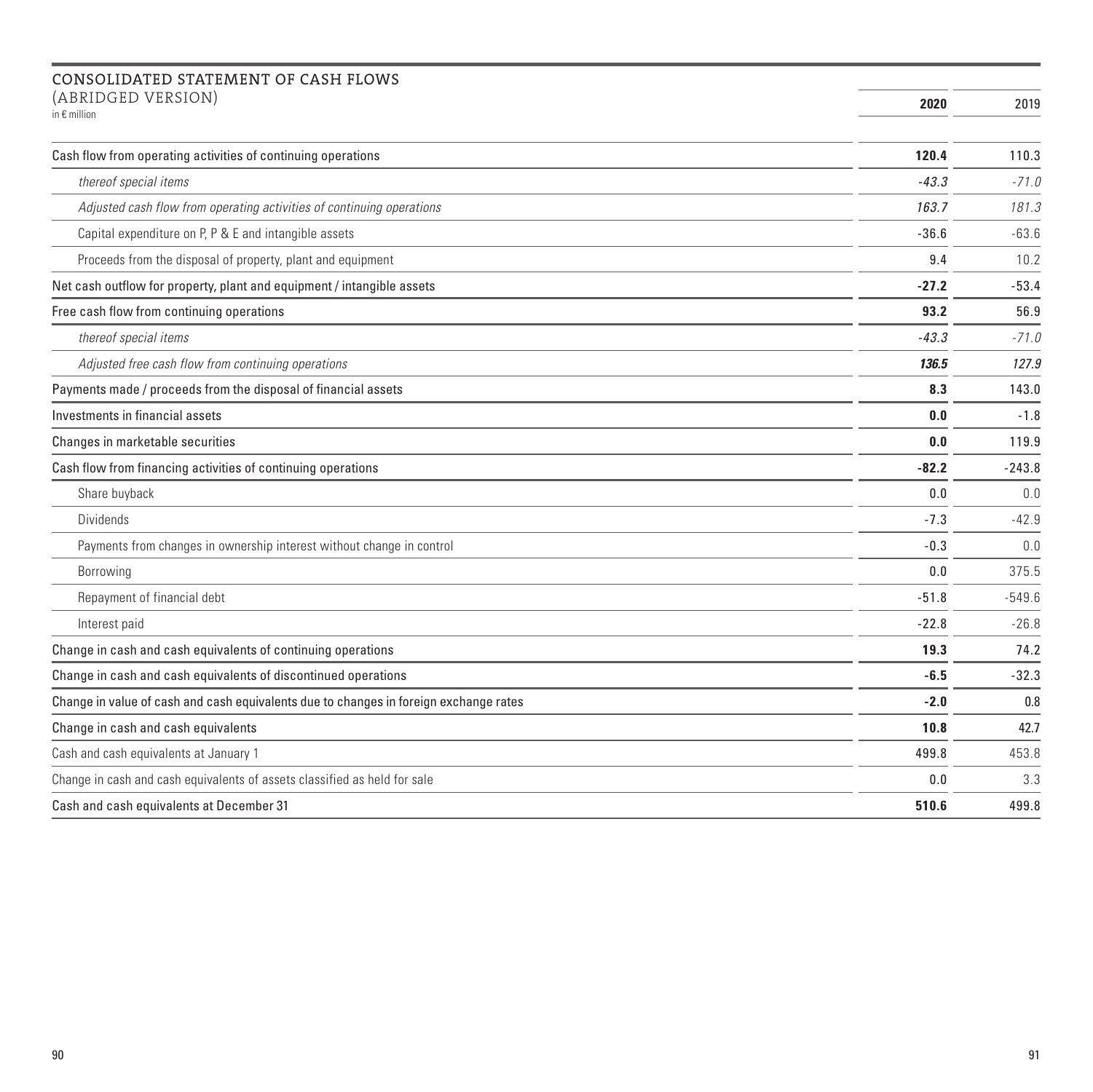## CONSOLIDATED STATEMENT OF CASH FLOWS (ABRIDGED VERSION)

in € million

| | **2020** | 2019 |
|---|---|---|
| **Cash flow from operating activities of continuing operations** | **120.4** | 110.3 |
| *thereof special items* | *-43.3* | *-71.0* |
| *Adjusted cash flow from operating activities of continuing operations* | ***163.7*** | *181.3* |
| Capital expenditure on P, P & E and intangible assets | -36.6 | -63.6 |
| Proceeds from the disposal of property, plant and equipment | 9.4 | 10.2 |
| **Net cash outflow for property, plant and equipment / intangible assets** | **-27.2** | -53.4 |
| **Free cash flow from continuing operations** | **93.2** | 56.9 |
| *thereof special items* | *-43.3* | *-71.0* |
| *Adjusted free cash flow from continuing operations* | ***136.5*** | *127.9* |
| **Payments made / proceeds from the disposal of financial assets** | **8.3** | 143.0 |
| **Investments in financial assets** | **0.0** | -1.8 |
| **Changes in marketable securities** | **0.0** | 119.9 |
| **Cash flow from financing activities of continuing operations** | **-82.2** | -243.8 |
| Share buyback | 0.0 | 0.0 |
| Dividends | -7.3 | -42.9 |
| Payments from changes in ownership interest without change in control | -0.3 | 0.0 |
| Borrowing | 0.0 | 375.5 |
| Repayment of financial debt | -51.8 | -549.6 |
| Interest paid | -22.8 | -26.8 |
| **Change in cash and cash equivalents of continuing operations** | **19.3** | 74.2 |
| **Change in cash and cash equivalents of discontinued operations** | **-6.5** | -32.3 |
| **Change in value of cash and cash equivalents due to changes in foreign exchange rates** | **-2.0** | 0.8 |
| **Change in cash and cash equivalents** | **10.8** | 42.7 |
| Cash and cash equivalents at January 1 | 499.8 | 453.8 |
| Change in cash and cash equivalents of assets classified as held for sale | 0.0 | 3.3 |
| **Cash and cash equivalents at December 31** | **510.6** | 499.8 |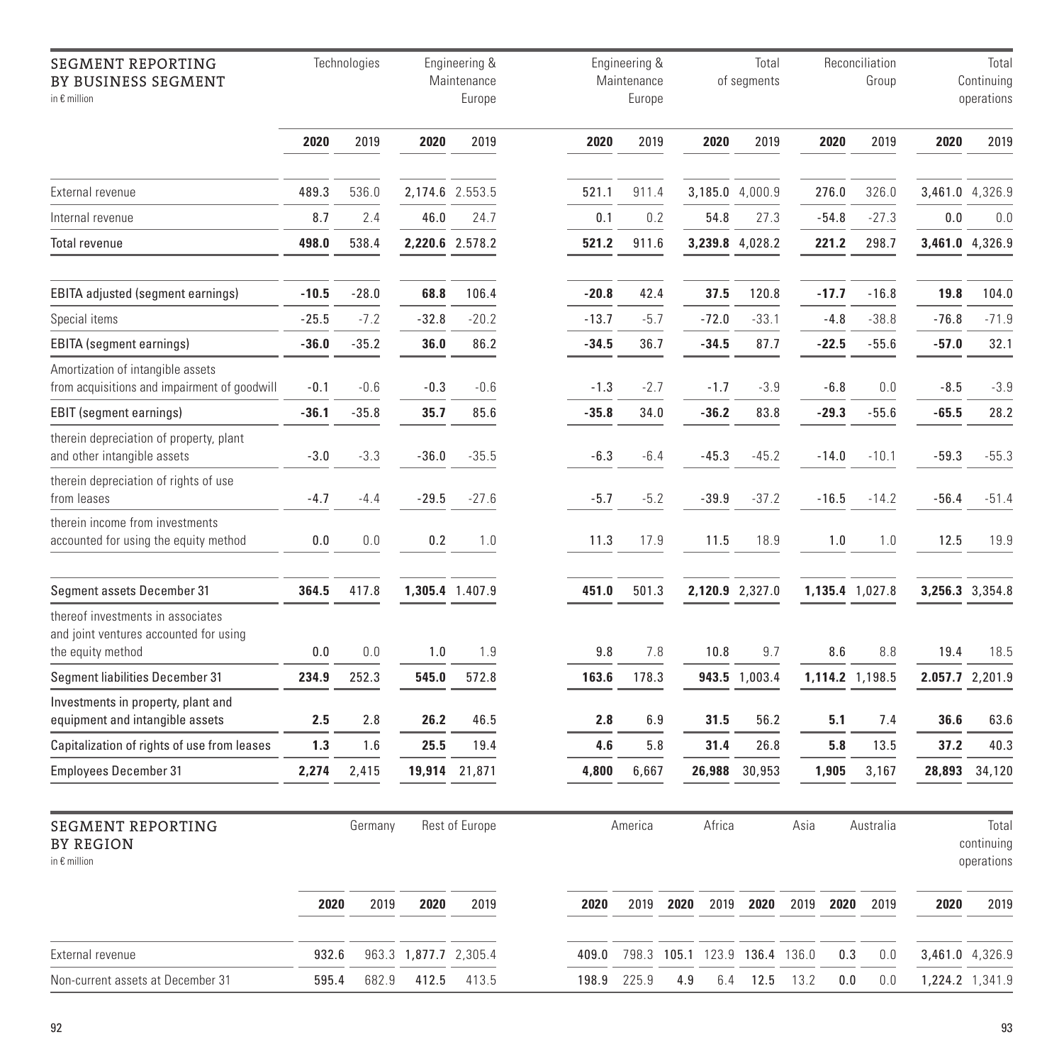## SEGMENT REPORTING BY BUSINESS SEGMENT

in € million

| | Technologies | | Engineering & Maintenance Europe | | Engineering & Maintenance Europe | | Total of segments | | Reconciliation Group | | Total Continuing operations | |
|---|---|---|---|---|---|---|---|---|---|---|---|---|
| | **2020** | 2019 | **2020** | 2019 | **2020** | 2019 | **2020** | 2019 | **2020** | 2019 | **2020** | 2019 |
| External revenue | **489.3** | 536.0 | **2,174.6** | 2.553.5 | **521.1** | 911.4 | **3,185.0** | 4,000.9 | **276.0** | 326.0 | **3,461.0** | 4,326.9 |
| Internal revenue | **8.7** | 2.4 | **46.0** | 24.7 | **0.1** | 0.2 | **54.8** | 27.3 | **-54.8** | -27.3 | **0.0** | 0.0 |
| Total revenue | **498.0** | 538.4 | **2,220.6** | 2.578.2 | **521.2** | 911.6 | **3,239.8** | 4,028.2 | **221.2** | 298.7 | **3,461.0** | 4,326.9 |
| EBITA adjusted (segment earnings) | **-10.5** | -28.0 | **68.8** | 106.4 | **-20.8** | 42.4 | **37.5** | 120.8 | **-17.7** | -16.8 | **19.8** | 104.0 |
| Special items | **-25.5** | -7.2 | **-32.8** | -20.2 | **-13.7** | -5.7 | **-72.0** | -33.1 | **-4.8** | -38.8 | **-76.8** | -71.9 |
| EBITA (segment earnings) | **-36.0** | -35.2 | **36.0** | 86.2 | **-34.5** | 36.7 | **-34.5** | 87.7 | **-22.5** | -55.6 | **-57.0** | 32.1 |
| Amortization of intangible assets from acquisitions and impairment of goodwill | **-0.1** | -0.6 | **-0.3** | -0.6 | **-1.3** | -2.7 | **-1.7** | -3.9 | **-6.8** | 0.0 | **-8.5** | -3.9 |
| EBIT (segment earnings) | **-36.1** | -35.8 | **35.7** | 85.6 | **-35.8** | 34.0 | **-36.2** | 83.8 | **-29.3** | -55.6 | **-65.5** | 28.2 |
| therein depreciation of property, plant and other intangible assets | **-3.0** | -3.3 | **-36.0** | -35.5 | **-6.3** | -6.4 | **-45.3** | -45.2 | **-14.0** | -10.1 | **-59.3** | -55.3 |
| therein depreciation of rights of use from leases | **-4.7** | -4.4 | **-29.5** | -27.6 | **-5.7** | -5.2 | **-39.9** | -37.2 | **-16.5** | -14.2 | **-56.4** | -51.4 |
| therein income from investments accounted for using the equity method | **0.0** | 0.0 | **0.2** | 1.0 | **11.3** | 17.9 | **11.5** | 18.9 | **1.0** | 1.0 | **12.5** | 19.9 |
| Segment assets December 31 | **364.5** | 417.8 | **1,305.4** | 1.407.9 | **451.0** | 501.3 | **2,120.9** | 2,327.0 | **1,135.4** | 1,027.8 | **3,256.3** | 3,354.8 |
| thereof investments in associates and joint ventures accounted for using the equity method | **0.0** | 0.0 | **1.0** | 1.9 | **9.8** | 7.8 | **10.8** | 9.7 | **8.6** | 8.8 | **19.4** | 18.5 |
| Segment liabilities December 31 | **234.9** | 252.3 | **545.0** | 572.8 | **163.6** | 178.3 | **943.5** | 1,003.4 | **1,114.2** | 1,198.5 | **2.057.7** | 2,201.9 |
| Investments in property, plant and equipment and intangible assets | **2.5** | 2.8 | **26.2** | 46.5 | **2.8** | 6.9 | **31.5** | 56.2 | **5.1** | 7.4 | **36.6** | 63.6 |
| Capitalization of rights of use from leases | **1.3** | 1.6 | **25.5** | 19.4 | **4.6** | 5.8 | **31.4** | 26.8 | **5.8** | 13.5 | **37.2** | 40.3 |
| Employees December 31 | **2,274** | 2,415 | **19,914** | 21,871 | **4,800** | 6,667 | **26,988** | 30,953 | **1,905** | 3,167 | **28,893** | 34,120 |

## SEGMENT REPORTING BY REGION

in € million

| | Germany | | Rest of Europe | | America | | Africa | | Asia | | Australia | | Total continuing operations | |
|---|---|---|---|---|---|---|---|---|---|---|---|---|---|---|
| | **2020** | 2019 | **2020** | 2019 | **2020** | 2019 | **2020** | 2019 | **2020** | 2019 | **2020** | 2019 | **2020** | 2019 |
| External revenue | **932.6** | 963.3 | **1,877.7** | 2,305.4 | **409.0** | 798.3 | **105.1** | 123.9 | **136.4** | 136.0 | **0.3** | 0.0 | **3,461.0** | 4,326.9 |
| Non-current assets at December 31 | **595.4** | 682.9 | **412.5** | 413.5 | **198.9** | 225.9 | **4.9** | 6.4 | **12.5** | 13.2 | **0.0** | 0.0 | **1,224.2** | 1,341.9 |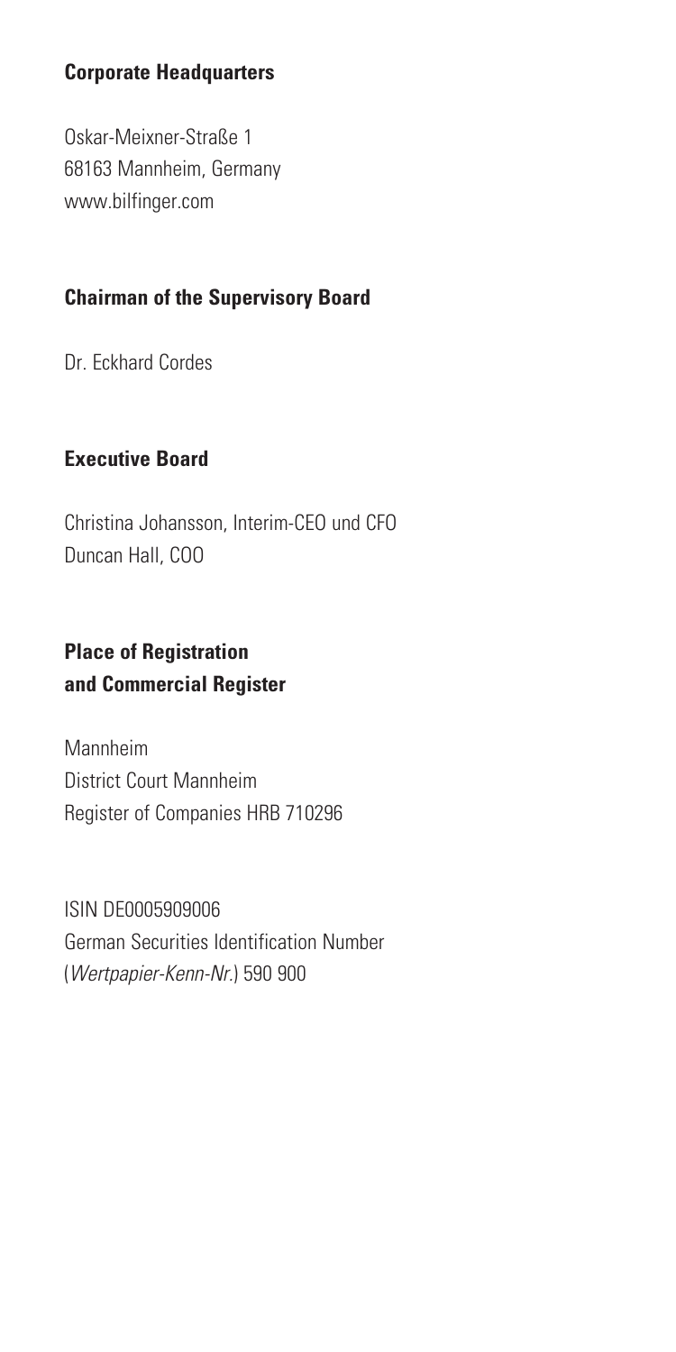**Corporate Headquarters**

Oskar-Meixner-Straße 1
68163 Mannheim, Germany
www.bilfinger.com

**Chairman of the Supervisory Board**

Dr. Eckhard Cordes

**Executive Board**

Christina Johansson, Interim-CEO und CFO
Duncan Hall, COO

**Place of Registration and Commercial Register**

Mannheim
District Court Mannheim
Register of Companies HRB 710296

ISIN DE0005909006
German Securities Identification Number (*Wertpapier-Kenn-Nr.*) 590 900